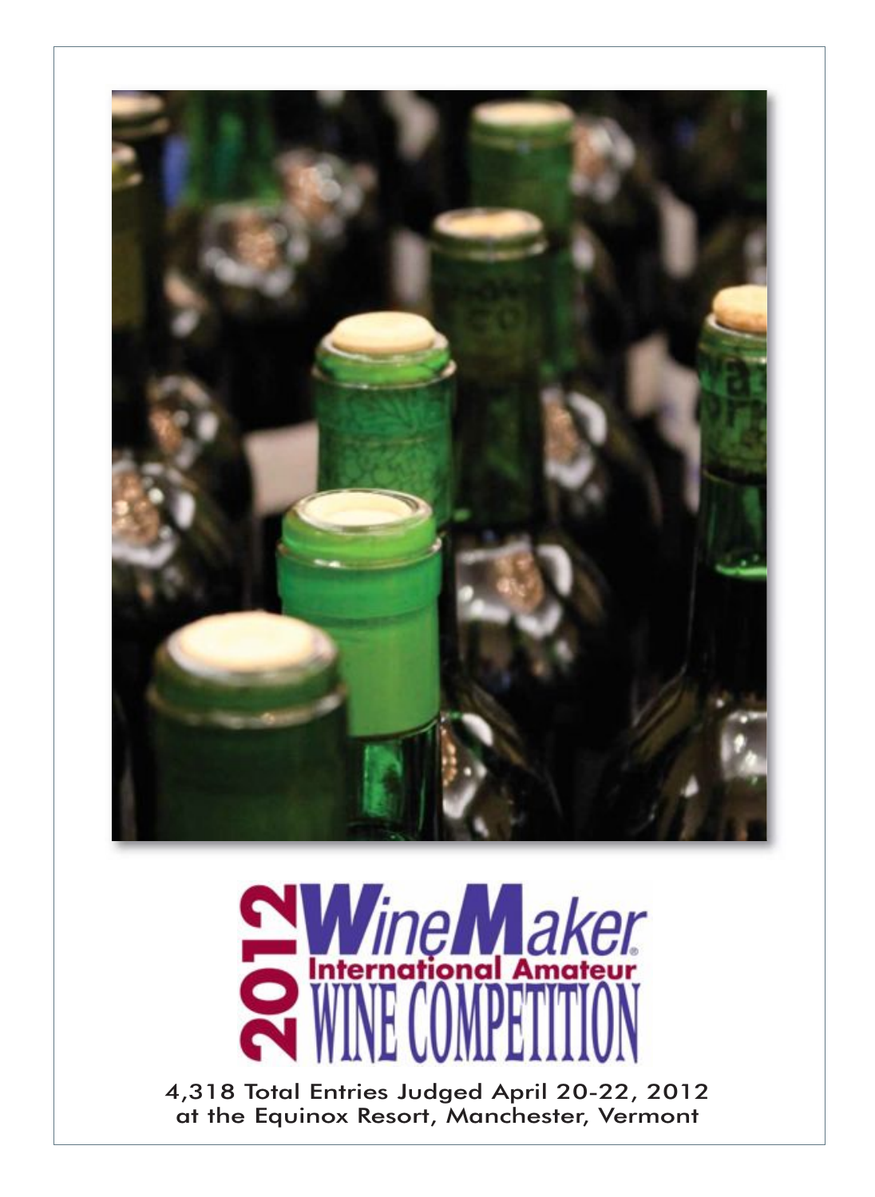# 2012 WineMaker International Amateur WINE COMPETITION

4,318 Total Entries Judged April 20-22, 2012
at the Equinox Resort, Manchester, Vermont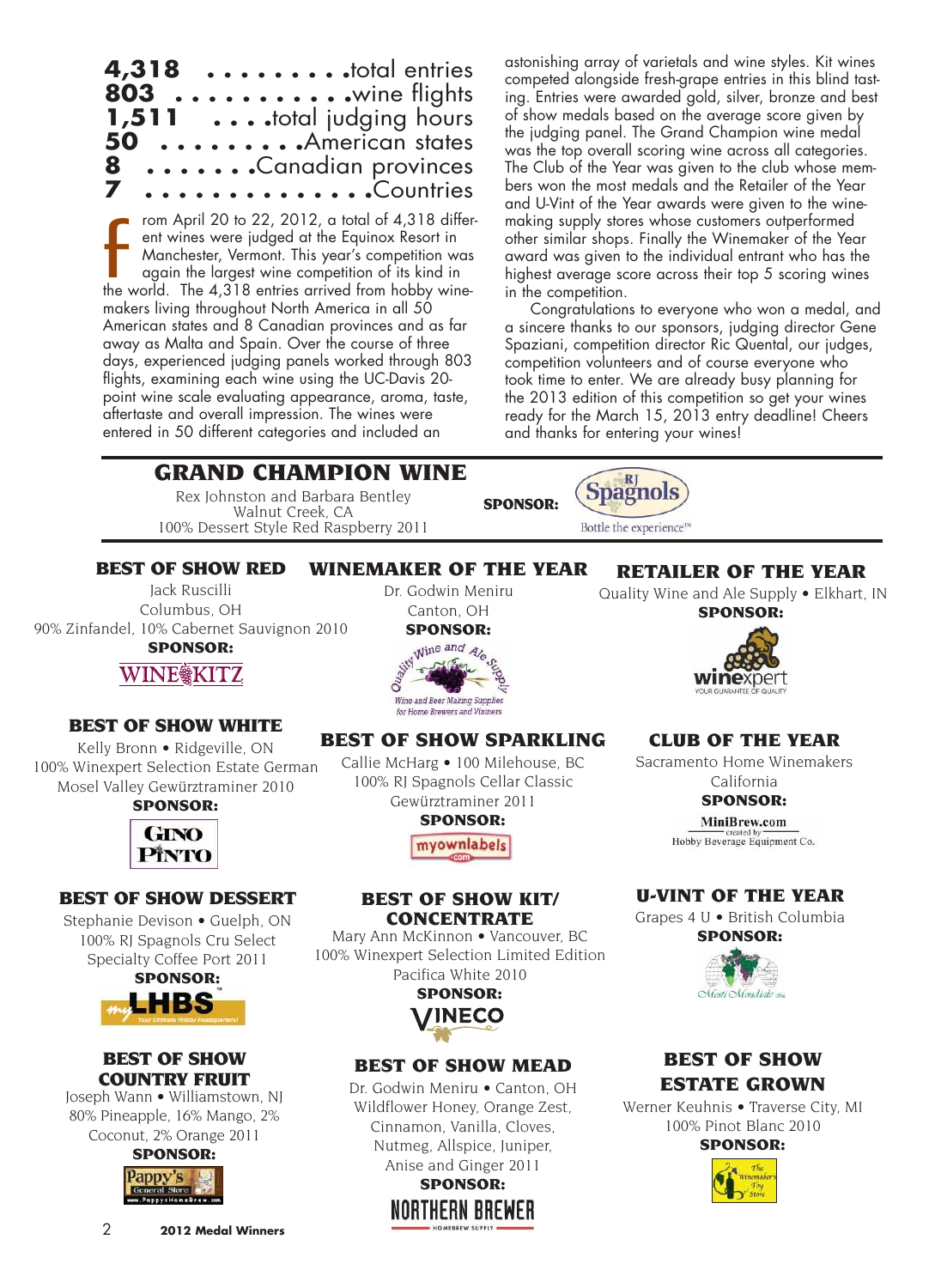| | |
|---|---|
| **4,318** | total entries |
| **803** | wine flights |
| **1,511** | total judging hours |
| **50** | American states |
| **8** | Canadian provinces |
| **7** | Countries |

From April 20 to 22, 2012, a total of 4,318 different wines were judged at the Equinox Resort in Manchester, Vermont. This year's competition was again the largest wine competition of its kind in the world. The 4,318 entries arrived from hobby winemakers living throughout North America in all 50 American states and 8 Canadian provinces and as far away as Malta and Spain. Over the course of three days, experienced judging panels worked through 803 flights, examining each wine using the UC-Davis 20-point wine scale evaluating appearance, aroma, taste, aftertaste and overall impression. The wines were entered in 50 different categories and included an astonishing array of varietals and wine styles. Kit wines competed alongside fresh-grape entries in this blind tasting. Entries were awarded gold, silver, bronze and best of show medals based on the average score given by the judging panel. The Grand Champion wine medal was the top overall scoring wine across all categories. The Club of the Year was given to the club whose members won the most medals and the Retailer of the Year and U-Vint of the Year awards were given to the winemaking supply stores whose customers outperformed other similar shops. Finally the Winemaker of the Year award was given to the individual entrant who has the highest average score across their top 5 scoring wines in the competition.

Congratulations to everyone who won a medal, and a sincere thanks to our sponsors, judging director Gene Spaziani, competition director Ric Quental, our judges, competition volunteers and of course everyone who took time to enter. We are already busy planning for the 2013 edition of this competition so get your wines ready for the March 15, 2013 entry deadline! Cheers and thanks for entering your wines!

## GRAND CHAMPION WINE

Rex Johnston and Barbara Bentley
Walnut Creek, CA
100% Dessert Style Red Raspberry 2011

**SPONSOR:** RJ Spagnols – Bottle the experience™

## BEST OF SHOW RED

Jack Ruscilli
Columbus, OH
90% Zinfandel, 10% Cabernet Sauvignon 2010
**SPONSOR:** WINE KITZ

## WINEMAKER OF THE YEAR

Dr. Godwin Meniru
Canton, OH
**SPONSOR:** Quality Wine and Ale Supply – Wine and Beer Making Supplies for Home Brewers and Vintners

## RETAILER OF THE YEAR

Quality Wine and Ale Supply • Elkhart, IN
**SPONSOR:** winexpert – YOUR GUARANTEE OF QUALITY

## BEST OF SHOW WHITE

Kelly Bronn • Ridgeville, ON
100% Winexpert Selection Estate German Mosel Valley Gewürztraminer 2010
**SPONSOR:** Gino Pinto

## BEST OF SHOW SPARKLING

Callie McHarg • 100 Milehouse, BC
100% RJ Spagnols Cellar Classic Gewürztraminer 2011
**SPONSOR:** myownlabels.com

## CLUB OF THE YEAR

Sacramento Home Winemakers
California
**SPONSOR:** MiniBrew.com – created by Hobby Beverage Equipment Co.

## BEST OF SHOW DESSERT

Stephanie Devison • Guelph, ON
100% RJ Spagnols Cru Select Specialty Coffee Port 2011
**SPONSOR:** myLHBS – Your Ultimate Hobby Headquarters!

## BEST OF SHOW KIT/CONCENTRATE

Mary Ann McKinnon • Vancouver, BC
100% Winexpert Selection Limited Edition Pacifica White 2010
**SPONSOR:** VINECO

## U-VINT OF THE YEAR

Grapes 4 U • British Columbia
**SPONSOR:** Mosti Mondiale

## BEST OF SHOW COUNTRY FRUIT

Joseph Wann • Williamstown, NJ
80% Pineapple, 16% Mango, 2% Coconut, 2% Orange 2011
**SPONSOR:** Pappy's General Store – www.PappysHomeBrew.com

## BEST OF SHOW MEAD

Dr. Godwin Meniru • Canton, OH
Wildflower Honey, Orange Zest, Cinnamon, Vanilla, Cloves, Nutmeg, Allspice, Juniper, Anise and Ginger 2011
**SPONSOR:** NORTHERN BREWER – HOMEBREW SUPPLY

## BEST OF SHOW ESTATE GROWN

Werner Keuhnis • Traverse City, MI
100% Pinot Blanc 2010
**SPONSOR:** The Winemaker's Toy Store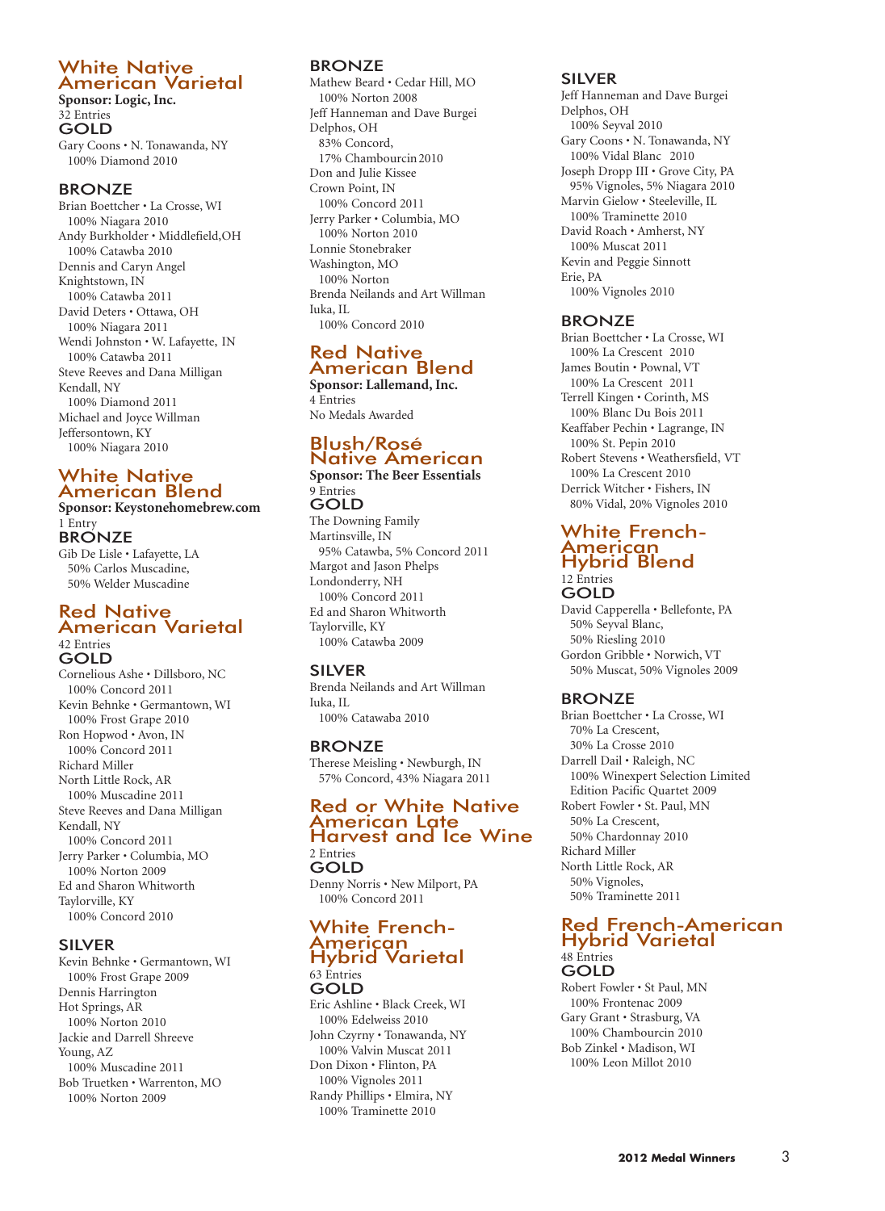## White Native American Varietal

**Sponsor: Logic, Inc.**
32 Entries

### GOLD

Gary Coons • N. Tonawanda, NY
100% Diamond 2010

### BRONZE

Brian Boettcher • La Crosse, WI
100% Niagara 2010
Andy Burkholder • Middlefield,OH
100% Catawba 2010
Dennis and Caryn Angel
Knightstown, IN
100% Catawba 2011
David Deters • Ottawa, OH
100% Niagara 2011
Wendi Johnston • W. Lafayette, IN
100% Catawba 2011
Steve Reeves and Dana Milligan
Kendall, NY
100% Diamond 2011
Michael and Joyce Willman
Jeffersontown, KY
100% Niagara 2010

## White Native American Blend

**Sponsor: Keystonehomebrew.com**
1 Entry

### BRONZE

Gib De Lisle • Lafayette, LA
50% Carlos Muscadine,
50% Welder Muscadine

## Red Native American Varietal

42 Entries

### GOLD

Cornelious Ashe • Dillsboro, NC
100% Concord 2011
Kevin Behnke • Germantown, WI
100% Frost Grape 2010
Ron Hopwood • Avon, IN
100% Concord 2011
Richard Miller
North Little Rock, AR
100% Muscadine 2011
Steve Reeves and Dana Milligan
Kendall, NY
100% Concord 2011
Jerry Parker • Columbia, MO
100% Norton 2009
Ed and Sharon Whitworth
Taylorville, KY
100% Concord 2010

### SILVER

Kevin Behnke • Germantown, WI
100% Frost Grape 2009
Dennis Harrington
Hot Springs, AR
100% Norton 2010
Jackie and Darrell Shreeve
Young, AZ
100% Muscadine 2011
Bob Truetken • Warrenton, MO
100% Norton 2009

### BRONZE

Mathew Beard • Cedar Hill, MO
100% Norton 2008
Jeff Hanneman and Dave Burgei
Delphos, OH
83% Concord,
17% Chambourcin 2010
Don and Julie Kissee
Crown Point, IN
100% Concord 2011
Jerry Parker • Columbia, MO
100% Norton 2010
Lonnie Stonebraker
Washington, MO
100% Norton
Brenda Neilands and Art Willman
Iuka, IL
100% Concord 2010

## Red Native American Blend

**Sponsor: Lallemand, Inc.**
4 Entries
No Medals Awarded

## Blush/Rosé Native American

**Sponsor: The Beer Essentials**
9 Entries

### GOLD

The Downing Family
Martinsville, IN
95% Catawba, 5% Concord 2011
Margot and Jason Phelps
Londonderry, NH
100% Concord 2011
Ed and Sharon Whitworth
Taylorville, KY
100% Catawba 2009

### SILVER

Brenda Neilands and Art Willman
Iuka, IL
100% Catawaba 2010

### BRONZE

Therese Meisling • Newburgh, IN
57% Concord, 43% Niagara 2011

## Red or White Native American Late Harvest and Ice Wine

2 Entries

### GOLD

Denny Norris • New Milport, PA
100% Concord 2011

## White French-American Hybrid Varietal

63 Entries

### GOLD

Eric Ashline • Black Creek, WI
100% Edelweiss 2010
John Czyrny • Tonawanda, NY
100% Valvin Muscat 2011
Don Dixon • Flinton, PA
100% Vignoles 2011
Randy Phillips • Elmira, NY
100% Traminette 2010

### SILVER

Jeff Hanneman and Dave Burgei
Delphos, OH
100% Seyval 2010
Gary Coons • N. Tonawanda, NY
100% Vidal Blanc 2010
Joseph Dropp III • Grove City, PA
95% Vignoles, 5% Niagara 2010
Marvin Gielow • Steeleville, IL
100% Traminette 2010
David Roach • Amherst, NY
100% Muscat 2011
Kevin and Peggie Sinnott
Erie, PA
100% Vignoles 2010

### BRONZE

Brian Boettcher • La Crosse, WI
100% La Crescent 2010
James Boutin • Pownal, VT
100% La Crescent 2011
Terrell Kingen • Corinth, MS
100% Blanc Du Bois 2011
Keaffaber Pechin • Lagrange, IN
100% St. Pepin 2010
Robert Stevens • Weathersfield, VT
100% La Crescent 2010
Derrick Witcher • Fishers, IN
80% Vidal, 20% Vignoles 2010

## White French-American Hybrid Blend

12 Entries

### GOLD

David Capperella • Bellefonte, PA
50% Seyval Blanc,
50% Riesling 2010
Gordon Gribble • Norwich, VT
50% Muscat, 50% Vignoles 2009

### BRONZE

Brian Boettcher • La Crosse, WI
70% La Crescent,
30% La Crosse 2010
Darrell Dail • Raleigh, NC
100% Winexpert Selection Limited Edition Pacific Quartet 2009
Robert Fowler • St. Paul, MN
50% La Crescent,
50% Chardonnay 2010
Richard Miller
North Little Rock, AR
50% Vignoles,
50% Traminette 2011

## Red French-American Hybrid Varietal

48 Entries

### GOLD

Robert Fowler • St Paul, MN
100% Frontenac 2009
Gary Grant • Strasburg, VA
100% Chambourcin 2010
Bob Zinkel • Madison, WI
100% Leon Millot 2010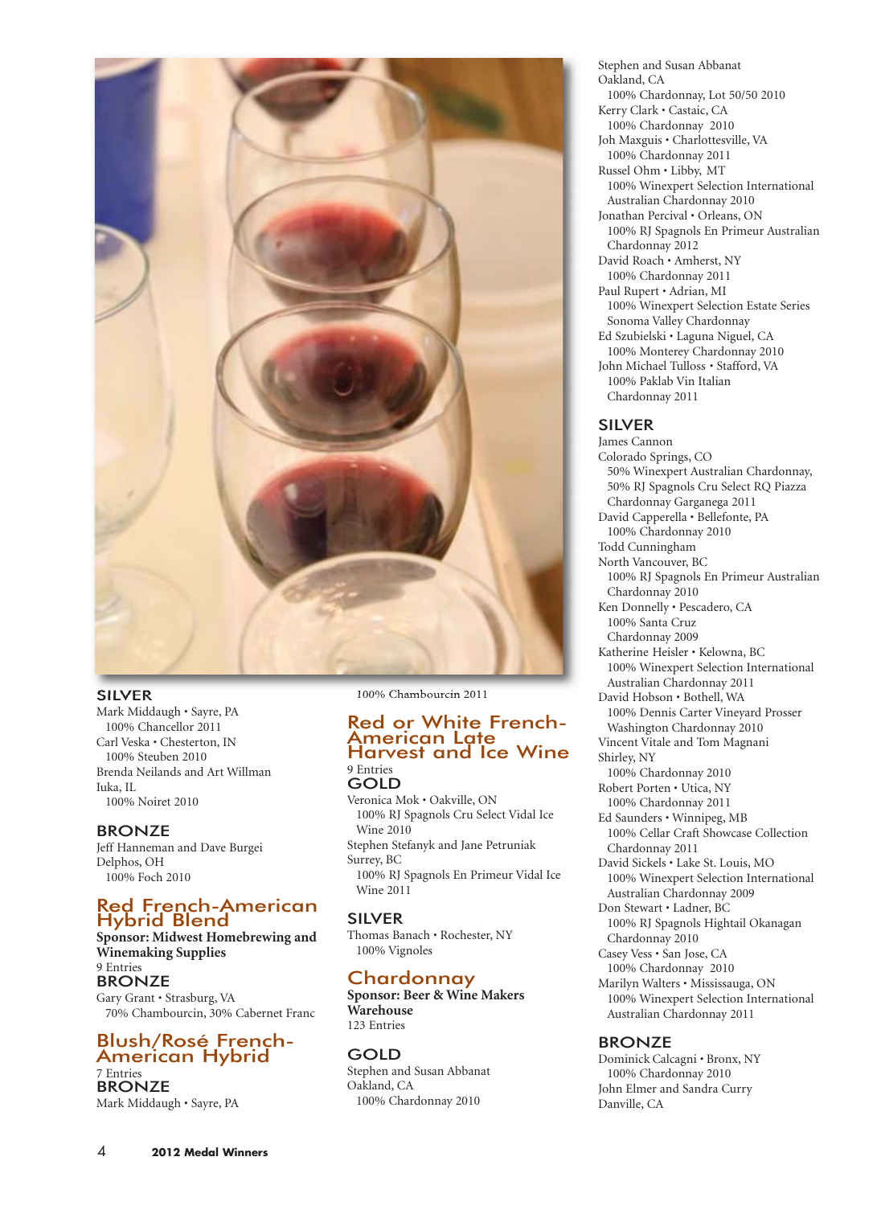### SILVER

Mark Middaugh • Sayre, PA
100% Chancellor 2011

Carl Veska • Chesterton, IN
100% Steuben 2010

Brenda Neilands and Art Willman
Iuka, IL
100% Noiret 2010

### BRONZE

Jeff Hanneman and Dave Burgei
Delphos, OH
100% Foch 2010

## Red French-American Hybrid Blend

**Sponsor: Midwest Homebrewing and Winemaking Supplies**
9 Entries

### BRONZE

Gary Grant • Strasburg, VA
70% Chambourcin, 30% Cabernet Franc

## Blush/Rosé French-American Hybrid

7 Entries

### BRONZE

Mark Middaugh • Sayre, PA
100% Chambourcin 2011

## Red or White French-American Late Harvest and Ice Wine

9 Entries

### GOLD

Veronica Mok • Oakville, ON
100% RJ Spagnols Cru Select Vidal Ice Wine 2010

Stephen Stefanyk and Jane Petruniak
Surrey, BC
100% RJ Spagnols En Primeur Vidal Ice Wine 2011

### SILVER

Thomas Banach • Rochester, NY
100% Vignoles

## Chardonnay

**Sponsor: Beer & Wine Makers Warehouse**
123 Entries

### GOLD

Stephen and Susan Abbanat
Oakland, CA
100% Chardonnay 2010

Stephen and Susan Abbanat
Oakland, CA
100% Chardonnay, Lot 50/50 2010

Kerry Clark • Castaic, CA
100% Chardonnay 2010

Joh Maxguis • Charlottesville, VA
100% Chardonnay 2011

Russel Ohm • Libby, MT
100% Winexpert Selection International Australian Chardonnay 2010

Jonathan Percival • Orleans, ON
100% RJ Spagnols En Primeur Australian Chardonnay 2012

David Roach • Amherst, NY
100% Chardonnay 2011

Paul Rupert • Adrian, MI
100% Winexpert Selection Estate Series Sonoma Valley Chardonnay

Ed Szubielski • Laguna Niguel, CA
100% Monterey Chardonnay 2010

John Michael Tulloss • Stafford, VA
100% Paklab Vin Italian Chardonnay 2011

### SILVER

James Cannon
Colorado Springs, CO
50% Winexpert Australian Chardonnay, 50% RJ Spagnols Cru Select RQ Piazza Chardonnay Garganega 2011

David Capperella • Bellefonte, PA
100% Chardonnay 2010

Todd Cunningham
North Vancouver, BC
100% RJ Spagnols En Primeur Australian Chardonnay 2010

Ken Donnelly • Pescadero, CA
100% Santa Cruz Chardonnay 2009

Katherine Heisler • Kelowna, BC
100% Winexpert Selection International Australian Chardonnay 2011

David Hobson • Bothell, WA
100% Dennis Carter Vineyard Prosser Washington Chardonnay 2010

Vincent Vitale and Tom Magnani
Shirley, NY
100% Chardonnay 2010

Robert Porten • Utica, NY
100% Chardonnay 2011

Ed Saunders • Winnipeg, MB
100% Cellar Craft Showcase Collection Chardonnay 2011

David Sickels • Lake St. Louis, MO
100% Winexpert Selection International Australian Chardonnay 2009

Don Stewart • Ladner, BC
100% RJ Spagnols Hightail Okanagan Chardonnay 2010

Casey Vess • San Jose, CA
100% Chardonnay 2010

Marilyn Walters • Mississauga, ON
100% Winexpert Selection International Australian Chardonnay 2011

### BRONZE

Dominick Calcagni • Bronx, NY
100% Chardonnay 2010

John Elmer and Sandra Curry
Danville, CA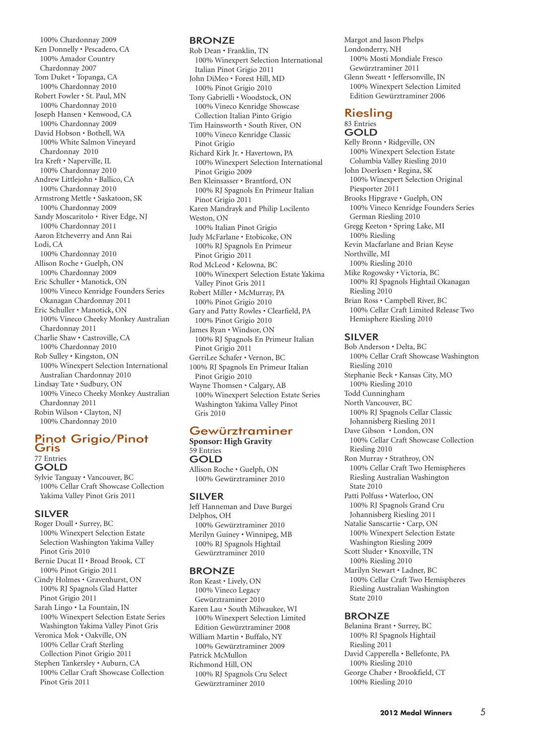100% Chardonnay 2009

Ken Donnelly • Pescadero, CA
100% Amador Country Chardonnay 2007

Tom Duket • Topanga, CA
100% Chardonnay 2010

Robert Fowler • St. Paul, MN
100% Chardonnay 2010

Joseph Hansen • Kenwood, CA
100% Chardonnay 2009

David Hobson • Bothell, WA
100% White Salmon Vineyard Chardonnay 2010

Ira Kreft • Naperville, IL
100% Chardonnay 2010

Andrew Littlejohn • Ballico, CA
100% Chardonnay 2010

Armstrong Mettle • Saskatoon, SK
100% Chardonnay 2009

Sandy Moscaritolo • River Edge, NJ
100% Chardonnay 2011

Aaron Etcheverry and Ann Rai
Lodi, CA
100% Chardonnay 2010

Allison Roche • Guelph, ON
100% Chardonnay 2009

Eric Schuller • Manotick, ON
100% Vineco Kenridge Founders Series Okanagan Chardonnay 2011

Eric Schuller • Manotick, ON
100% Vineco Cheeky Monkey Australian Chardonnay 2011

Charlie Shaw • Castroville, CA
100% Chardonnay 2010

Rob Sulley • Kingston, ON
100% Winexpert Selection International Australian Chardonnay 2010

Lindsay Tate • Sudbury, ON
100% Vineco Cheeky Monkey Australian Chardonnay 2011

Robin Wilson • Clayton, NJ
100% Chardonnay 2010

## Pinot Grigio/Pinot Gris

77 Entries

### GOLD

Sylvie Tanguay • Vancouver, BC
100% Cellar Craft Showcase Collection Yakima Valley Pinot Gris 2011

### SILVER

Roger Doull • Surrey, BC
100% Winexpert Selection Estate Selection Washington Yakima Valley Pinot Gris 2010

Bernie Ducat II • Broad Brook, CT
100% Pinot Grigio 2011

Cindy Holmes • Gravenhurst, ON
100% RJ Spagnols Glad Hatter Pinot Grigio 2011

Sarah Lingo • La Fountain, IN
100% Winexpert Selection Estate Series Washington Yakima Valley Pinot Gris

Veronica Mok • Oakville, ON
100% Cellar Craft Sterling Collection Pinot Grigio 2011

Stephen Tankersley • Auburn, CA
100% Cellar Craft Showcase Collection Pinot Gris 2011

### BRONZE

Rob Dean • Franklin, TN
100% Winexpert Selection International Italian Pinot Grigio 2011

John DiMeo • Forest Hill, MD
100% Pinot Grigio 2010

Tony Gabrielli • Woodstock, ON
100% Vineco Kenridge Showcase Collection Italian Pinto Grigio

Tim Hainsworth • South River, ON
100% Vineco Kenridge Classic Pinot Grigio

Richard Kirk Jr. • Havertown, PA
100% Winexpert Selection International Pinot Grigio 2009

Ben Kleinsasser • Brantford, ON
100% RJ Spagnols En Primeur Italian Pinot Grigio 2011

Karen Mandrayk and Philip Locilento
Weston, ON
100% Italian Pinot Grigio

Judy McFarlane • Etobicoke, ON
100% RJ Spagnols En Primeur Pinot Grigio 2011

Rod McLeod • Kelowna, BC
100% Winexpert Selection Estate Yakima Valley Pinot Gris 2011

Robert Miller • McMurray, PA
100% Pinot Grigio 2010

Gary and Patty Rowles • Clearfield, PA
100% Pinot Grigio 2010

James Ryan • Windsor, ON
100% RJ Spagnols En Primeur Italian Pinot Grigio 2011

GerriLee Schafer • Vernon, BC
100% RJ Spagnols En Primeur Italian Pinot Grigio 2010

Wayne Thomsen • Calgary, AB
100% Winexpert Selection Estate Series Washington Yakima Valley Pinot Gris 2010

## Gewürztraminer

**Sponsor: High Gravity**

59 Entries

### GOLD

Allison Roche • Guelph, ON
100% Gewürztraminer 2010

### SILVER

Jeff Hanneman and Dave Burgei
Delphos, OH
100% Gewürztraminer 2010

Merilyn Guiney • Winnipeg, MB
100% RJ Spagnols Hightail Gewürztraminer 2010

### BRONZE

Ron Keast • Lively, ON
100% Vineco Legacy Gewürztraminer 2010

Karen Lau • South Milwaukee, WI
100% Winexpert Selection Limited Edition Gewürztraminer 2008

William Martin • Buffalo, NY
100% Gewürztraminer 2009

Patrick McMullon
Richmond Hill, ON
100% RJ Spagnols Cru Select Gewürztraminer 2010

Margot and Jason Phelps
Londonderry, NH
100% Mosti Mondiale Fresco Gewürztraminer 2011

Glenn Sweatt • Jeffersonville, IN
100% Winexpert Selection Limited Edition Gewürztraminer 2006

## Riesling

83 Entries

### GOLD

Kelly Bronn • Ridgeville, ON
100% Winexpert Selection Estate Columbia Valley Riesling 2010

John Doerksen • Regina, SK
100% Winexpert Selection Original Piesporter 2011

Brooks Hipgrave • Guelph, ON
100% Vineco Kenridge Founders Series German Riesling 2010

Gregg Keeton • Spring Lake, MI
100% Riesling

Kevin Macfarlane and Brian Keyse
Northville, MI
100% Riesling 2010

Mike Rogowsky • Victoria, BC
100% RJ Spagnols Hightail Okanagan Riesling 2010

Brian Ross • Campbell River, BC
100% Cellar Craft Limited Release Two Hemisphere Riesling 2010

### SILVER

Bob Anderson • Delta, BC
100% Cellar Craft Showcase Washington Riesling 2010

Stephanie Beck • Kansas City, MO
100% Riesling 2010

Todd Cunningham
North Vancouver, BC
100% RJ Spagnols Cellar Classic Johannisberg Riesling 2011

Dave Gibson • London, ON
100% Cellar Craft Showcase Collection Riesling 2010

Ron Murray • Strathroy, ON
100% Cellar Craft Two Hemispheres Riesling Australian Washington State 2010

Patti Polfuss • Waterloo, ON
100% RJ Spagnols Grand Cru Johannisberg Riesling 2011

Natalie Sanscartie • Carp, ON
100% Winexpert Selection Estate Washington Riesling 2009

Scott Sluder • Knoxville, TN
100% Riesling 2010

Marilyn Stewart • Ladner, BC
100% Cellar Craft Two Hemispheres Riesling Australian Washington State 2010

### BRONZE

Belanina Brant • Surrey, BC
100% RJ Spagnols Hightail Riesling 2011

David Capperella • Bellefonte, PA
100% Riesling 2010

George Chaber • Brookfield, CT
100% Riesling 2010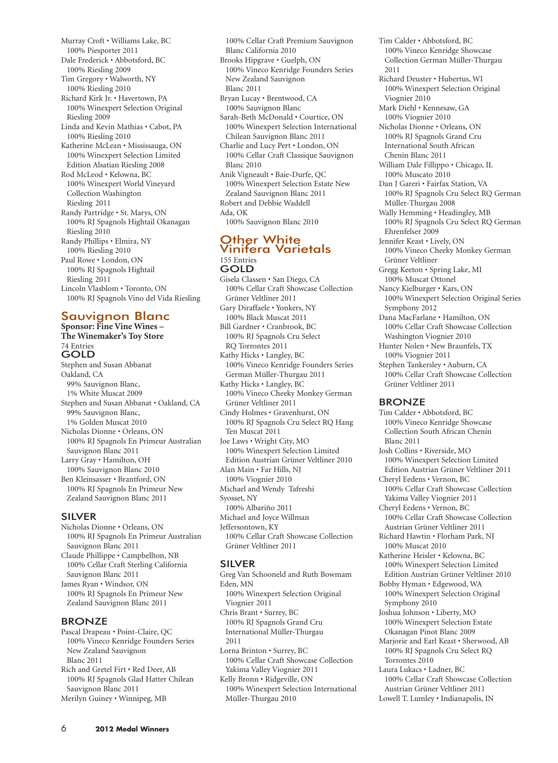Murray Croft • Williams Lake, BC
100% Piesporter 2011
Dale Frederick • Abbotsford, BC
100% Riesling 2009
Tim Gregory • Walworth, NY
100% Riesling 2010
Richard Kirk Jr. • Havertown, PA
100% Winexpert Selection Original Riesling 2009
Linda and Kevin Mathias • Cabot, PA
100% Riesling 2010
Katherine McLean • Mississauga, ON
100% Winexpert Selection Limited Edition Alsatian Riesling 2008
Rod McLeod • Kelowna, BC
100% Winexpert World Vineyard Collection Washington Riesling 2011
Randy Partridge • St. Marys, ON
100% RJ Spagnols Hightail Okanagan Riesling 2010
Randy Phillips • Elmira, NY
100% Riesling 2010
Paul Rowe • London, ON
100% RJ Spagnols Hightail Riesling 2011
Lincoln Vlasblom • Toronto, ON
100% RJ Spagnols Vino del Vida Riesling

## Sauvignon Blanc

**Sponsor: Fine Vine Wines – The Winemaker's Toy Store**

74 Entries

### GOLD

Stephen and Susan Abbanat
Oakland, CA
99% Sauvignon Blanc, 1% White Muscat 2009
Stephen and Susan Abbanat • Oakland, CA
99% Sauvignon Blanc, 1% Golden Muscat 2010
Nicholas Dionne • Orleans, ON
100% RJ Spagnols En Primeur Australian Sauvignon Blanc 2011
Larry Gray • Hamilton, OH
100% Sauvignon Blanc 2010
Ben Kleinsasser • Brantford, ON
100% RJ Spagnols En Primeur New Zealand Sauvignon Blanc 2011

### SILVER

Nicholas Dionne • Orleans, ON
100% RJ Spagnols En Primeur Australian Sauvignon Blanc 2011
Claude Phillippe • Campbellton, NB
100% Cellar Craft Sterling California Sauvignon Blanc 2011
James Ryan • Windsor, ON
100% RJ Spagnols En Primeur New Zealand Sauvignon Blanc 2011

### BRONZE

Pascal Drapeau • Point-Claire, QC
100% Vineco Kenridge Founders Series New Zealand Sauvignon Blanc 2011
Rich and Gretel Firt • Red Deer, AB
100% RJ Spagnols Glad Hatter Chilean Sauvignon Blanc 2011
Merilyn Guiney • Winnipeg, MB
100% Cellar Craft Premium Sauvignon Blanc California 2010
Brooks Hipgrave • Guelph, ON
100% Vineco Kenridge Founders Series New Zealand Sauvignon Blanc 2011
Bryan Lucay • Brentwood, CA
100% Sauvignon Blanc
Sarah-Beth McDonald • Courtice, ON
100% Winexpert Selection International Chilean Sauvignon Blanc 2011
Charlie and Lucy Pert • London, ON
100% Cellar Craft Classique Sauvignon Blanc 2010
Anik Vigneault • Baie-Durfe, QC
100% Winexpert Selection Estate New Zealand Sauvignon Blanc 2011
Robert and Debbie Waddell
Ada, OK
100% Sauvignon Blanc 2010

## Other White Vinifera Varietals

155 Entries

### GOLD

Gisela Classen • San Diego, CA
100% Cellar Craft Showcase Collection Grüner Veltliner 2011
Gary Diraffaele • Yonkers, NY
100% Black Muscat 2011
Bill Gardner • Cranbrook, BC
100% RJ Spagnols Cru Select RQ Torrontes 2011
Kathy Hicks • Langley, BC
100% Vineco Kenridge Founders Series German Müller-Thurgau 2011
Kathy Hicks • Langley, BC
100% Vineco Cheeky Monkey German Grüner Veltliner 2011
Cindy Holmes • Gravenhurst, ON
100% RJ Spagnols Cru Select RQ Hang Ten Muscat 2011
Joe Laws • Wright City, MO
100% Winexpert Selection Limited Edition Austrian Grüner Veltliner 2010
Alan Main • Far Hills, NJ
100% Viognier 2010
Michael and Wendy Tafreshi
Syosset, NY
100% Albariño 2011
Michael and Joyce Willman
Jeffersontown, KY
100% Cellar Craft Showcase Collection Grüner Veltliner 2011

### SILVER

Greg Van Schooneld and Ruth Bowmaw
Eden, MN
100% Winexpert Selection Original Viognier 2011
Chris Brant • Surrey, BC
100% RJ Spagnols Grand Cru International Müller-Thurgau 2011
Lorna Brinton • Surrey, BC
100% Cellar Craft Showcase Collection Yakima Valley Viognier 2011
Kelly Bronn • Ridgeville, ON
100% Winexpert Selection International Müller-Thurgau 2010
Tim Calder • Abbotsford, BC
100% Vineco Kenridge Showcase Collection German Müller-Thurgau 2011
Richard Deuster • Hubertus, WI
100% Winexpert Selection Original Viognier 2010
Mark Diehl • Kennesaw, GA
100% Viognier 2010
Nicholas Dionne • Orleans, ON
100% RJ Spagnols Grand Cru International South African Chenin Blanc 2011
William Dale Fillippo • Chicago, IL
100% Muscato 2010
Dan J Gareri • Fairfax Station, VA
100% RJ Spagnols Cru Select RQ German Müller-Thurgau 2008
Wally Hemming • Headingley, MB
100% RJ Spagnols Cru Select RQ German Ehrenfelser 2009
Jennifer Keast • Lively, ON
100% Vineco Cheeky Monkey German Grüner Veltliner
Gregg Keeton • Spring Lake, MI
100% Muscat Ottonel
Nancy Kielburger • Kars, ON
100% Winexpert Selection Original Series Symphony 2012
Dana MacFarlane • Hamilton, ON
100% Cellar Craft Showcase Collection Washington Viognier 2010
Hunter Nolen • New Braunfels, TX
100% Viognier 2011
Stephen Tankersley • Auburn, CA
100% Cellar Craft Showcase Collection Grüner Veltliner 2011

### BRONZE

Tim Calder • Abbotsford, BC
100% Vineco Kenridge Showcase Collection South African Chenin Blanc 2011
Josh Collins • Riverside, MO
100% Winexpert Selection Limited Edition Austrian Grüner Veltliner 2011
Cheryl Eedens • Vernon, BC
100% Cellar Craft Showcase Collection Yakima Valley Viognier 2011
Cheryl Eedens • Vernon, BC
100% Cellar Craft Showcase Collection Austrian Grüner Veltliner 2011
Richard Hawtin • Florham Park, NJ
100% Muscat 2010
Katherine Heisler • Kelowna, BC
100% Winexpert Selection Limited Edition Austrian Grüner Veltliner 2010
Bobby Hyman • Edgewood, WA
100% Winexpert Selection Original Symphony 2010
Joshua Johnson • Liberty, MO
100% Winexpert Selection Estate Okanagan Pinot Blanc 2009
Marjorie and Earl Keast • Sherwood, AB
100% RJ Spagnols Cru Select RQ Torrontes 2010
Laura Lukacs • Ladner, BC
100% Cellar Craft Showcase Collection Austrian Grüner Veltliner 2011
Lowell T. Lumley • Indianapolis, IN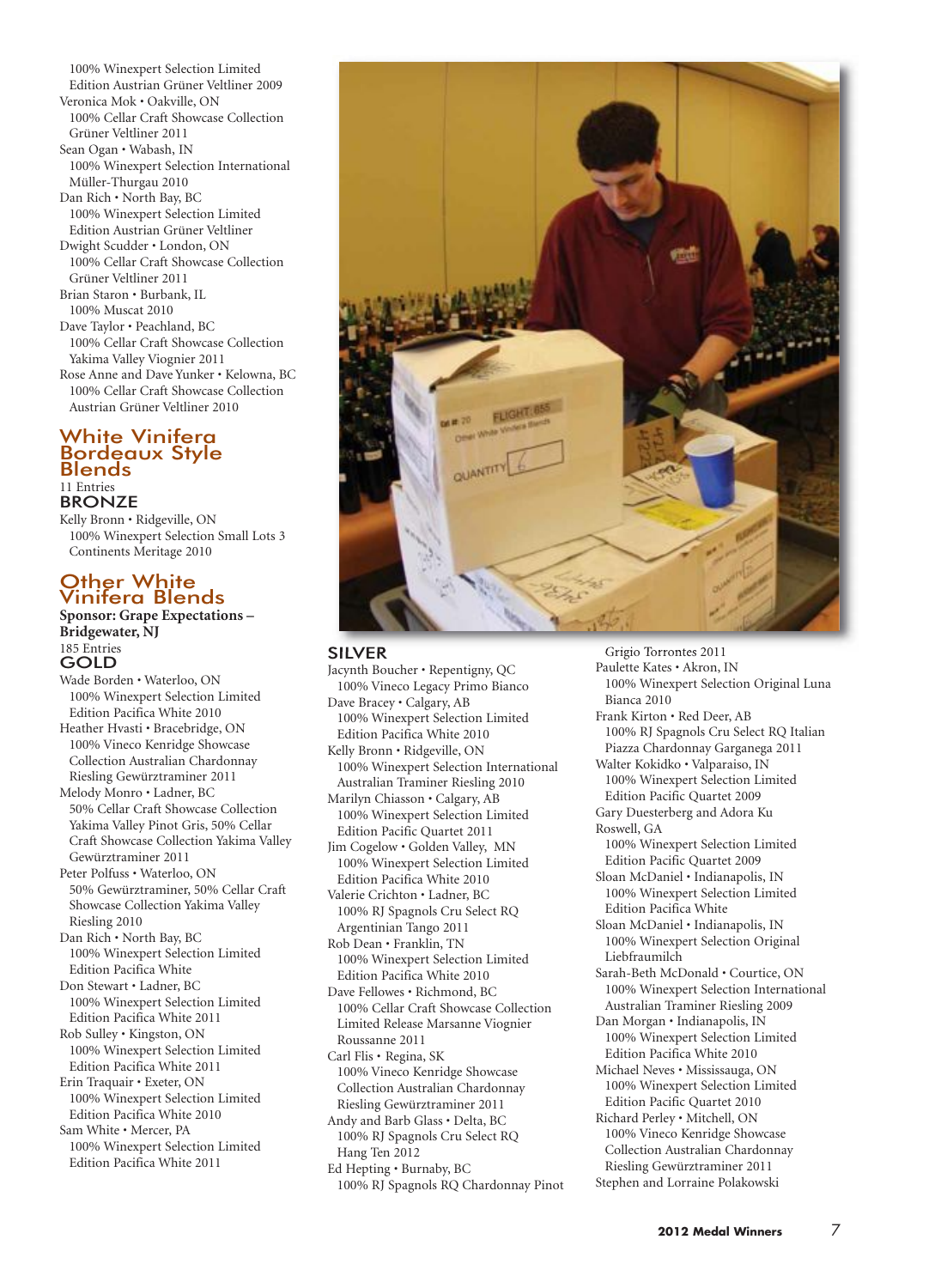100% Winexpert Selection Limited Edition Austrian Grüner Veltliner 2009
Veronica Mok • Oakville, ON
100% Cellar Craft Showcase Collection Grüner Veltliner 2011
Sean Ogan • Wabash, IN
100% Winexpert Selection International Müller-Thurgau 2010
Dan Rich • North Bay, BC
100% Winexpert Selection Limited Edition Austrian Grüner Veltliner
Dwight Scudder • London, ON
100% Cellar Craft Showcase Collection Grüner Veltliner 2011
Brian Staron • Burbank, IL
100% Muscat 2010
Dave Taylor • Peachland, BC
100% Cellar Craft Showcase Collection Yakima Valley Viognier 2011
Rose Anne and Dave Yunker • Kelowna, BC
100% Cellar Craft Showcase Collection Austrian Grüner Veltliner 2010

## White Vinifera Bordeaux Style Blends

11 Entries

### BRONZE

Kelly Bronn • Ridgeville, ON
100% Winexpert Selection Small Lots 3 Continents Meritage 2010

## Other White Vinifera Blends

**Sponsor: Grape Expectations – Bridgewater, NJ**

185 Entries

### GOLD

Wade Borden • Waterloo, ON
100% Winexpert Selection Limited Edition Pacifica White 2010
Heather Hvasti • Bracebridge, ON
100% Vineco Kenridge Showcase Collection Australian Chardonnay Riesling Gewürztraminer 2011
Melody Monro • Ladner, BC
50% Cellar Craft Showcase Collection Yakima Valley Pinot Gris, 50% Cellar Craft Showcase Collection Yakima Valley Gewürztraminer 2011
Peter Polfuss • Waterloo, ON
50% Gewürztraminer, 50% Cellar Craft Showcase Collection Yakima Valley Riesling 2010
Dan Rich • North Bay, BC
100% Winexpert Selection Limited Edition Pacifica White
Don Stewart • Ladner, BC
100% Winexpert Selection Limited Edition Pacifica White 2011
Rob Sulley • Kingston, ON
100% Winexpert Selection Limited Edition Pacifica White 2011
Erin Traquair • Exeter, ON
100% Winexpert Selection Limited Edition Pacifica White 2010
Sam White • Mercer, PA
100% Winexpert Selection Limited Edition Pacifica White 2011

### SILVER

Jacynth Boucher • Repentigny, QC
100% Vineco Legacy Primo Bianco
Dave Bracey • Calgary, AB
100% Winexpert Selection Limited Edition Pacifica White 2010
Kelly Bronn • Ridgeville, ON
100% Winexpert Selection International Australian Traminer Riesling 2010
Marilyn Chiasson • Calgary, AB
100% Winexpert Selection Limited Edition Pacific Quartet 2011
Jim Cogelow • Golden Valley, MN
100% Winexpert Selection Limited Edition Pacifica White 2010
Valerie Crichton • Ladner, BC
100% RJ Spagnols Cru Select RQ Argentinian Tango 2011
Rob Dean • Franklin, TN
100% Winexpert Selection Limited Edition Pacifica White 2010
Dave Fellowes • Richmond, BC
100% Cellar Craft Showcase Collection Limited Release Marsanne Viognier Roussanne 2011
Carl Flis • Regina, SK
100% Vineco Kenridge Showcase Collection Australian Chardonnay Riesling Gewürztraminer 2011
Andy and Barb Glass • Delta, BC
100% RJ Spagnols Cru Select RQ Hang Ten 2012
Ed Hepting • Burnaby, BC
100% RJ Spagnols RQ Chardonnay Pinot Grigio Torrontes 2011
Paulette Kates • Akron, IN
100% Winexpert Selection Original Luna Bianca 2010
Frank Kirton • Red Deer, AB
100% RJ Spagnols Cru Select RQ Italian Piazza Chardonnay Garganega 2011
Walter Kokidko • Valparaiso, IN
100% Winexpert Selection Limited Edition Pacific Quartet 2011
Gary Duesterberg and Adora Ku Roswell, GA
100% Winexpert Selection Limited Edition Pacific Quartet 2009
Sloan McDaniel • Indianapolis, IN
100% Winexpert Selection Limited Edition Pacifica White
Sloan McDaniel • Indianapolis, IN
100% Winexpert Selection Original Liebfraumilch
Sarah-Beth McDonald • Courtice, ON
100% Winexpert Selection International Australian Traminer Riesling 2009
Dan Morgan • Indianapolis, IN
100% Winexpert Selection Limited Edition Pacifica White 2010
Michael Neves • Mississauga, ON
100% Winexpert Selection Limited Edition Pacific Quartet 2010
Richard Perley • Mitchell, ON
100% Vineco Kenridge Showcase Collection Australian Chardonnay Riesling Gewürztraminer 2011
Stephen and Lorraine Polakowski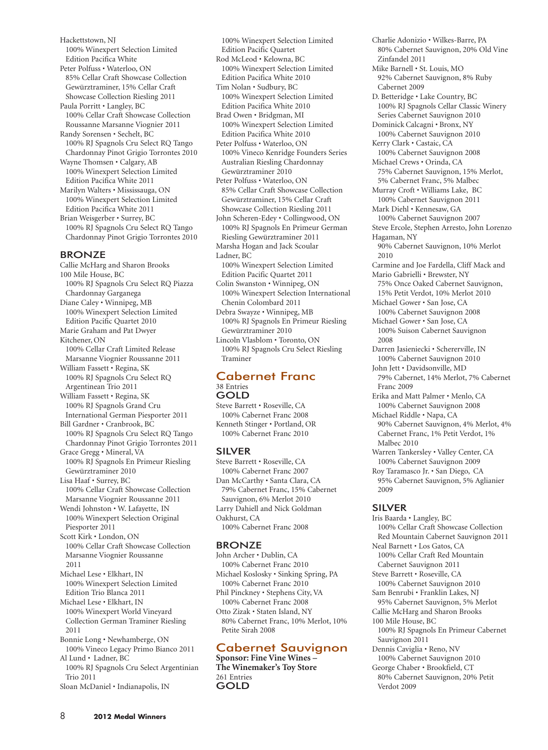Hackettstown, NJ
100% Winexpert Selection Limited Edition Pacifica White

Peter Polfuss • Waterloo, ON
85% Cellar Craft Showcase Collection Gewürztraminer, 15% Cellar Craft Showcase Collection Riesling 2011

Paula Porritt • Langley, BC
100% Cellar Craft Showcase Collection Roussanne Marsanne Viognier 2011

Randy Sorensen • Sechelt, BC
100% RJ Spagnols Cru Select RQ Tango Chardonnay Pinot Grigio Torrontes 2010

Wayne Thomsen • Calgary, AB
100% Winexpert Selection Limited Edition Pacifica White 2011

Marilyn Walters • Mississauga, ON
100% Winexpert Selection Limited Edition Pacifica White 2011

Brian Weisgerber • Surrey, BC
100% RJ Spagnols Cru Select RQ Tango Chardonnay Pinot Grigio Torrontes 2010

### BRONZE

Callie McHarg and Sharon Brooks
100 Mile House, BC
100% RJ Spagnols Cru Select RQ Piazza Chardonnay Garganega

Diane Caley • Winnipeg, MB
100% Winexpert Selection Limited Edition Pacific Quartet 2010

Marie Graham and Pat Dwyer
Kitchener, ON
100% Cellar Craft Limited Release Marsanne Viognier Roussanne 2011

William Fassett • Regina, SK
100% RJ Spagnols Cru Select RQ Argentinean Trio 2011

William Fassett • Regina, SK
100% RJ Spagnols Grand Cru International German Piesporter 2011

Bill Gardner • Cranbrook, BC
100% RJ Spagnols Cru Select RQ Tango Chardonnay Pinot Grigio Torrontes 2011

Grace Gregg • Mineral, VA
100% RJ Spagnols En Primeur Riesling Gewürztraminer 2010

Lisa Haaf • Surrey, BC
100% Cellar Craft Showcase Collection Marsanne Viognier Roussanne 2011

Wendi Johnston • W. Lafayette, IN
100% Winexpert Selection Original Piesporter 2011

Scott Kirk • London, ON
100% Cellar Craft Showcase Collection Marsanne Viognier Roussanne 2011

Michael Lese • Elkhart, IN
100% Winexpert Selection Limited Edition Trio Blanca 2011

Michael Lese • Elkhart, IN
100% Winexpert World Vineyard Collection German Traminer Riesling 2011

Bonnie Long • Newhamberge, ON
100% Vineco Legacy Primo Bianco 2011

Al Lund • Ladner, BC
100% RJ Spagnols Cru Select Argentinian Trio 2011

Sloan McDaniel • Indianapolis, IN
100% Winexpert Selection Limited Edition Pacific Quartet

Rod McLeod • Kelowna, BC
100% Winexpert Selection Limited Edition Pacifica White 2010

Tim Nolan • Sudbury, BC
100% Winexpert Selection Limited Edition Pacifica White 2010

Brad Owen • Bridgman, MI
100% Winexpert Selection Limited Edition Pacifica White 2010

Peter Polfuss • Waterloo, ON
100% Vineco Kenridge Founders Series Australian Riesling Chardonnay Gewürztraminer 2010

Peter Polfuss • Waterloo, ON
85% Cellar Craft Showcase Collection Gewürztraminer, 15% Cellar Craft Showcase Collection Riesling 2011

John Scheren-Edey • Collingwood, ON
100% RJ Spagnols En Primeur German Riesling Gewürztraminer 2011

Marsha Hogan and Jack Scoular
Ladner, BC
100% Winexpert Selection Limited Edition Pacific Quartet 2011

Colin Swanston • Winnipeg, ON
100% Winexpert Selection International Chenin Colombard 2011

Debra Swayze • Winnipeg, MB
100% RJ Spagnols En Primeur Riesling Gewürztraminer 2010

Lincoln Vlasblom • Toronto, ON
100% RJ Spagnols Cru Select Riesling Traminer

## Cabernet Franc

38 Entries

### GOLD

Steve Barrett • Roseville, CA
100% Cabernet Franc 2008

Kenneth Stinger • Portland, OR
100% Cabernet Franc 2010

### SILVER

Steve Barrett • Roseville, CA
100% Cabernet Franc 2007

Dan McCarthy • Santa Clara, CA
79% Cabernet Franc, 15% Cabernet Sauvignon, 6% Merlot 2010

Larry Dahiell and Nick Goldman
Oakhurst, CA
100% Cabernet Franc 2008

### BRONZE

John Archer • Dublin, CA
100% Cabernet Franc 2010

Michael Koslosky • Sinking Spring, PA
100% Cabernet Franc 2010

Phil Pinckney • Stephens City, VA
100% Cabernet Franc 2008

Otto Zizak • Staten Island, NY
80% Cabernet Franc, 10% Merlot, 10% Petite Sirah 2008

## Cabernet Sauvignon

**Sponsor: Fine Vine Wines – The Winemaker's Toy Store**

261 Entries

### GOLD

Charlie Adonizio • Wilkes-Barre, PA
80% Cabernet Sauvignon, 20% Old Vine Zinfandel 2011

Mike Barnell • St. Louis, MO
92% Cabernet Sauvignon, 8% Ruby Cabernet 2009

D. Betteridge • Lake Country, BC
100% RJ Spagnols Cellar Classic Winery Series Cabernet Sauvignon 2010

Dominick Calcagni • Bronx, NY
100% Cabernet Sauvignon 2010

Kerry Clark • Castaic, CA
100% Cabernet Sauvignon 2008

Michael Crews • Orinda, CA
75% Cabernet Sauvignon, 15% Merlot, 5% Cabernet Franc, 5% Malbec

Murray Croft • Williams Lake, BC
100% Cabernet Sauvignon 2011

Mark Diehl • Kennesaw, GA
100% Cabernet Sauvignon 2007

Steve Ercole, Stephen Arresto, John Lorenzo
Hagaman, NY
90% Cabernet Sauvignon, 10% Merlot 2010

Carmine and Joe Fardella, Cliff Mack and Mario Gabrielli • Brewster, NY
75% Once Oaked Cabernet Sauvignon, 15% Petit Verdot, 10% Merlot 2010

Michael Gower • San Jose, CA
100% Cabernet Sauvignon 2008

Michael Gower • San Jose, CA
100% Suison Cabernet Sauvignon 2008

Darren Jasieniecki • Schererville, IN
100% Cabernet Sauvignon 2010

John Jett • Davidsonville, MD
79% Cabernet, 14% Merlot, 7% Cabernet Franc 2009

Erika and Matt Palmer • Menlo, CA
100% Cabernet Sauvignon 2008

Michael Riddle • Napa, CA
90% Cabernet Sauvignon, 4% Merlot, 4% Cabernet Franc, 1% Petit Verdot, 1% Malbec 2010

Warren Tankersley • Valley Center, CA
100% Cabernet Sauvignon 2009

Roy Taramasco Jr. • San Diego, CA
95% Cabernet Sauvignon, 5% Aglianier 2009

### SILVER

Iris Baarda • Langley, BC
100% Cellar Craft Showcase Collection Red Mountain Cabernet Sauvignon 2011

Neal Barnett • Los Gatos, CA
100% Cellar Craft Red Mountain Cabernet Sauvignon 2011

Steve Barrett • Roseville, CA
100% Cabernet Sauvignon 2010

Sam Benrubi • Franklin Lakes, NJ
95% Cabernet Sauvignon, 5% Merlot

Callie McHarg and Sharon Brooks
100 Mile House, BC
100% RJ Spagnols En Primeur Cabernet Sauvignon 2011

Dennis Caviglia • Reno, NV
100% Cabernet Sauvignon 2010

George Chaber • Brookfield, CT
80% Cabernet Sauvignon, 20% Petit Verdot 2009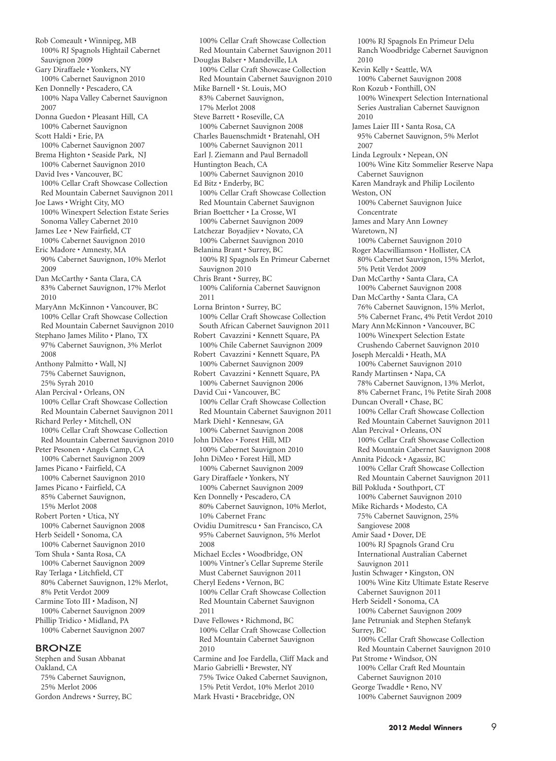Rob Comeault • Winnipeg, MB
100% RJ Spagnols Hightail Cabernet Sauvignon 2009

Gary Diraffaele • Yonkers, NY
100% Cabernet Sauvignon 2010

Ken Donnelly • Pescadero, CA
100% Napa Valley Cabernet Sauvignon 2007

Donna Guedon • Pleasant Hill, CA
100% Cabernet Sauvignon

Scott Haldi • Erie, PA
100% Cabernet Sauvignon 2007

Brema Highton • Seaside Park, NJ
100% Cabernet Sauvignon 2010

David Ives • Vancouver, BC
100% Cellar Craft Showcase Collection Red Mountain Cabernet Sauvignon 2011

Joe Laws • Wright City, MO
100% Winexpert Selection Estate Series Sonoma Valley Cabernet 2010

James Lee • New Fairfield, CT
100% Cabernet Sauvignon 2010

Eric Madore • Amnesty, MA
90% Cabernet Sauvignon, 10% Merlot 2009

Dan McCarthy • Santa Clara, CA
83% Cabernet Sauvignon, 17% Merlot 2010

MaryAnn McKinnon • Vancouver, BC
100% Cellar Craft Showcase Collection Red Mountain Cabernet Sauvignon 2010

Stephano James Milito • Plano, TX
97% Cabernet Sauvignon, 3% Merlot 2008

Anthony Palmitto • Wall, NJ
75% Cabernet Sauvignon, 25% Syrah 2010

Alan Percival • Orleans, ON
100% Cellar Craft Showcase Collection Red Mountain Cabernet Sauvignon 2011

Richard Perley • Mitchell, ON
100% Cellar Craft Showcase Collection Red Mountain Cabernet Sauvignon 2010

Peter Pesonen • Angels Camp, CA
100% Cabernet Sauvignon 2009

James Picano • Fairfield, CA
100% Cabernet Sauvignon 2010

James Picano • Fairfield, CA
85% Cabernet Sauvignon, 15% Merlot 2008

Robert Porten • Utica, NY
100% Cabernet Sauvignon 2008

Herb Seidell • Sonoma, CA
100% Cabernet Sauvignon 2010

Tom Shula • Santa Rosa, CA
100% Cabernet Sauvignon 2009

Ray Terlaga • Litchfield, CT
80% Cabernet Sauvignon, 12% Merlot, 8% Petit Verdot 2009

Carmine Toto III • Madison, NJ
100% Cabernet Sauvignon 2009

Phillip Tridico • Midland, PA
100% Cabernet Sauvignon 2007

## BRONZE

Stephen and Susan Abbanat
Oakland, CA
75% Cabernet Sauvignon, 25% Merlot 2006

Gordon Andrews • Surrey, BC
100% Cellar Craft Showcase Collection Red Mountain Cabernet Sauvignon 2011

Douglas Balser • Mandeville, LA
100% Cellar Craft Showcase Collection Red Mountain Cabernet Sauvignon 2010

Mike Barnell • St. Louis, MO
83% Cabernet Sauvignon, 17% Merlot 2008

Steve Barrett • Roseville, CA
100% Cabernet Sauvignon 2008

Charles Bauenschmidt • Bratenahl, OH
100% Cabernet Sauvignon 2011

Earl J. Ziemann and Paul Bernadoll
Huntington Beach, CA
100% Cabernet Sauvignon 2010

Ed Bitz • Enderby, BC
100% Cellar Craft Showcase Collection Red Mountain Cabernet Sauvignon

Brian Boettcher • La Crosse, WI
100% Cabernet Sauvignon 2009

Latchezar Boyadjiev • Novato, CA
100% Cabernet Sauvignon 2010

Belanina Brant • Surrey, BC
100% RJ Spagnols En Primeur Cabernet Sauvignon 2010

Chris Brant • Surrey, BC
100% California Cabernet Sauvignon 2011

Lorna Brinton • Surrey, BC
100% Cellar Craft Showcase Collection South African Cabernet Sauvignon 2011

Robert Cavazzini • Kennett Square, PA
100% Chile Cabernet Sauvignon 2009

Robert Cavazzini • Kennett Square, PA
100% Cabernet Sauvignon 2009

Robert Cavazzini • Kennett Square, PA
100% Cabernet Sauvignon 2006

David Cui • Vancouver, BC
100% Cellar Craft Showcase Collection Red Mountain Cabernet Sauvignon 2011

Mark Diehl • Kennesaw, GA
100% Cabernet Sauvignon 2008

John DiMeo • Forest Hill, MD
100% Cabernet Sauvignon 2010

John DiMeo • Forest Hill, MD
100% Cabernet Sauvignon 2009

Gary Diraffaele • Yonkers, NY
100% Cabernet Sauvignon 2009

Ken Donnelly • Pescadero, CA
80% Cabernet Sauvignon, 10% Merlot, 10% Cabernet Franc

Ovidiu Dumitrescu • San Francisco, CA
95% Cabernet Sauvignon, 5% Merlot 2008

Michael Eccles • Woodbridge, ON
100% Vintner's Cellar Supreme Sterile Must Cabernet Sauvignon 2011

Cheryl Eedens • Vernon, BC
100% Cellar Craft Showcase Collection Red Mountain Cabernet Sauvignon 2011

Dave Fellowes • Richmond, BC
100% Cellar Craft Showcase Collection Red Mountain Cabernet Sauvignon 2010

Carmine and Joe Fardella, Cliff Mack and Mario Gabrielli • Brewster, NY
75% Twice Oaked Cabernet Sauvignon, 15% Petit Verdot, 10% Merlot 2010

Mark Hvasti • Bracebridge, ON
100% RJ Spagnols En Primeur Delu Ranch Woodbridge Cabernet Sauvignon 2010

Kevin Kelly • Seattle, WA
100% Cabernet Sauvignon 2008

Ron Kozub • Fonthill, ON
100% Winexpert Selection International Series Australian Cabernet Sauvignon 2010

James Laier III • Santa Rosa, CA
95% Cabernet Sauvignon, 5% Merlot 2007

Linda Legroulx • Nepean, ON
100% Wine Kitz Sommelier Reserve Napa Cabernet Sauvignon

Karen Mandrayk and Philip Locilento
Weston, ON
100% Cabernet Sauvignon Juice Concentrate

James and Mary Ann Lowney
Waretown, NJ
100% Cabernet Sauvignon 2010

Roger Macwilliamson • Hollister, CA
80% Cabernet Sauvignon, 15% Merlot, 5% Petit Verdot 2009

Dan McCarthy • Santa Clara, CA
100% Cabernet Sauvignon 2008

Dan McCarthy • Santa Clara, CA
76% Cabernet Sauvignon, 15% Merlot, 5% Cabernet Franc, 4% Petit Verdot 2010

Mary Ann McKinnon • Vancouver, BC
100% Winexpert Selection Estate Crushendo Cabernet Sauvignon 2010

Joseph Mercaldi • Heath, MA
100% Cabernet Sauvignon 2010

Randy Martinsen • Napa, CA
78% Cabernet Sauvignon, 13% Merlot, 8% Cabernet Franc, 1% Petite Sirah 2008

Duncan Overall • Chase, BC
100% Cellar Craft Showcase Collection Red Mountain Cabernet Sauvignon 2011

Alan Percival • Orleans, ON
100% Cellar Craft Showcase Collection Red Mountain Cabernet Sauvignon 2008

Annita Pidcock • Agassiz, BC
100% Cellar Craft Showcase Collection Red Mountain Cabernet Sauvignon 2011

Bill Pokluda • Southport, CT
100% Cabernet Sauvignon 2010

Mike Richards • Modesto, CA
75% Cabernet Sauvignon, 25% Sangiovese 2008

Amir Saad • Dover, DE
100% RJ Spagnols Grand Cru International Australian Cabernet Sauvignon 2011

Justin Schwager • Kingston, ON
100% Wine Kitz Ultimate Estate Reserve Cabernet Sauvignon 2011

Herb Seidell • Sonoma, CA
100% Cabernet Sauvignon 2009

Jane Petruniak and Stephen Stefanyk
Surrey, BC
100% Cellar Craft Showcase Collection Red Mountain Cabernet Sauvignon 2010

Pat Strome • Windsor, ON
100% Cellar Craft Red Mountain Cabernet Sauvignon 2010

George Twaddle • Reno, NV
100% Cabernet Sauvignon 2009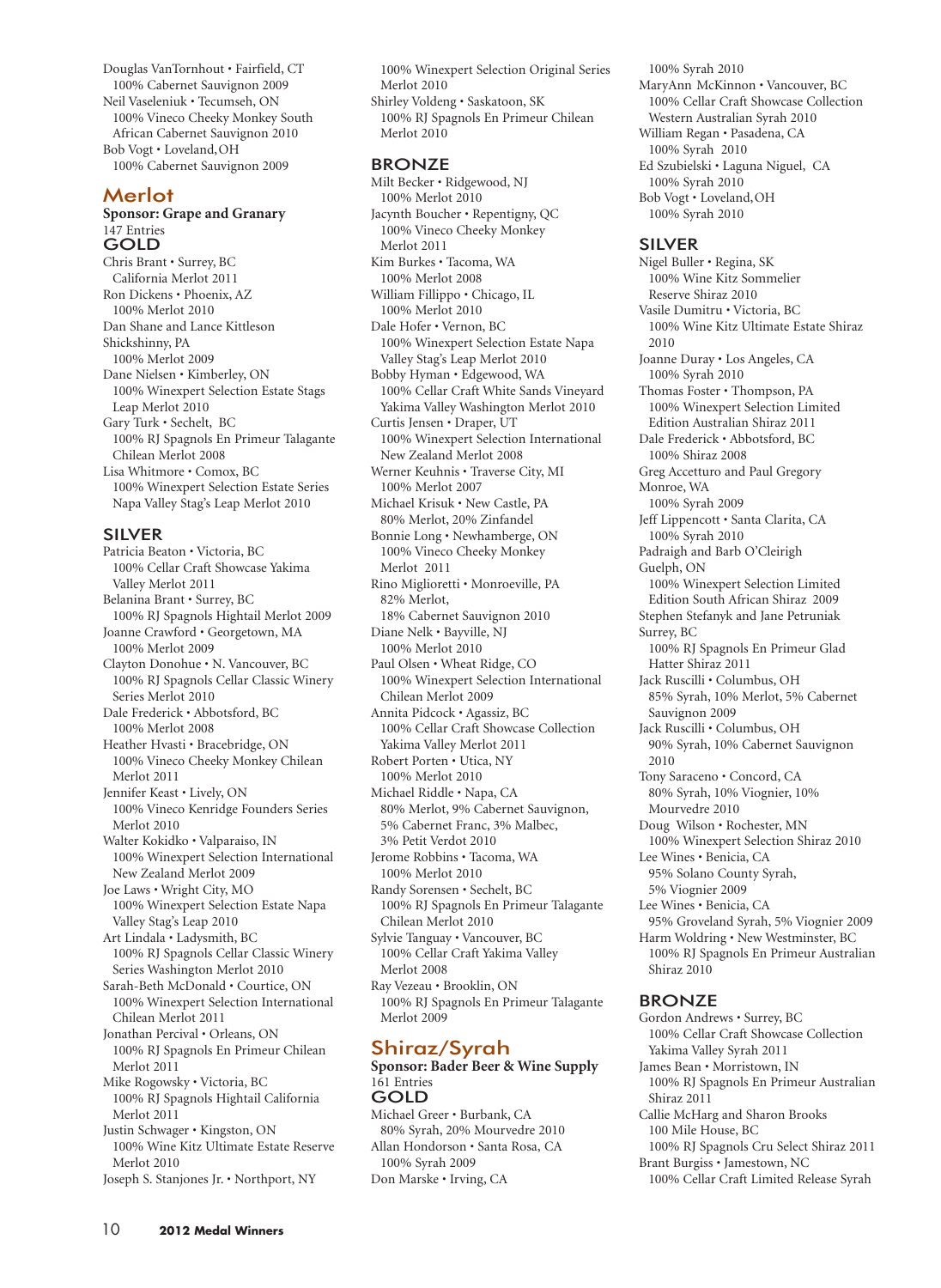Douglas VanTornhout • Fairfield, CT
100% Cabernet Sauvignon 2009

Neil Vaseleniuk • Tecumseh, ON
100% Vineco Cheeky Monkey South African Cabernet Sauvignon 2010

Bob Vogt • Loveland, OH
100% Cabernet Sauvignon 2009

## Merlot

**Sponsor: Grape and Granary**

147 Entries

### GOLD

Chris Brant • Surrey, BC
California Merlot 2011

Ron Dickens • Phoenix, AZ
100% Merlot 2010

Dan Shane and Lance Kittleson
Shickshinny, PA
100% Merlot 2009

Dane Nielsen • Kimberley, ON
100% Winexpert Selection Estate Stags Leap Merlot 2010

Gary Turk • Sechelt, BC
100% RJ Spagnols En Primeur Talagante Chilean Merlot 2008

Lisa Whitmore • Comox, BC
100% Winexpert Selection Estate Series Napa Valley Stag's Leap Merlot 2010

### SILVER

Patricia Beaton • Victoria, BC
100% Cellar Craft Showcase Yakima Valley Merlot 2011

Belanina Brant • Surrey, BC
100% RJ Spagnols Hightail Merlot 2009

Joanne Crawford • Georgetown, MA
100% Merlot 2009

Clayton Donohue • N. Vancouver, BC
100% RJ Spagnols Cellar Classic Winery Series Merlot 2010

Dale Frederick • Abbotsford, BC
100% Merlot 2008

Heather Hvasti • Bracebridge, ON
100% Vineco Cheeky Monkey Chilean Merlot 2011

Jennifer Keast • Lively, ON
100% Vineco Kenridge Founders Series Merlot 2010

Walter Kokidko • Valparaiso, IN
100% Winexpert Selection International New Zealand Merlot 2009

Joe Laws • Wright City, MO
100% Winexpert Selection Estate Napa Valley Stag's Leap 2010

Art Lindala • Ladysmith, BC
100% RJ Spagnols Cellar Classic Winery Series Washington Merlot 2010

Sarah-Beth McDonald • Courtice, ON
100% Winexpert Selection International Chilean Merlot 2011

Jonathan Percival • Orleans, ON
100% RJ Spagnols En Primeur Chilean Merlot 2011

Mike Rogowsky • Victoria, BC
100% RJ Spagnols Hightail California Merlot 2011

Justin Schwager • Kingston, ON
100% Wine Kitz Ultimate Estate Reserve Merlot 2010

Joseph S. Stanjones Jr. • Northport, NY
100% Winexpert Selection Original Series Merlot 2010

Shirley Voldeng • Saskatoon, SK
100% RJ Spagnols En Primeur Chilean Merlot 2010

### BRONZE

Milt Becker • Ridgewood, NJ
100% Merlot 2010

Jacynth Boucher • Repentigny, QC
100% Vineco Cheeky Monkey Merlot 2011

Kim Burkes • Tacoma, WA
100% Merlot 2008

William Fillippo • Chicago, IL
100% Merlot 2010

Dale Hofer • Vernon, BC
100% Winexpert Selection Estate Napa Valley Stag's Leap Merlot 2010

Bobby Hyman • Edgewood, WA
100% Cellar Craft White Sands Vineyard Yakima Valley Washington Merlot 2010

Curtis Jensen • Draper, UT
100% Winexpert Selection International New Zealand Merlot 2008

Werner Keuhnis • Traverse City, MI
100% Merlot 2007

Michael Krisuk • New Castle, PA
80% Merlot, 20% Zinfandel

Bonnie Long • Newhamberge, ON
100% Vineco Cheeky Monkey Merlot 2011

Rino Miglioretti • Monroeville, PA
82% Merlot, 18% Cabernet Sauvignon 2010

Diane Nelk • Bayville, NJ
100% Merlot 2010

Paul Olsen • Wheat Ridge, CO
100% Winexpert Selection International Chilean Merlot 2009

Annita Pidcock • Agassiz, BC
100% Cellar Craft Showcase Collection Yakima Valley Merlot 2011

Robert Porten • Utica, NY
100% Merlot 2010

Michael Riddle • Napa, CA
80% Merlot, 9% Cabernet Sauvignon, 5% Cabernet Franc, 3% Malbec, 3% Petit Verdot 2010

Jerome Robbins • Tacoma, WA
100% Merlot 2010

Randy Sorensen • Sechelt, BC
100% RJ Spagnols En Primeur Talagante Chilean Merlot 2010

Sylvie Tanguay • Vancouver, BC
100% Cellar Craft Yakima Valley Merlot 2008

Ray Vezeau • Brooklin, ON
100% RJ Spagnols En Primeur Talagante Merlot 2009

## Shiraz/Syrah

**Sponsor: Bader Beer & Wine Supply**

161 Entries

### GOLD

Michael Greer • Burbank, CA
80% Syrah, 20% Mourvedre 2010

Allan Hondorson • Santa Rosa, CA
100% Syrah 2009

Don Marske • Irving, CA
100% Syrah 2010

MaryAnn McKinnon • Vancouver, BC
100% Cellar Craft Showcase Collection Western Australian Syrah 2010

William Regan • Pasadena, CA
100% Syrah 2010

Ed Szubielski • Laguna Niguel, CA
100% Syrah 2010

Bob Vogt • Loveland, OH
100% Syrah 2010

### SILVER

Nigel Buller • Regina, SK
100% Wine Kitz Sommelier Reserve Shiraz 2010

Vasile Dumitru • Victoria, BC
100% Wine Kitz Ultimate Estate Shiraz 2010

Joanne Duray • Los Angeles, CA
100% Syrah 2010

Thomas Foster • Thompson, PA
100% Winexpert Selection Limited Edition Australian Shiraz 2011

Dale Frederick • Abbotsford, BC
100% Shiraz 2008

Greg Accetturo and Paul Gregory
Monroe, WA
100% Syrah 2009

Jeff Lippencott • Santa Clarita, CA
100% Syrah 2010

Padraigh and Barb O'Cleirigh
Guelph, ON
100% Winexpert Selection Limited Edition South African Shiraz 2009

Stephen Stefanyk and Jane Petruniak
Surrey, BC
100% RJ Spagnols En Primeur Glad Hatter Shiraz 2011

Jack Ruscilli • Columbus, OH
85% Syrah, 10% Merlot, 5% Cabernet Sauvignon 2009

Jack Ruscilli • Columbus, OH
90% Syrah, 10% Cabernet Sauvignon 2010

Tony Saraceno • Concord, CA
80% Syrah, 10% Viognier, 10% Mourvedre 2010

Doug Wilson • Rochester, MN
100% Winexpert Selection Shiraz 2010

Lee Wines • Benicia, CA
95% Solano County Syrah, 5% Viognier 2009

Lee Wines • Benicia, CA
95% Groveland Syrah, 5% Viognier 2009

Harm Woldring • New Westminster, BC
100% RJ Spagnols En Primeur Australian Shiraz 2010

### BRONZE

Gordon Andrews • Surrey, BC
100% Cellar Craft Showcase Collection Yakima Valley Syrah 2011

James Bean • Morristown, IN
100% RJ Spagnols En Primeur Australian Shiraz 2011

Callie McHarg and Sharon Brooks
100 Mile House, BC
100% RJ Spagnols Cru Select Shiraz 2011

Brant Burgiss • Jamestown, NC
100% Cellar Craft Limited Release Syrah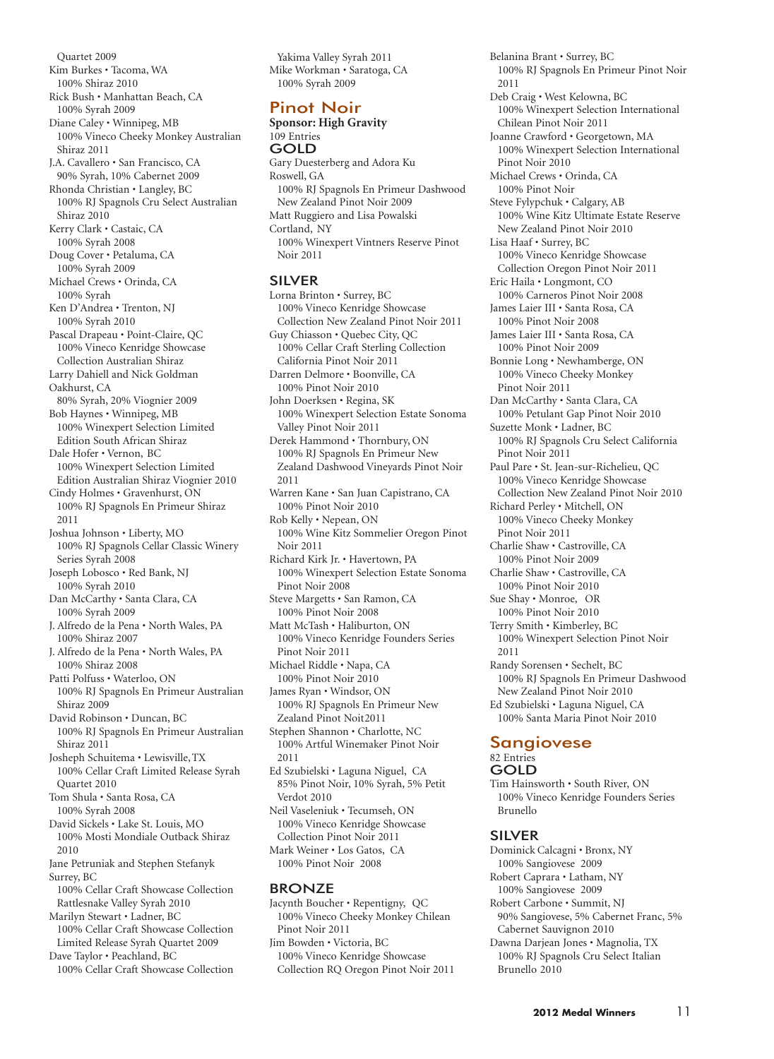Quartet 2009
Kim Burkes • Tacoma, WA
100% Shiraz 2010
Rick Bush • Manhattan Beach, CA
100% Syrah 2009
Diane Caley • Winnipeg, MB
100% Vineco Cheeky Monkey Australian Shiraz 2011
J.A. Cavallero • San Francisco, CA
90% Syrah, 10% Cabernet 2009
Rhonda Christian • Langley, BC
100% RJ Spagnols Cru Select Australian Shiraz 2010
Kerry Clark • Castaic, CA
100% Syrah 2008
Doug Cover • Petaluma, CA
100% Syrah 2009
Michael Crews • Orinda, CA
100% Syrah
Ken D'Andrea • Trenton, NJ
100% Syrah 2010
Pascal Drapeau • Point-Claire, QC
100% Vineco Kenridge Showcase Collection Australian Shiraz
Larry Dahiell and Nick Goldman
Oakhurst, CA
80% Syrah, 20% Viognier 2009
Bob Haynes • Winnipeg, MB
100% Winexpert Selection Limited Edition South African Shiraz
Dale Hofer • Vernon, BC
100% Winexpert Selection Limited Edition Australian Shiraz Viognier 2010
Cindy Holmes • Gravenhurst, ON
100% RJ Spagnols En Primeur Shiraz 2011
Joshua Johnson • Liberty, MO
100% RJ Spagnols Cellar Classic Winery Series Syrah 2008
Joseph Lobosco • Red Bank, NJ
100% Syrah 2010
Dan McCarthy • Santa Clara, CA
100% Syrah 2009
J. Alfredo de la Pena • North Wales, PA
100% Shiraz 2007
J. Alfredo de la Pena • North Wales, PA
100% Shiraz 2008
Patti Polfuss • Waterloo, ON
100% RJ Spagnols En Primeur Australian Shiraz 2009
David Robinson • Duncan, BC
100% RJ Spagnols En Primeur Australian Shiraz 2011
Josheph Schuitema • Lewisville, TX
100% Cellar Craft Limited Release Syrah Quartet 2010
Tom Shula • Santa Rosa, CA
100% Syrah 2008
David Sickels • Lake St. Louis, MO
100% Mosti Mondiale Outback Shiraz 2010
Jane Petruniak and Stephen Stefanyk
Surrey, BC
100% Cellar Craft Showcase Collection Rattlesnake Valley Syrah 2010
Marilyn Stewart • Ladner, BC
100% Cellar Craft Showcase Collection Limited Release Syrah Quartet 2009
Dave Taylor • Peachland, BC
100% Cellar Craft Showcase Collection Yakima Valley Syrah 2011
Mike Workman • Saratoga, CA
100% Syrah 2009

## Pinot Noir

**Sponsor: High Gravity**
109 Entries

### GOLD

Gary Duesterberg and Adora Ku
Roswell, GA
100% RJ Spagnols En Primeur Dashwood New Zealand Pinot Noir 2009
Matt Ruggiero and Lisa Powalski
Cortland, NY
100% Winexpert Vintners Reserve Pinot Noir 2011

### SILVER

Lorna Brinton • Surrey, BC
100% Vineco Kenridge Showcase Collection New Zealand Pinot Noir 2011
Guy Chiasson • Quebec City, QC
100% Cellar Craft Sterling Collection California Pinot Noir 2011
Darren Delmore • Boonville, CA
100% Pinot Noir 2010
John Doerksen • Regina, SK
100% Winexpert Selection Estate Sonoma Valley Pinot Noir 2011
Derek Hammond • Thornbury, ON
100% RJ Spagnols En Primeur New Zealand Dashwood Vineyards Pinot Noir 2011
Warren Kane • San Juan Capistrano, CA
100% Pinot Noir 2010
Rob Kelly • Nepean, ON
100% Wine Kitz Sommelier Oregon Pinot Noir 2011
Richard Kirk Jr. • Havertown, PA
100% Winexpert Selection Estate Sonoma Pinot Noir 2008
Steve Margetts • San Ramon, CA
100% Pinot Noir 2008
Matt McTash • Haliburton, ON
100% Vineco Kenridge Founders Series Pinot Noir 2011
Michael Riddle • Napa, CA
100% Pinot Noir 2010
James Ryan • Windsor, ON
100% RJ Spagnols En Primeur New Zealand Pinot Noit2011
Stephen Shannon • Charlotte, NC
100% Artful Winemaker Pinot Noir 2011
Ed Szubielski • Laguna Niguel, CA
85% Pinot Noir, 10% Syrah, 5% Petit Verdot 2010
Neil Vaseleniuk • Tecumseh, ON
100% Vineco Kenridge Showcase Collection Pinot Noir 2011
Mark Weiner • Los Gatos, CA
100% Pinot Noir 2008

### BRONZE

Jacynth Boucher • Repentigny, QC
100% Vineco Cheeky Monkey Chilean Pinot Noir 2011
Jim Bowden • Victoria, BC
100% Vineco Kenridge Showcase Collection RQ Oregon Pinot Noir 2011
Belanina Brant • Surrey, BC
100% RJ Spagnols En Primeur Pinot Noir 2011
Deb Craig • West Kelowna, BC
100% Winexpert Selection International Chilean Pinot Noir 2011
Joanne Crawford • Georgetown, MA
100% Winexpert Selection International Pinot Noir 2010
Michael Crews • Orinda, CA
100% Pinot Noir
Steve Fylypchuk • Calgary, AB
100% Wine Kitz Ultimate Estate Reserve New Zealand Pinot Noir 2010
Lisa Haaf • Surrey, BC
100% Vineco Kenridge Showcase Collection Oregon Pinot Noir 2011
Eric Haila • Longmont, CO
100% Carneros Pinot Noir 2008
James Laier III • Santa Rosa, CA
100% Pinot Noir 2008
James Laier III • Santa Rosa, CA
100% Pinot Noir 2009
Bonnie Long • Newhamberge, ON
100% Vineco Cheeky Monkey Pinot Noir 2011
Dan McCarthy • Santa Clara, CA
100% Petulant Gap Pinot Noir 2010
Suzette Monk • Ladner, BC
100% RJ Spagnols Cru Select California Pinot Noir 2011
Paul Pare • St. Jean-sur-Richelieu, QC
100% Vineco Kenridge Showcase Collection New Zealand Pinot Noir 2010
Richard Perley • Mitchell, ON
100% Vineco Cheeky Monkey Pinot Noir 2011
Charlie Shaw • Castroville, CA
100% Pinot Noir 2009
Charlie Shaw • Castroville, CA
100% Pinot Noir 2010
Sue Shay • Monroe, OR
100% Pinot Noir 2010
Terry Smith • Kimberley, BC
100% Winexpert Selection Pinot Noir 2011
Randy Sorensen • Sechelt, BC
100% RJ Spagnols En Primeur Dashwood New Zealand Pinot Noir 2010
Ed Szubielski • Laguna Niguel, CA
100% Santa Maria Pinot Noir 2010

## Sangiovese

82 Entries

### GOLD

Tim Hainsworth • South River, ON
100% Vineco Kenridge Founders Series Brunello

### SILVER

Dominick Calcagni • Bronx, NY
100% Sangiovese 2009
Robert Caprara • Latham, NY
100% Sangiovese 2009
Robert Carbone • Summit, NJ
90% Sangiovese, 5% Cabernet Franc, 5% Cabernet Sauvignon 2010
Dawna Darjean Jones • Magnolia, TX
100% RJ Spagnols Cru Select Italian Brunello 2010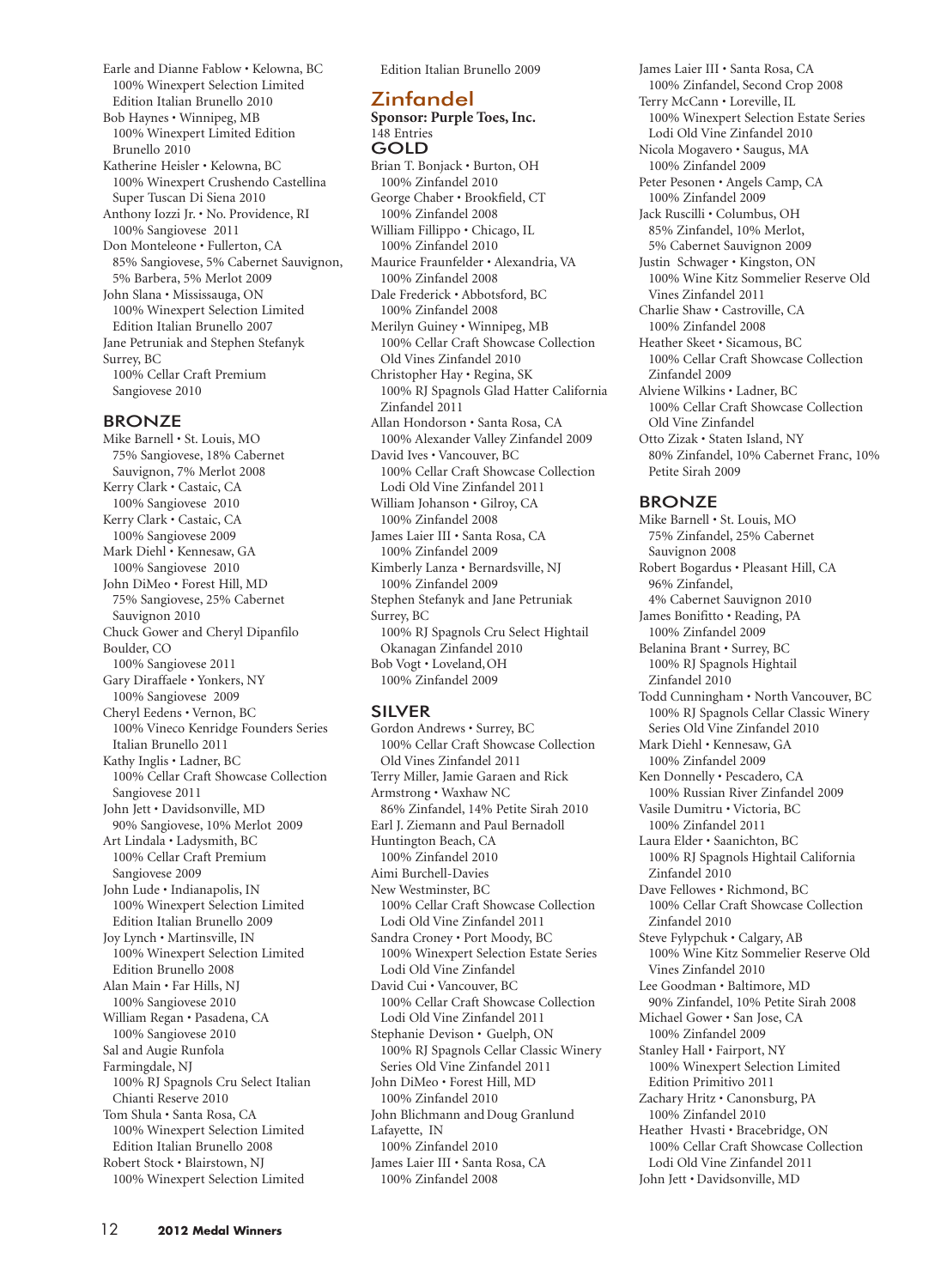Earle and Dianne Fablow • Kelowna, BC
100% Winexpert Selection Limited Edition Italian Brunello 2010
Bob Haynes • Winnipeg, MB
100% Winexpert Limited Edition Brunello 2010
Katherine Heisler • Kelowna, BC
100% Winexpert Crushendo Castellina Super Tuscan Di Siena 2010
Anthony Iozzi Jr. • No. Providence, RI
100% Sangiovese 2011
Don Monteleone • Fullerton, CA
85% Sangiovese, 5% Cabernet Sauvignon, 5% Barbera, 5% Merlot 2009
John Slana • Mississauga, ON
100% Winexpert Selection Limited Edition Italian Brunello 2007
Jane Petruniak and Stephen Stefanyk Surrey, BC
100% Cellar Craft Premium Sangiovese 2010

## BRONZE

Mike Barnell • St. Louis, MO
75% Sangiovese, 18% Cabernet Sauvignon, 7% Merlot 2008
Kerry Clark • Castaic, CA
100% Sangiovese 2010
Kerry Clark • Castaic, CA
100% Sangiovese 2009
Mark Diehl • Kennesaw, GA
100% Sangiovese 2010
John DiMeo • Forest Hill, MD
75% Sangiovese, 25% Cabernet Sauvignon 2010
Chuck Gower and Cheryl Dipanfilo Boulder, CO
100% Sangiovese 2011
Gary Diraffaele • Yonkers, NY
100% Sangiovese 2009
Cheryl Eedens • Vernon, BC
100% Vineco Kenridge Founders Series Italian Brunello 2011
Kathy Inglis • Ladner, BC
100% Cellar Craft Showcase Collection Sangiovese 2011
John Jett • Davidsonville, MD
90% Sangiovese, 10% Merlot 2009
Art Lindala • Ladysmith, BC
100% Cellar Craft Premium Sangiovese 2009
John Lude • Indianapolis, IN
100% Winexpert Selection Limited Edition Italian Brunello 2009
Joy Lynch • Martinsville, IN
100% Winexpert Selection Limited Edition Brunello 2008
Alan Main • Far Hills, NJ
100% Sangiovese 2010
William Regan • Pasadena, CA
100% Sangiovese 2010
Sal and Augie Runfola Farmingdale, NJ
100% RJ Spagnols Cru Select Italian Chianti Reserve 2010
Tom Shula • Santa Rosa, CA
100% Winexpert Selection Limited Edition Italian Brunello 2008
Robert Stock • Blairstown, NJ
100% Winexpert Selection Limited Edition Italian Brunello 2009

# Zinfandel

**Sponsor: Purple Toes, Inc.**
148 Entries

## GOLD

Brian T. Bonjack • Burton, OH
100% Zinfandel 2010
George Chaber • Brookfield, CT
100% Zinfandel 2008
William Fillippo • Chicago, IL
100% Zinfandel 2010
Maurice Fraunfelder • Alexandria, VA
100% Zinfandel 2008
Dale Frederick • Abbotsford, BC
100% Zinfandel 2008
Merilyn Guiney • Winnipeg, MB
100% Cellar Craft Showcase Collection Old Vines Zinfandel 2010
Christopher Hay • Regina, SK
100% RJ Spagnols Glad Hatter California Zinfandel 2011
Allan Hondorson • Santa Rosa, CA
100% Alexander Valley Zinfandel 2009
David Ives • Vancouver, BC
100% Cellar Craft Showcase Collection Lodi Old Vine Zinfandel 2011
William Johanson • Gilroy, CA
100% Zinfandel 2008
James Laier III • Santa Rosa, CA
100% Zinfandel 2009
Kimberly Lanza • Bernardsville, NJ
100% Zinfandel 2009
Stephen Stefanyk and Jane Petruniak Surrey, BC
100% RJ Spagnols Cru Select Hightail Okanagan Zinfandel 2010
Bob Vogt • Loveland, OH
100% Zinfandel 2009

## SILVER

Gordon Andrews • Surrey, BC
100% Cellar Craft Showcase Collection Old Vines Zinfandel 2011
Terry Miller, Jamie Garaen and Rick Armstrong • Waxhaw NC
86% Zinfandel, 14% Petite Sirah 2010
Earl J. Ziemann and Paul Bernadoll Huntington Beach, CA
100% Zinfandel 2010
Aimi Burchell-Davies New Westminster, BC
100% Cellar Craft Showcase Collection Lodi Old Vine Zinfandel 2011
Sandra Croney • Port Moody, BC
100% Winexpert Selection Estate Series Lodi Old Vine Zinfandel
David Cui • Vancouver, BC
100% Cellar Craft Showcase Collection Lodi Old Vine Zinfandel 2011
Stephanie Devison • Guelph, ON
100% RJ Spagnols Cellar Classic Winery Series Old Vine Zinfandel 2011
John DiMeo • Forest Hill, MD
100% Zinfandel 2010
John Blichmann and Doug Granlund Lafayette, IN
100% Zinfandel 2010
James Laier III • Santa Rosa, CA
100% Zinfandel 2008
James Laier III • Santa Rosa, CA
100% Zinfandel, Second Crop 2008
Terry McCann • Loreville, IL
100% Winexpert Selection Estate Series Lodi Old Vine Zinfandel 2010
Nicola Mogavero • Saugus, MA
100% Zinfandel 2009
Peter Pesonen • Angels Camp, CA
100% Zinfandel 2009
Jack Ruscilli • Columbus, OH
85% Zinfandel, 10% Merlot, 5% Cabernet Sauvignon 2009
Justin Schwager • Kingston, ON
100% Wine Kitz Sommelier Reserve Old Vines Zinfandel 2011
Charlie Shaw • Castroville, CA
100% Zinfandel 2008
Heather Skeet • Sicamous, BC
100% Cellar Craft Showcase Collection Zinfandel 2009
Alviene Wilkins • Ladner, BC
100% Cellar Craft Showcase Collection Old Vine Zinfandel
Otto Zizak • Staten Island, NY
80% Zinfandel, 10% Cabernet Franc, 10% Petite Sirah 2009

## BRONZE

Mike Barnell • St. Louis, MO
75% Zinfandel, 25% Cabernet Sauvignon 2008
Robert Bogardus • Pleasant Hill, CA
96% Zinfandel, 4% Cabernet Sauvignon 2010
James Bonifitto • Reading, PA
100% Zinfandel 2009
Belanina Brant • Surrey, BC
100% RJ Spagnols Hightail Zinfandel 2010
Todd Cunningham • North Vancouver, BC
100% RJ Spagnols Cellar Classic Winery Series Old Vine Zinfandel 2010
Mark Diehl • Kennesaw, GA
100% Zinfandel 2009
Ken Donnelly • Pescadero, CA
100% Russian River Zinfandel 2009
Vasile Dumitru • Victoria, BC
100% Zinfandel 2011
Laura Elder • Saanichton, BC
100% RJ Spagnols Hightail California Zinfandel 2010
Dave Fellowes • Richmond, BC
100% Cellar Craft Showcase Collection Zinfandel 2010
Steve Fylypchuk • Calgary, AB
100% Wine Kitz Sommelier Reserve Old Vines Zinfandel 2010
Lee Goodman • Baltimore, MD
90% Zinfandel, 10% Petite Sirah 2008
Michael Gower • San Jose, CA
100% Zinfandel 2009
Stanley Hall • Fairport, NY
100% Winexpert Selection Limited Edition Primitivo 2011
Zachary Hritz • Canonsburg, PA
100% Zinfandel 2010
Heather Hvasti • Bracebridge, ON
100% Cellar Craft Showcase Collection Lodi Old Vine Zinfandel 2011
John Jett • Davidsonville, MD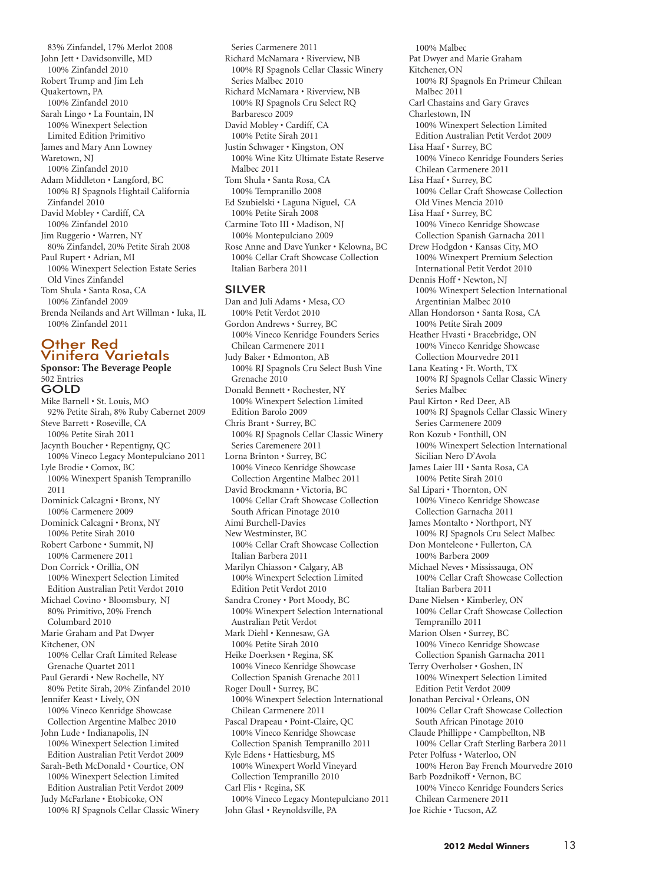83% Zinfandel, 17% Merlot 2008

John Jett • Davidsonville, MD
100% Zinfandel 2010

Robert Trump and Jim Leh
Quakertown, PA
100% Zinfandel 2010

Sarah Lingo • La Fountain, IN
100% Winexpert Selection Limited Edition Primitivo

James and Mary Ann Lowney
Waretown, NJ
100% Zinfandel 2010

Adam Middleton • Langford, BC
100% RJ Spagnols Hightail California Zinfandel 2010

David Mobley • Cardiff, CA
100% Zinfandel 2010

Jim Ruggerio • Warren, NY
80% Zinfandel, 20% Petite Sirah 2008

Paul Rupert • Adrian, MI
100% Winexpert Selection Estate Series Old Vines Zinfandel

Tom Shula • Santa Rosa, CA
100% Zinfandel 2009

Brenda Neilands and Art Willman • Iuka, IL
100% Zinfandel 2011

## Other Red Vinifera Varietals

**Sponsor: The Beverage People**
502 Entries

### GOLD

Mike Barnell • St. Louis, MO
92% Petite Sirah, 8% Ruby Cabernet 2009

Steve Barrett • Roseville, CA
100% Petite Sirah 2011

Jacynth Boucher • Repentigny, QC
100% Vineco Legacy Montepulciano 2011

Lyle Brodie • Comox, BC
100% Winexpert Spanish Tempranillo 2011

Dominick Calcagni • Bronx, NY
100% Carmenere 2009

Dominick Calcagni • Bronx, NY
100% Petite Sirah 2010

Robert Carbone • Summit, NJ
100% Carmenere 2011

Don Corrick • Orillia, ON
100% Winexpert Selection Limited Edition Australian Petit Verdot 2010

Michael Covino • Bloomsbury, NJ
80% Primitivo, 20% French Columbard 2010

Marie Graham and Pat Dwyer
Kitchener, ON
100% Cellar Craft Limited Release Grenache Quartet 2011

Paul Gerardi • New Rochelle, NY
80% Petite Sirah, 20% Zinfandel 2010

Jennifer Keast • Lively, ON
100% Vineco Kenridge Showcase Collection Argentine Malbec 2010

John Lude • Indianapolis, IN
100% Winexpert Selection Limited Edition Australian Petit Verdot 2009

Sarah-Beth McDonald • Courtice, ON
100% Winexpert Selection Limited Edition Australian Petit Verdot 2009

Judy McFarlane • Etobicoke, ON
100% RJ Spagnols Cellar Classic Winery Series Carmenere 2011

Richard McNamara • Riverview, NB
100% RJ Spagnols Cellar Classic Winery Series Malbec 2010

Richard McNamara • Riverview, NB
100% RJ Spagnols Cru Select RQ Barbaresco 2009

David Mobley • Cardiff, CA
100% Petite Sirah 2011

Justin Schwager • Kingston, ON
100% Wine Kitz Ultimate Estate Reserve Malbec 2011

Tom Shula • Santa Rosa, CA
100% Tempranillo 2008

Ed Szubielski • Laguna Niguel, CA
100% Petite Sirah 2008

Carmine Toto III • Madison, NJ
100% Montepulciano 2009

Rose Anne and Dave Yunker • Kelowna, BC
100% Cellar Craft Showcase Collection Italian Barbera 2011

### SILVER

Dan and Juli Adams • Mesa, CO
100% Petit Verdot 2010

Gordon Andrews • Surrey, BC
100% Vineco Kenridge Founders Series Chilean Carmenere 2011

Judy Baker • Edmonton, AB
100% RJ Spagnols Cru Select Bush Vine Grenache 2010

Donald Bennett • Rochester, NY
100% Winexpert Selection Limited Edition Barolo 2009

Chris Brant • Surrey, BC
100% RJ Spagnols Cellar Classic Winery Series Caremenere 2011

Lorna Brinton • Surrey, BC
100% Vineco Kenridge Showcase Collection Argentine Malbec 2011

David Brockmann • Victoria, BC
100% Cellar Craft Showcase Collection South African Pinotage 2010

Aimi Burchell-Davies
New Westminster, BC
100% Cellar Craft Showcase Collection Italian Barbera 2011

Marilyn Chiasson • Calgary, AB
100% Winexpert Selection Limited Edition Petit Verdot 2010

Sandra Croney • Port Moody, BC
100% Winexpert Selection International Australian Petit Verdot

Mark Diehl • Kennesaw, GA
100% Petite Sirah 2010

Heike Doerksen • Regina, SK
100% Vineco Kenridge Showcase Collection Spanish Grenache 2011

Roger Doull • Surrey, BC
100% Winexpert Selection International Chilean Carmenere 2011

Pascal Drapeau • Point-Claire, QC
100% Vineco Kenridge Showcase Collection Spanish Tempranillo 2011

Kyle Edens • Hattiesburg, MS
100% Winexpert World Vineyard Collection Tempranillo 2010

Carl Flis • Regina, SK
100% Vineco Legacy Montepulciano 2011

John Glasl • Reynoldsville, PA
100% Malbec

Pat Dwyer and Marie Graham
Kitchener, ON
100% RJ Spagnols En Primeur Chilean Malbec 2011

Carl Chastains and Gary Graves
Charlestown, IN
100% Winexpert Selection Limited Edition Australian Petit Verdot 2009

Lisa Haaf • Surrey, BC
100% Vineco Kenridge Founders Series Chilean Carmenere 2011

Lisa Haaf • Surrey, BC
100% Cellar Craft Showcase Collection Old Vines Mencia 2010

Lisa Haaf • Surrey, BC
100% Vineco Kenridge Showcase Collection Spanish Garnacha 2011

Drew Hodgdon • Kansas City, MO
100% Winexpert Premium Selection International Petit Verdot 2010

Dennis Hoff • Newton, NJ
100% Winexpert Selection International Argentinian Malbec 2010

Allan Hondorson • Santa Rosa, CA
100% Petite Sirah 2009

Heather Hvasti • Bracebridge, ON
100% Vineco Kenridge Showcase Collection Mourvedre 2011

Lana Keating • Ft. Worth, TX
100% RJ Spagnols Cellar Classic Winery Series Malbec

Paul Kirton • Red Deer, AB
100% RJ Spagnols Cellar Classic Winery Series Carmenere 2009

Ron Kozub • Fonthill, ON
100% Winexpert Selection International Sicilian Nero D'Avola

James Laier III • Santa Rosa, CA
100% Petite Sirah 2010

Sal Lipari • Thornton, ON
100% Vineco Kenridge Showcase Collection Garnacha 2011

James Montalto • Northport, NY
100% RJ Spagnols Cru Select Malbec

Don Monteleone • Fullerton, CA
100% Barbera 2009

Michael Neves • Mississauga, ON
100% Cellar Craft Showcase Collection Italian Barbera 2011

Dane Nielsen • Kimberley, ON
100% Cellar Craft Showcase Collection Tempranillo 2011

Marion Olsen • Surrey, BC
100% Vineco Kenridge Showcase Collection Spanish Garnacha 2011

Terry Overholser • Goshen, IN
100% Winexpert Selection Limited Edition Petit Verdot 2009

Jonathan Percival • Orleans, ON
100% Cellar Craft Showcase Collection South African Pinotage 2010

Claude Phillippe • Campbellton, NB
100% Cellar Craft Sterling Barbera 2011

Peter Polfuss • Waterloo, ON
100% Heron Bay French Mourvedre 2010

Barb Pozdnikoff • Vernon, BC
100% Vineco Kenridge Founders Series Chilean Carmenere 2011

Joe Richie • Tucson, AZ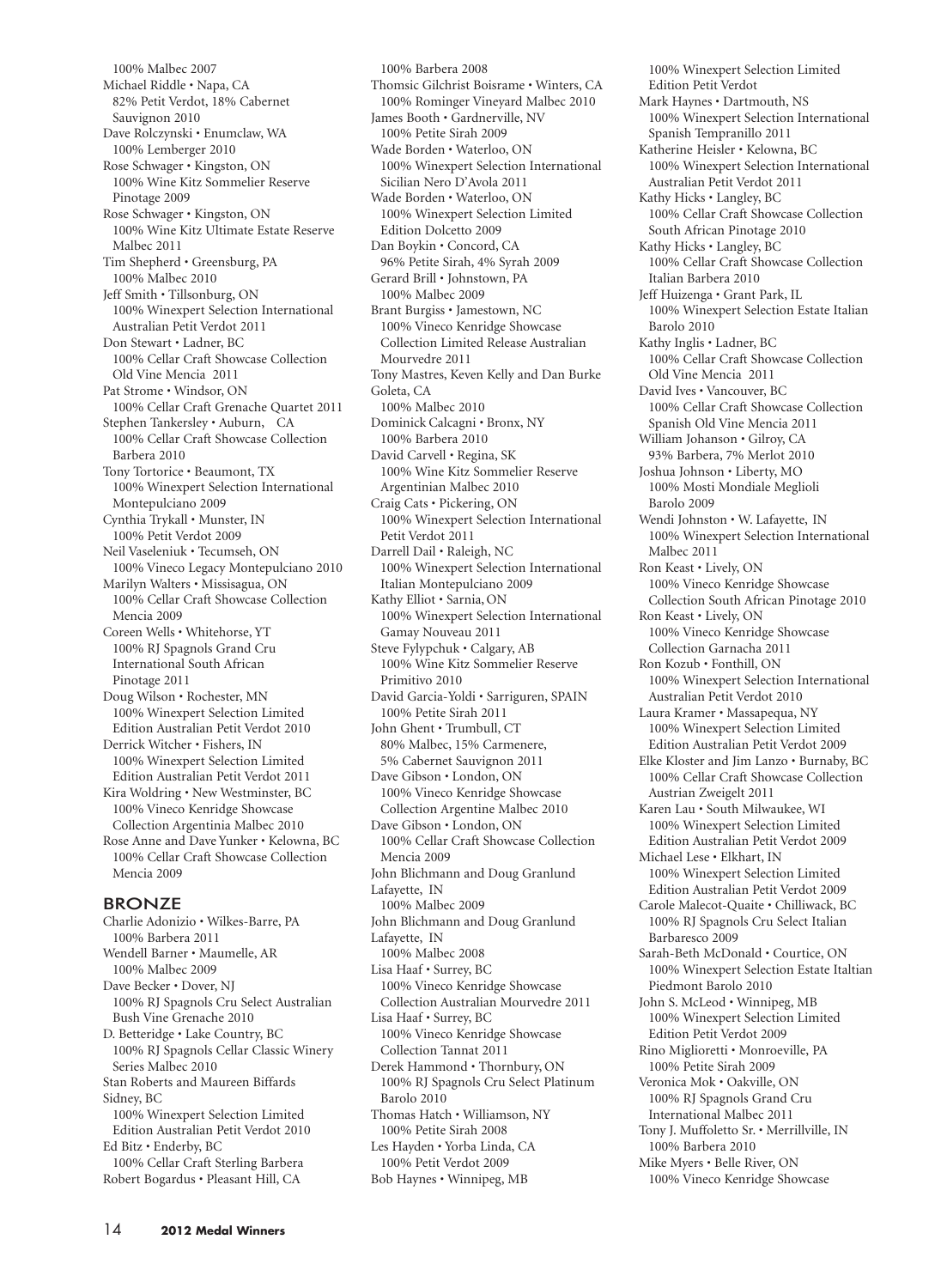100% Malbec 2007
Michael Riddle • Napa, CA
82% Petit Verdot, 18% Cabernet Sauvignon 2010
Dave Rolczynski • Enumclaw, WA
100% Lemberger 2010
Rose Schwager • Kingston, ON
100% Wine Kitz Sommelier Reserve Pinotage 2009
Rose Schwager • Kingston, ON
100% Wine Kitz Ultimate Estate Reserve Malbec 2011
Tim Shepherd • Greensburg, PA
100% Malbec 2010
Jeff Smith • Tillsonburg, ON
100% Winexpert Selection International Australian Petit Verdot 2011
Don Stewart • Ladner, BC
100% Cellar Craft Showcase Collection Old Vine Mencia 2011
Pat Strome • Windsor, ON
100% Cellar Craft Grenache Quartet 2011
Stephen Tankersley • Auburn, CA
100% Cellar Craft Showcase Collection Barbera 2010
Tony Tortorice • Beaumont, TX
100% Winexpert Selection International Montepulciano 2009
Cynthia Trykall • Munster, IN
100% Petit Verdot 2009
Neil Vaseleniuk • Tecumseh, ON
100% Vineco Legacy Montepulciano 2010
Marilyn Walters • Missisagua, ON
100% Cellar Craft Showcase Collection Mencia 2009
Coreen Wells • Whitehorse, YT
100% RJ Spagnols Grand Cru International South African Pinotage 2011
Doug Wilson • Rochester, MN
100% Winexpert Selection Limited Edition Australian Petit Verdot 2010
Derrick Witcher • Fishers, IN
100% Winexpert Selection Limited Edition Australian Petit Verdot 2011
Kira Woldring • New Westminster, BC
100% Vineco Kenridge Showcase Collection Argentinia Malbec 2010
Rose Anne and Dave Yunker • Kelowna, BC
100% Cellar Craft Showcase Collection Mencia 2009

## BRONZE

Charlie Adonizio • Wilkes-Barre, PA
100% Barbera 2011
Wendell Barner • Maumelle, AR
100% Malbec 2009
Dave Becker • Dover, NJ
100% RJ Spagnols Cru Select Australian Bush Vine Grenache 2010
D. Betteridge • Lake Country, BC
100% RJ Spagnols Cellar Classic Winery Series Malbec 2010
Stan Roberts and Maureen Biffards Sidney, BC
100% Winexpert Selection Limited Edition Australian Petit Verdot 2010
Ed Bitz • Enderby, BC
100% Cellar Craft Sterling Barbera
Robert Bogardus • Pleasant Hill, CA
100% Barbera 2008
Thomsic Gilchrist Boisrame • Winters, CA
100% Rominger Vineyard Malbec 2010
James Booth • Gardnerville, NV
100% Petite Sirah 2009
Wade Borden • Waterloo, ON
100% Winexpert Selection International Sicilian Nero D'Avola 2011
Wade Borden • Waterloo, ON
100% Winexpert Selection Limited Edition Dolcetto 2009
Dan Boykin • Concord, CA
96% Petite Sirah, 4% Syrah 2009
Gerard Brill • Johnstown, PA
100% Malbec 2009
Brant Burgiss • Jamestown, NC
100% Vineco Kenridge Showcase Collection Limited Release Australian Mourvedre 2011
Tony Mastres, Keven Kelly and Dan Burke Goleta, CA
100% Malbec 2010
Dominick Calcagni • Bronx, NY
100% Barbera 2010
David Carvell • Regina, SK
100% Wine Kitz Sommelier Reserve Argentinian Malbec 2010
Craig Cats • Pickering, ON
100% Winexpert Selection International Petit Verdot 2011
Darrell Dail • Raleigh, NC
100% Winexpert Selection International Italian Montepulciano 2009
Kathy Elliot • Sarnia, ON
100% Winexpert Selection International Gamay Nouveau 2011
Steve Fylypchuk • Calgary, AB
100% Wine Kitz Sommelier Reserve Primitivo 2010
David Garcia-Yoldi • Sarriguren, SPAIN
100% Petite Sirah 2011
John Ghent • Trumbull, CT
80% Malbec, 15% Carmenere, 5% Cabernet Sauvignon 2011
Dave Gibson • London, ON
100% Vineco Kenridge Showcase Collection Argentine Malbec 2010
Dave Gibson • London, ON
100% Cellar Craft Showcase Collection Mencia 2009
John Blichmann and Doug Granlund Lafayette, IN
100% Malbec 2009
John Blichmann and Doug Granlund Lafayette, IN
100% Malbec 2008
Lisa Haaf • Surrey, BC
100% Vineco Kenridge Showcase Collection Australian Mourvedre 2011
Lisa Haaf • Surrey, BC
100% Vineco Kenridge Showcase Collection Tannat 2011
Derek Hammond • Thornbury, ON
100% RJ Spagnols Cru Select Platinum Barolo 2010
Thomas Hatch • Williamson, NY
100% Petite Sirah 2008
Les Hayden • Yorba Linda, CA
100% Petit Verdot 2009
Bob Haynes • Winnipeg, MB
100% Winexpert Selection Limited Edition Petit Verdot
Mark Haynes • Dartmouth, NS
100% Winexpert Selection International Spanish Tempranillo 2011
Katherine Heisler • Kelowna, BC
100% Winexpert Selection International Australian Petit Verdot 2011
Kathy Hicks • Langley, BC
100% Cellar Craft Showcase Collection South African Pinotage 2010
Kathy Hicks • Langley, BC
100% Cellar Craft Showcase Collection Italian Barbera 2010
Jeff Huizenga • Grant Park, IL
100% Winexpert Selection Estate Italian Barolo 2010
Kathy Inglis • Ladner, BC
100% Cellar Craft Showcase Collection Old Vine Mencia 2011
David Ives • Vancouver, BC
100% Cellar Craft Showcase Collection Spanish Old Vine Mencia 2011
William Johanson • Gilroy, CA
93% Barbera, 7% Merlot 2010
Joshua Johnson • Liberty, MO
100% Mosti Mondiale Meglioli Barolo 2009
Wendi Johnston • W. Lafayette, IN
100% Winexpert Selection International Malbec 2011
Ron Keast • Lively, ON
100% Vineco Kenridge Showcase Collection South African Pinotage 2010
Ron Keast • Lively, ON
100% Vineco Kenridge Showcase Collection Garnacha 2011
Ron Kozub • Fonthill, ON
100% Winexpert Selection International Australian Petit Verdot 2010
Laura Kramer • Massapequa, NY
100% Winexpert Selection Limited Edition Australian Petit Verdot 2009
Elke Kloster and Jim Lanzo • Burnaby, BC
100% Cellar Craft Showcase Collection Austrian Zweigelt 2011
Karen Lau • South Milwaukee, WI
100% Winexpert Selection Limited Edition Australian Petit Verdot 2009
Michael Lese • Elkhart, IN
100% Winexpert Selection Limited Edition Australian Petit Verdot 2009
Carole Malecot-Quaite • Chilliwack, BC
100% RJ Spagnols Cru Select Italian Barbaresco 2009
Sarah-Beth McDonald • Courtice, ON
100% Winexpert Selection Estate Italtian Piedmont Barolo 2010
John S. McLeod • Winnipeg, MB
100% Winexpert Selection Limited Edition Petit Verdot 2009
Rino Miglioretti • Monroeville, PA
100% Petite Sirah 2009
Veronica Mok • Oakville, ON
100% RJ Spagnols Grand Cru International Malbec 2011
Tony J. Muffoletto Sr. • Merrillville, IN
100% Barbera 2010
Mike Myers • Belle River, ON
100% Vineco Kenridge Showcase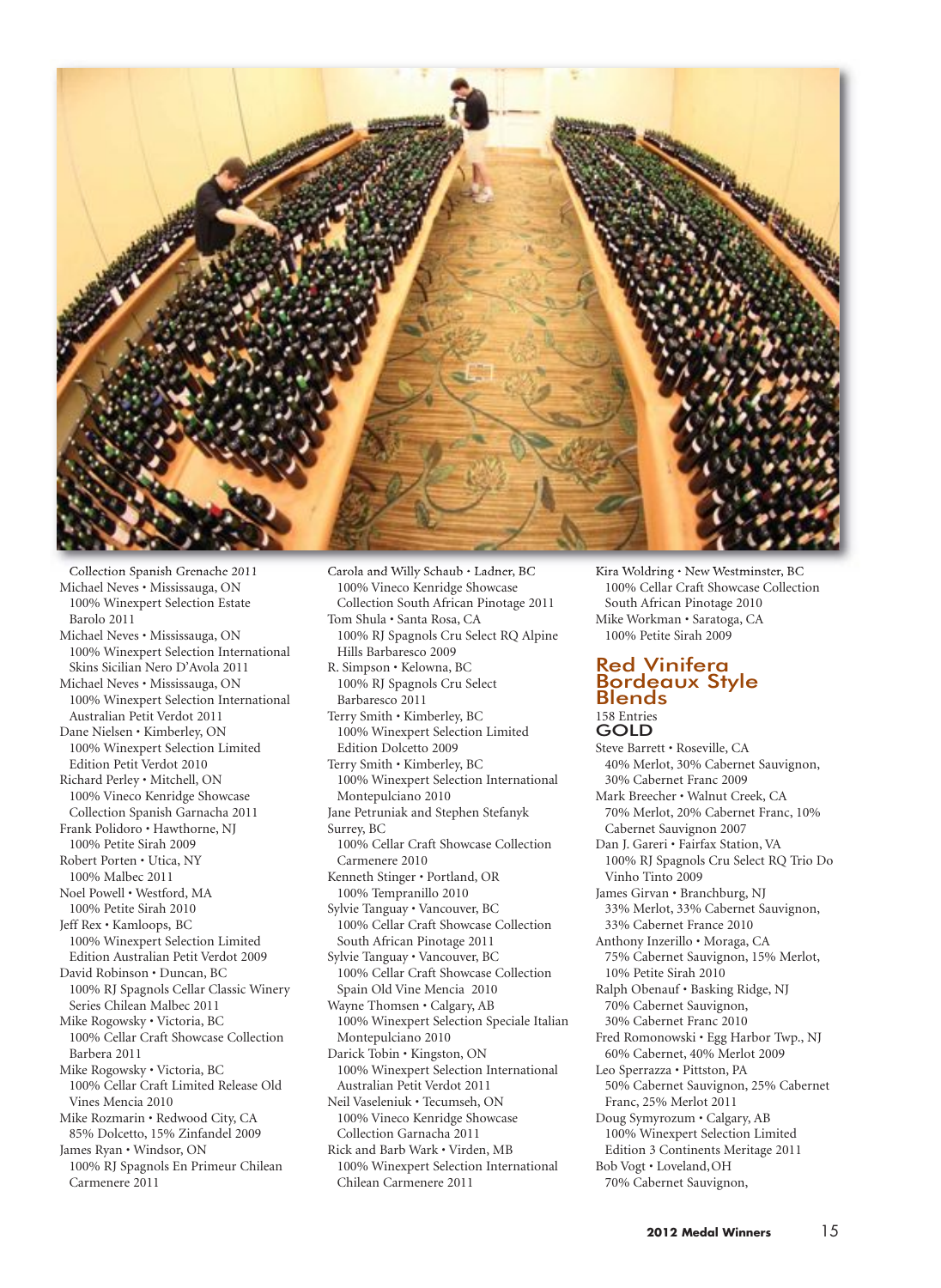Collection Spanish Grenache 2011

Michael Neves • Mississauga, ON
100% Winexpert Selection Estate Barolo 2011

Michael Neves • Mississauga, ON
100% Winexpert Selection International Skins Sicilian Nero D'Avola 2011

Michael Neves • Mississauga, ON
100% Winexpert Selection International Australian Petit Verdot 2011

Dane Nielsen • Kimberley, ON
100% Winexpert Selection Limited Edition Petit Verdot 2010

Richard Perley • Mitchell, ON
100% Vineco Kenridge Showcase Collection Spanish Garnacha 2011

Frank Polidoro • Hawthorne, NJ
100% Petite Sirah 2009

Robert Porten • Utica, NY
100% Malbec 2011

Noel Powell • Westford, MA
100% Petite Sirah 2010

Jeff Rex • Kamloops, BC
100% Winexpert Selection Limited Edition Australian Petit Verdot 2009

David Robinson • Duncan, BC
100% RJ Spagnols Cellar Classic Winery Series Chilean Malbec 2011

Mike Rogowsky • Victoria, BC
100% Cellar Craft Showcase Collection Barbera 2011

Mike Rogowsky • Victoria, BC
100% Cellar Craft Limited Release Old Vines Mencia 2010

Mike Rozmarin • Redwood City, CA
85% Dolcetto, 15% Zinfandel 2009

James Ryan • Windsor, ON
100% RJ Spagnols En Primeur Chilean Carmenere 2011

Carola and Willy Schaub • Ladner, BC
100% Vineco Kenridge Showcase Collection South African Pinotage 2011

Tom Shula • Santa Rosa, CA
100% RJ Spagnols Cru Select RQ Alpine Hills Barbaresco 2009

R. Simpson • Kelowna, BC
100% RJ Spagnols Cru Select Barbaresco 2011

Terry Smith • Kimberley, BC
100% Winexpert Selection Limited Edition Dolcetto 2009

Terry Smith • Kimberley, BC
100% Winexpert Selection International Montepulciano 2010

Jane Petruniak and Stephen Stefanyk Surrey, BC
100% Cellar Craft Showcase Collection Carmenere 2010

Kenneth Stinger • Portland, OR
100% Tempranillo 2010

Sylvie Tanguay • Vancouver, BC
100% Cellar Craft Showcase Collection South African Pinotage 2011

Sylvie Tanguay • Vancouver, BC
100% Cellar Craft Showcase Collection Spain Old Vine Mencia 2010

Wayne Thomsen • Calgary, AB
100% Winexpert Selection Speciale Italian Montepulciano 2010

Darick Tobin • Kingston, ON
100% Winexpert Selection International Australian Petit Verdot 2011

Neil Vaseleniuk • Tecumseh, ON
100% Vineco Kenridge Showcase Collection Garnacha 2011

Rick and Barb Wark • Virden, MB
100% Winexpert Selection International Chilean Carmenere 2011

Kira Woldring • New Westminster, BC
100% Cellar Craft Showcase Collection South African Pinotage 2010

Mike Workman • Saratoga, CA
100% Petite Sirah 2009

## Red Vinifera Bordeaux Style Blends

158 Entries

### GOLD

Steve Barrett • Roseville, CA
40% Merlot, 30% Cabernet Sauvignon, 30% Cabernet Franc 2009

Mark Breecher • Walnut Creek, CA
70% Merlot, 20% Cabernet Franc, 10% Cabernet Sauvignon 2007

Dan J. Gareri • Fairfax Station, VA
100% RJ Spagnols Cru Select RQ Trio Do Vinho Tinto 2009

James Girvan • Branchburg, NJ
33% Merlot, 33% Cabernet Sauvignon, 33% Cabernet France 2010

Anthony Inzerillo • Moraga, CA
75% Cabernet Sauvignon, 15% Merlot, 10% Petite Sirah 2010

Ralph Obenauf • Basking Ridge, NJ
70% Cabernet Sauvignon, 30% Cabernet Franc 2010

Fred Romonowski • Egg Harbor Twp., NJ
60% Cabernet, 40% Merlot 2009

Leo Sperrazza • Pittston, PA
50% Cabernet Sauvignon, 25% Cabernet Franc, 25% Merlot 2011

Doug Symyrozum • Calgary, AB
100% Winexpert Selection Limited Edition 3 Continents Meritage 2011

Bob Vogt • Loveland, OH
70% Cabernet Sauvignon,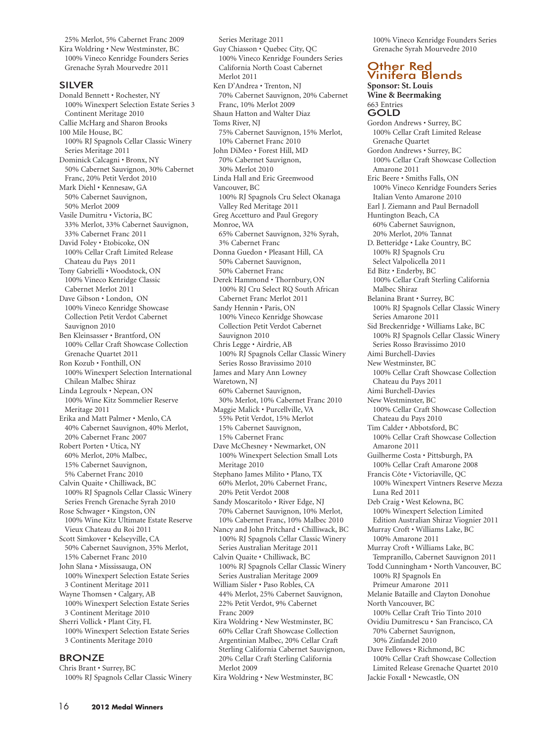25% Merlot, 5% Cabernet Franc 2009
Kira Woldring • New Westminster, BC
100% Vineco Kenridge Founders Series Grenache Syrah Mourvedre 2011

## SILVER

Donald Bennett • Rochester, NY
100% Winexpert Selection Estate Series 3 Continent Meritage 2010

Callie McHarg and Sharon Brooks
100 Mile House, BC
100% RJ Spagnols Cellar Classic Winery Series Meritage 2011

Dominick Calcagni • Bronx, NY
50% Cabernet Sauvignon, 30% Cabernet Franc, 20% Petit Verdot 2010

Mark Diehl • Kennesaw, GA
50% Cabernet Sauvignon, 50% Merlot 2009

Vasile Dumitru • Victoria, BC
33% Merlot, 33% Cabernet Sauvignon, 33% Cabernet Franc 2011

David Foley • Etobicoke, ON
100% Cellar Craft Limited Release Chateau du Pays 2011

Tony Gabrielli • Woodstock, ON
100% Vineco Kenridge Classic Cabernet Merlot 2011

Dave Gibson • London, ON
100% Vineco Kenridge Showcase Collection Petit Verdot Cabernet Sauvignon 2010

Ben Kleinsasser • Brantford, ON
100% Cellar Craft Showcase Collection Grenache Quartet 2011

Ron Kozub • Fonthill, ON
100% Winexpert Selection International Chilean Malbec Shiraz

Linda Legroulx • Nepean, ON
100% Wine Kitz Sommelier Reserve Meritage 2011

Erika and Matt Palmer • Menlo, CA
40% Cabernet Sauvignon, 40% Merlot, 20% Cabernet Franc 2007

Robert Porten • Utica, NY
60% Merlot, 20% Malbec, 15% Cabernet Sauvignon, 5% Cabernet Franc 2010

Calvin Quaite • Chilliwack, BC
100% RJ Spagnols Cellar Classic Winery Series French Grenache Syrah 2010

Rose Schwager • Kingston, ON
100% Wine Kitz Ultimate Estate Reserve Vieux Chateau du Roi 2011

Scott Simkover • Kelseyville, CA
50% Cabernet Sauvignon, 35% Merlot, 15% Cabernet Franc 2010

John Slana • Mississauga, ON
100% Winexpert Selection Estate Series 3 Continent Meritage 2011

Wayne Thomsen • Calgary, AB
100% Winexpert Selection Estate Series 3 Continent Meritage 2010

Sherri Vollick • Plant City, FL
100% Winexpert Selection Estate Series 3 Continents Meritage 2010

## BRONZE

Chris Brant • Surrey, BC
100% RJ Spagnols Cellar Classic Winery Series Meritage 2011

Guy Chiasson • Quebec City, QC
100% Vineco Kenridge Founders Series California North Coast Cabernet Merlot 2011

Ken D'Andrea • Trenton, NJ
70% Cabernet Sauvignon, 20% Cabernet Franc, 10% Merlot 2009

Shaun Hatton and Walter Diaz
Toms River, NJ
75% Cabernet Sauvignon, 15% Merlot, 10% Cabernet Franc 2010

John DiMeo • Forest Hill, MD
70% Cabernet Sauvignon, 30% Merlot 2010

Linda Hall and Eric Greenwood
Vancouver, BC
100% RJ Spagnols Cru Select Okanaga Valley Red Meritage 2011

Greg Accetturo and Paul Gregory
Monroe, WA
65% Cabernet Sauvignon, 32% Syrah, 3% Cabernet Franc

Donna Guedon • Pleasant Hill, CA
50% Cabernet Sauvignon, 50% Cabernet Franc

Derek Hammond • Thornbury, ON
100% RJ Cru Select RQ South African Cabernet Franc Merlot 2011

Sandy Hennin • Paris, ON
100% Vineco Kenridge Showcase Collection Petit Verdot Cabernet Sauvignon 2010

Chris Legge • Airdrie, AB
100% RJ Spagnols Cellar Classic Winery Series Rosso Bravissimo 2010

James and Mary Ann Lowney
Waretown, NJ
60% Cabernet Sauvignon, 30% Merlot, 10% Cabernet Franc 2010

Maggie Malick • Purcellville, VA
55% Petit Verdot, 15% Merlot 15% Cabernet Sauvignon, 15% Cabernet Franc

Dave McChesney • Newmarket, ON
100% Winexpert Selection Small Lots Meritage 2010

Stephano James Milito • Plano, TX
60% Merlot, 20% Cabernet Franc, 20% Petit Verdot 2008

Sandy Moscaritolo • River Edge, NJ
70% Cabernet Sauvignon, 10% Merlot, 10% Cabernet Franc, 10% Malbec 2010

Nancy and John Pritchard • Chilliwack, BC
100% RJ Spagnols Cellar Classic Winery Series Australian Meritage 2011

Calvin Quaite • Chilliwack, BC
100% RJ Spagnols Cellar Classic Winery Series Australian Meritage 2009

William Sisler • Paso Robles, CA
44% Merlot, 25% Cabernet Sauvignon, 22% Petit Verdot, 9% Cabernet Franc 2009

Kira Woldring • New Westminster, BC
60% Cellar Craft Showcase Collection Argentinian Malbec, 20% Cellar Craft Sterling California Cabernet Sauvignon, 20% Cellar Craft Sterling California Merlot 2009

Kira Woldring • New Westminster, BC
100% Vineco Kenridge Founders Series Grenache Syrah Mourvedre 2010

# Other Red Vinifera Blends

**Sponsor: St. Louis Wine & Beermaking**
663 Entries

## GOLD

Gordon Andrews • Surrey, BC
100% Cellar Craft Limited Release Grenache Quartet

Gordon Andrews • Surrey, BC
100% Cellar Craft Showcase Collection Amarone 2011

Eric Beere • Smiths Falls, ON
100% Vineco Kenridge Founders Series Italian Vento Amarone 2010

Earl J. Ziemann and Paul Bernadoll
Huntington Beach, CA
60% Cabernet Sauvignon, 20% Merlot, 20% Tannat

D. Betteridge • Lake Country, BC
100% RJ Spagnols Cru Select Valpolicella 2011

Ed Bitz • Enderby, BC
100% Cellar Craft Sterling California Malbec Shiraz

Belanina Brant • Surrey, BC
100% RJ Spagnols Cellar Classic Winery Series Amarone 2011

Sid Breckenridge • Williams Lake, BC
100% RJ Spagnols Cellar Classic Winery Series Rosso Bravissimo 2010

Aimi Burchell-Davies
New Westminster, BC
100% Cellar Craft Showcase Collection Chateau du Pays 2011

Aimi Burchell-Davies
New Westminster, BC
100% Cellar Craft Showcase Collection Chateau du Pays 2010

Tim Calder • Abbotsford, BC
100% Cellar Craft Showcase Collection Amarone 2011

Guilherme Costa • Pittsburgh, PA
100% Cellar Craft Amarone 2008

Francis Côte • Victoriaville, QC
100% Winexpert Vintners Reserve Mezza Luna Red 2011

Deb Craig • West Kelowna, BC
100% Winexpert Selection Limited Edition Australian Shiraz Viognier 2011

Murray Croft • Williams Lake, BC
100% Amarone 2011

Murray Croft • Williams Lake, BC
Tempranillo, Cabernet Sauvignon 2011

Todd Cunningham • North Vancouver, BC
100% RJ Spagnols En Primeur Amarone 2011

Melanie Bataille and Clayton Donohue
North Vancouver, BC
100% Cellar Craft Trio Tinto 2010

Ovidiu Dumitrescu • San Francisco, CA
70% Cabernet Sauvignon, 30% Zinfandel 2010

Dave Fellowes • Richmond, BC
100% Cellar Craft Showcase Collection Limited Release Grenache Quartet 2010

Jackie Foxall • Newcastle, ON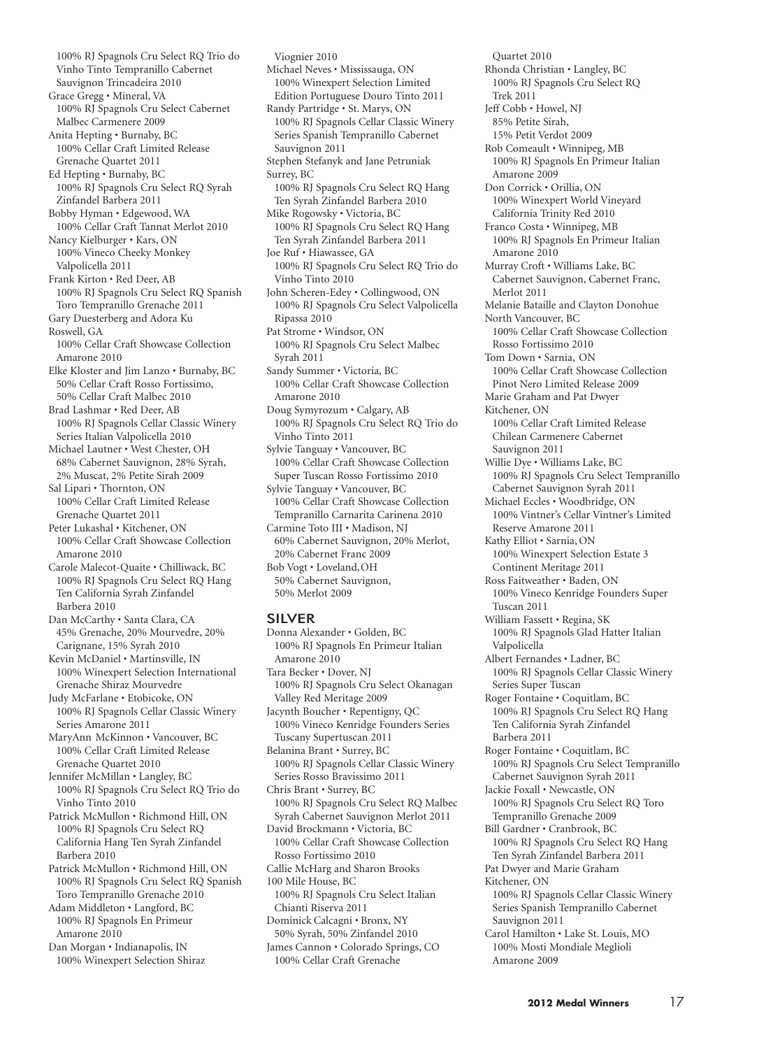100% RJ Spagnols Cru Select RQ Trio do Vinho Tinto Tempranillo Cabernet Sauvignon Trincadeira 2010

Grace Gregg • Mineral, VA
100% RJ Spagnols Cru Select Cabernet Malbec Carmenere 2009

Anita Hepting • Burnaby, BC
100% Cellar Craft Limited Release Grenache Quartet 2011

Ed Hepting • Burnaby, BC
100% RJ Spagnols Cru Select RQ Syrah Zinfandel Barbera 2011

Bobby Hyman • Edgewood, WA
100% Cellar Craft Tannat Merlot 2010

Nancy Kielburger • Kars, ON
100% Vineco Cheeky Monkey Valpolicella 2011

Frank Kirton • Red Deer, AB
100% RJ Spagnols Cru Select RQ Spanish Toro Tempranillo Grenache 2011

Gary Duesterberg and Adora Ku
Roswell, GA
100% Cellar Craft Showcase Collection Amarone 2010

Elke Kloster and Jim Lanzo • Burnaby, BC
50% Cellar Craft Rosso Fortissimo, 50% Cellar Craft Malbec 2010

Brad Lashmar • Red Deer, AB
100% RJ Spagnols Cellar Classic Winery Series Italian Valpolicella 2010

Michael Lautner • West Chester, OH
68% Cabernet Sauvignon, 28% Syrah, 2% Muscat, 2% Petite Sirah 2009

Sal Lipari • Thornton, ON
100% Cellar Craft Limited Release Grenache Quartet 2011

Peter Lukashal • Kitchener, ON
100% Cellar Craft Showcase Collection Amarone 2010

Carole Malecot-Quaite • Chilliwack, BC
100% RJ Spagnols Cru Select RQ Hang Ten California Syrah Zinfandel Barbera 2010

Dan McCarthy • Santa Clara, CA
45% Grenache, 20% Mourvedre, 20% Carignane, 15% Syrah 2010

Kevin McDaniel • Martinsville, IN
100% Winexpert Selection International Grenache Shiraz Mourvedre

Judy McFarlane • Etobicoke, ON
100% RJ Spagnols Cellar Classic Winery Series Amarone 2011

MaryAnn McKinnon • Vancouver, BC
100% Cellar Craft Limited Release Grenache Quartet 2010

Jennifer McMillan • Langley, BC
100% RJ Spagnols Cru Select RQ Trio do Vinho Tinto 2010

Patrick McMullon • Richmond Hill, ON
100% RJ Spagnols Cru Select RQ California Hang Ten Syrah Zinfandel Barbera 2010

Patrick McMullon • Richmond Hill, ON
100% RJ Spagnols Cru Select RQ Spanish Toro Tempranillo Grenache 2010

Adam Middleton • Langford, BC
100% RJ Spagnols En Primeur Amarone 2010

Dan Morgan • Indianapolis, IN
100% Winexpert Selection Shiraz Viognier 2010

Michael Neves • Mississauga, ON
100% Winexpert Selection Limited Edition Portuguese Douro Tinto 2011

Randy Partridge • St. Marys, ON
100% RJ Spagnols Cellar Classic Winery Series Spanish Tempranillo Cabernet Sauvignon 2011

Stephen Stefanyk and Jane Petruniak
Surrey, BC
100% RJ Spagnols Cru Select RQ Hang Ten Syrah Zinfandel Barbera 2010

Mike Rogowsky • Victoria, BC
100% RJ Spagnols Cru Select RQ Hang Ten Syrah Zinfandel Barbera 2011

Joe Ruf • Hiawassee, GA
100% RJ Spagnols Cru Select RQ Trio do Vinho Tinto 2010

John Scheren-Edey • Collingwood, ON
100% RJ Spagnols Cru Select Valpolicella Ripassa 2010

Pat Strome • Windsor, ON
100% RJ Spagnols Cru Select Malbec Syrah 2011

Sandy Summer • Victoria, BC
100% Cellar Craft Showcase Collection Amarone 2010

Doug Symyrozum • Calgary, AB
100% RJ Spagnols Cru Select RQ Trio do Vinho Tinto 2011

Sylvie Tanguay • Vancouver, BC
100% Cellar Craft Showcase Collection Super Tuscan Rosso Fortissimo 2010

Sylvie Tanguay • Vancouver, BC
100% Cellar Craft Showcase Collection Tempranillo Carnarita Carinena 2010

Carmine Toto III • Madison, NJ
60% Cabernet Sauvignon, 20% Merlot, 20% Cabernet Franc 2009

Bob Vogt • Loveland, OH
50% Cabernet Sauvignon, 50% Merlot 2009

## SILVER

Donna Alexander • Golden, BC
100% RJ Spagnols En Primeur Italian Amarone 2010

Tara Becker • Dover, NJ
100% RJ Spagnols Cru Select Okanagan Valley Red Meritage 2009

Jacynth Boucher • Repentigny, QC
100% Vineco Kenridge Founders Series Tuscany Supertuscan 2011

Belanina Brant • Surrey, BC
100% RJ Spagnols Cellar Classic Winery Series Rosso Bravissimo 2011

Chris Brant • Surrey, BC
100% RJ Spagnols Cru Select RQ Malbec Syrah Cabernet Sauvignon Merlot 2011

David Brockmann • Victoria, BC
100% Cellar Craft Showcase Collection Rosso Fortissimo 2010

Callie McHarg and Sharon Brooks
100 Mile House, BC
100% RJ Spagnols Cru Select Italian Chianti Riserva 2011

Dominick Calcagni • Bronx, NY
50% Syrah, 50% Zinfandel 2010

James Cannon • Colorado Springs, CO
100% Cellar Craft Grenache Quartet 2010

Rhonda Christian • Langley, BC
100% RJ Spagnols Cru Select RQ Trek 2011

Jeff Cobb • Howel, NJ
85% Petite Sirah, 15% Petit Verdot 2009

Rob Comeault • Winnipeg, MB
100% RJ Spagnols En Primeur Italian Amarone 2009

Don Corrick • Orillia, ON
100% Winexpert World Vineyard California Trinity Red 2010

Franco Costa • Winnipeg, MB
100% RJ Spagnols En Primeur Italian Amarone 2010

Murray Croft • Williams Lake, BC
Cabernet Sauvignon, Cabernet Franc, Merlot 2011

Melanie Bataille and Clayton Donohue
North Vancouver, BC
100% Cellar Craft Showcase Collection Rosso Fortissimo 2010

Tom Down • Sarnia, ON
100% Cellar Craft Showcase Collection Pinot Nero Limited Release 2009

Marie Graham and Pat Dwyer
Kitchener, ON
100% Cellar Craft Limited Release Chilean Carmenere Cabernet Sauvignon 2011

Willie Dye • Williams Lake, BC
100% RJ Spagnols Cru Select Tempranillo Cabernet Sauvignon Syrah 2011

Michael Eccles • Woodbridge, ON
100% Vintner's Cellar Vintner's Limited Reserve Amarone 2011

Kathy Elliot • Sarnia, ON
100% Winexpert Selection Estate 3 Continent Meritage 2011

Ross Faitweather • Baden, ON
100% Vineco Kenridge Founders Super Tuscan 2011

William Fassett • Regina, SK
100% RJ Spagnols Glad Hatter Italian Valpolicella

Albert Fernandes • Ladner, BC
100% RJ Spagnols Cellar Classic Winery Series Super Tuscan

Roger Fontaine • Coquitlam, BC
100% RJ Spagnols Cru Select RQ Hang Ten California Syrah Zinfandel Barbera 2011

Roger Fontaine • Coquitlam, BC
100% RJ Spagnols Cru Select Tempranillo Cabernet Sauvignon Syrah 2011

Jackie Foxall • Newcastle, ON
100% RJ Spagnols Cru Select RQ Toro Tempranillo Grenache 2009

Bill Gardner • Cranbrook, BC
100% RJ Spagnols Cru Select RQ Hang Ten Syrah Zinfandel Barbera 2011

Pat Dwyer and Marie Graham
Kitchener, ON
100% RJ Spagnols Cellar Classic Winery Series Spanish Tempranillo Cabernet Sauvignon 2011

Carol Hamilton • Lake St. Louis, MO
100% Mosti Mondiale Meglioli Amarone 2009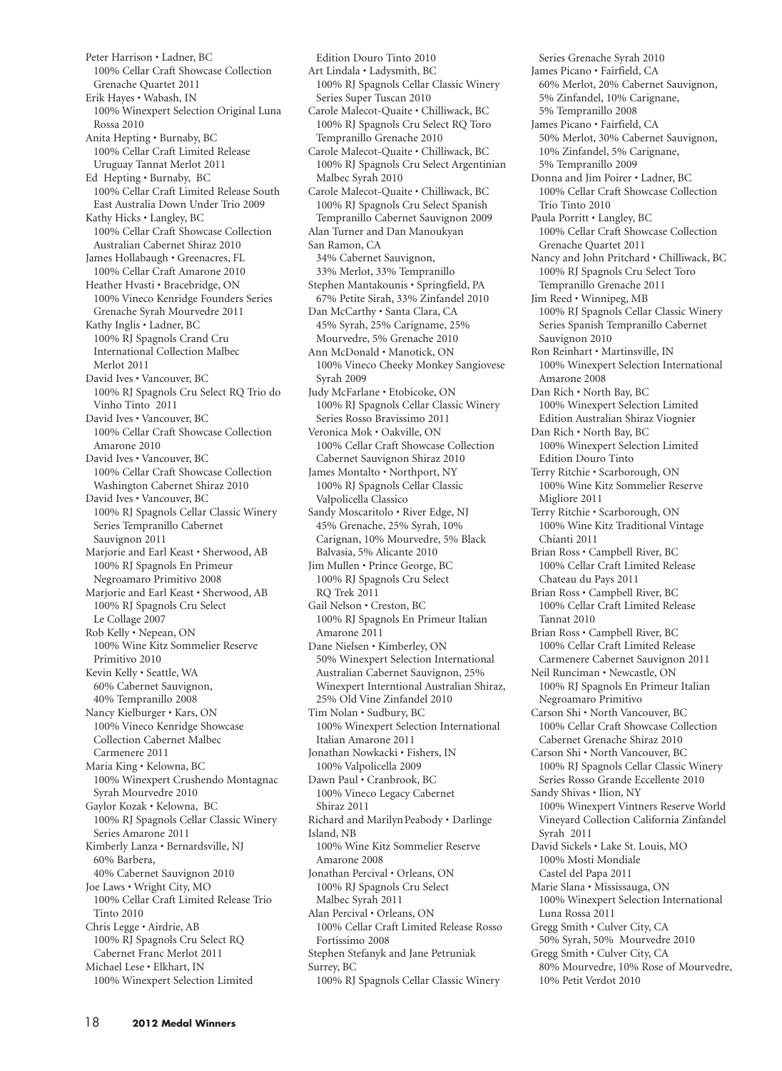Peter Harrison • Ladner, BC
100% Cellar Craft Showcase Collection Grenache Quartet 2011

Erik Hayes • Wabash, IN
100% Winexpert Selection Original Luna Rossa 2010

Anita Hepting • Burnaby, BC
100% Cellar Craft Limited Release Uruguay Tannat Merlot 2011

Ed Hepting • Burnaby, BC
100% Cellar Craft Limited Release South East Australia Down Under Trio 2009

Kathy Hicks • Langley, BC
100% Cellar Craft Showcase Collection Australian Cabernet Shiraz 2010

James Hollabaugh • Greenacres, FL
100% Cellar Craft Amarone 2010

Heather Hvasti • Bracebridge, ON
100% Vineco Kenridge Founders Series Grenache Syrah Mourvedre 2011

Kathy Inglis • Ladner, BC
100% RJ Spagnols Crand Cru International Collection Malbec Merlot 2011

David Ives • Vancouver, BC
100% RJ Spagnols Cru Select RQ Trio do Vinho Tinto 2011

David Ives • Vancouver, BC
100% Cellar Craft Showcase Collection Amarone 2010

David Ives • Vancouver, BC
100% Cellar Craft Showcase Collection Washington Cabernet Shiraz 2010

David Ives • Vancouver, BC
100% RJ Spagnols Cellar Classic Winery Series Tempranillo Cabernet Sauvignon 2011

Marjorie and Earl Keast • Sherwood, AB
100% RJ Spagnols En Primeur Negroamaro Primitivo 2008

Marjorie and Earl Keast • Sherwood, AB
100% RJ Spagnols Cru Select Le Collage 2007

Rob Kelly • Nepean, ON
100% Wine Kitz Sommelier Reserve Primitivo 2010

Kevin Kelly • Seattle, WA
60% Cabernet Sauvignon, 40% Tempranillo 2008

Nancy Kielburger • Kars, ON
100% Vineco Kenridge Showcase Collection Cabernet Malbec Carmenere 2011

Maria King • Kelowna, BC
100% Winexpert Crushendo Montagnac Syrah Mourvedre 2010

Gaylor Kozak • Kelowna, BC
100% RJ Spagnols Cellar Classic Winery Series Amarone 2011

Kimberly Lanza • Bernardsville, NJ
60% Barbera, 40% Cabernet Sauvignon 2010

Joe Laws • Wright City, MO
100% Cellar Craft Limited Release Trio Tinto 2010

Chris Legge • Airdrie, AB
100% RJ Spagnols Cru Select RQ Cabernet Franc Merlot 2011

Michael Lese • Elkhart, IN
100% Winexpert Selection Limited Edition Douro Tinto 2010

Art Lindala • Ladysmith, BC
100% RJ Spagnols Cellar Classic Winery Series Super Tuscan 2010

Carole Malecot-Quaite • Chilliwack, BC
100% RJ Spagnols Cru Select RQ Toro Tempranillo Grenache 2010

Carole Malecot-Quaite • Chilliwack, BC
100% RJ Spagnols Cru Select Argentinian Malbec Syrah 2010

Carole Malecot-Quaite • Chilliwack, BC
100% RJ Spagnols Cru Select Spanish Tempranillo Cabernet Sauvignon 2009

Alan Turner and Dan Manoukyan San Ramon, CA
34% Cabernet Sauvignon, 33% Merlot, 33% Tempranillo

Stephen Mantakounis • Springfield, PA
67% Petite Sirah, 33% Zinfandel 2010

Dan McCarthy • Santa Clara, CA
45% Syrah, 25% Carigname, 25% Mourvedre, 5% Grenache 2010

Ann McDonald • Manotick, ON
100% Vineco Cheeky Monkey Sangiovese Syrah 2009

Judy McFarlane • Etobicoke, ON
100% RJ Spagnols Cellar Classic Winery Series Rosso Bravissimo 2011

Veronica Mok • Oakville, ON
100% Cellar Craft Showcase Collection Cabernet Sauvignon Shiraz 2010

James Montalto • Northport, NY
100% RJ Spagnols Cellar Classic Valpolicella Classico

Sandy Moscaritolo • River Edge, NJ
45% Grenache, 25% Syrah, 10% Carignan, 10% Mourvedre, 5% Black Balvasia, 5% Alicante 2010

Jim Mullen • Prince George, BC
100% RJ Spagnols Cru Select RQ Trek 2011

Gail Nelson • Creston, BC
100% RJ Spagnols En Primeur Italian Amarone 2011

Dane Nielsen • Kimberley, ON
50% Winexpert Selection International Australian Cabernet Sauvignon, 25% Winexpert Interntional Australian Shiraz, 25% Old Vine Zinfandel 2010

Tim Nolan • Sudbury, BC
100% Winexpert Selection International Italian Amarone 2011

Jonathan Nowkacki • Fishers, IN
100% Valpolicella 2009

Dawn Paul • Cranbrook, BC
100% Vineco Legacy Cabernet Shiraz 2011

Richard and Marilyn Peabody • Darlinge Island, NB
100% Wine Kitz Sommelier Reserve Amarone 2008

Jonathan Percival • Orleans, ON
100% RJ Spagnols Cru Select Malbec Syrah 2011

Alan Percival • Orleans, ON
100% Cellar Craft Limited Release Rosso Fortissimo 2008

Stephen Stefanyk and Jane Petruniak Surrey, BC
100% RJ Spagnols Cellar Classic Winery Series Grenache Syrah 2010

James Picano • Fairfield, CA
60% Merlot, 20% Cabernet Sauvignon, 5% Zinfandel, 10% Carignane, 5% Tempranillo 2008

James Picano • Fairfield, CA
50% Merlot, 30% Cabernet Sauvignon, 10% Zinfandel, 5% Carignane, 5% Tempranillo 2009

Donna and Jim Poirer • Ladner, BC
100% Cellar Craft Showcase Collection Trio Tinto 2010

Paula Porritt • Langley, BC
100% Cellar Craft Showcase Collection Grenache Quartet 2011

Nancy and John Pritchard • Chilliwack, BC
100% RJ Spagnols Cru Select Toro Tempranillo Grenache 2011

Jim Reed • Winnipeg, MB
100% RJ Spagnols Cellar Classic Winery Series Spanish Tempranillo Cabernet Sauvignon 2010

Ron Reinhart • Martinsville, IN
100% Winexpert Selection International Amarone 2008

Dan Rich • North Bay, BC
100% Winexpert Selection Limited Edition Australian Shiraz Viognier

Dan Rich • North Bay, BC
100% Winexpert Selection Limited Edition Douro Tinto

Terry Ritchie • Scarborough, ON
100% Wine Kitz Sommelier Reserve Migliore 2011

Terry Ritchie • Scarborough, ON
100% Wine Kitz Traditional Vintage Chianti 2011

Brian Ross • Campbell River, BC
100% Cellar Craft Limited Release Chateau du Pays 2011

Brian Ross • Campbell River, BC
100% Cellar Craft Limited Release Tannat 2010

Brian Ross • Campbell River, BC
100% Cellar Craft Limited Release Carmenere Cabernet Sauvignon 2011

Neil Runciman • Newcastle, ON
100% RJ Spagnols En Primeur Italian Negroamaro Primitivo

Carson Shi • North Vancouver, BC
100% Cellar Craft Showcase Collection Cabernet Grenache Shiraz 2010

Carson Shi • North Vancouver, BC
100% RJ Spagnols Cellar Classic Winery Series Rosso Grande Eccellente 2010

Sandy Shivas • Ilion, NY
100% Winexpert Vintners Reserve World Vineyard Collection California Zinfandel Syrah 2011

David Sickels • Lake St. Louis, MO
100% Mosti Mondiale Castel del Papa 2011

Marie Slana • Mississauga, ON
100% Winexpert Selection International Luna Rossa 2011

Gregg Smith • Culver City, CA
50% Syrah, 50% Mourvedre 2010

Gregg Smith • Culver City, CA
80% Mourvedre, 10% Rose of Mourvedre, 10% Petit Verdot 2010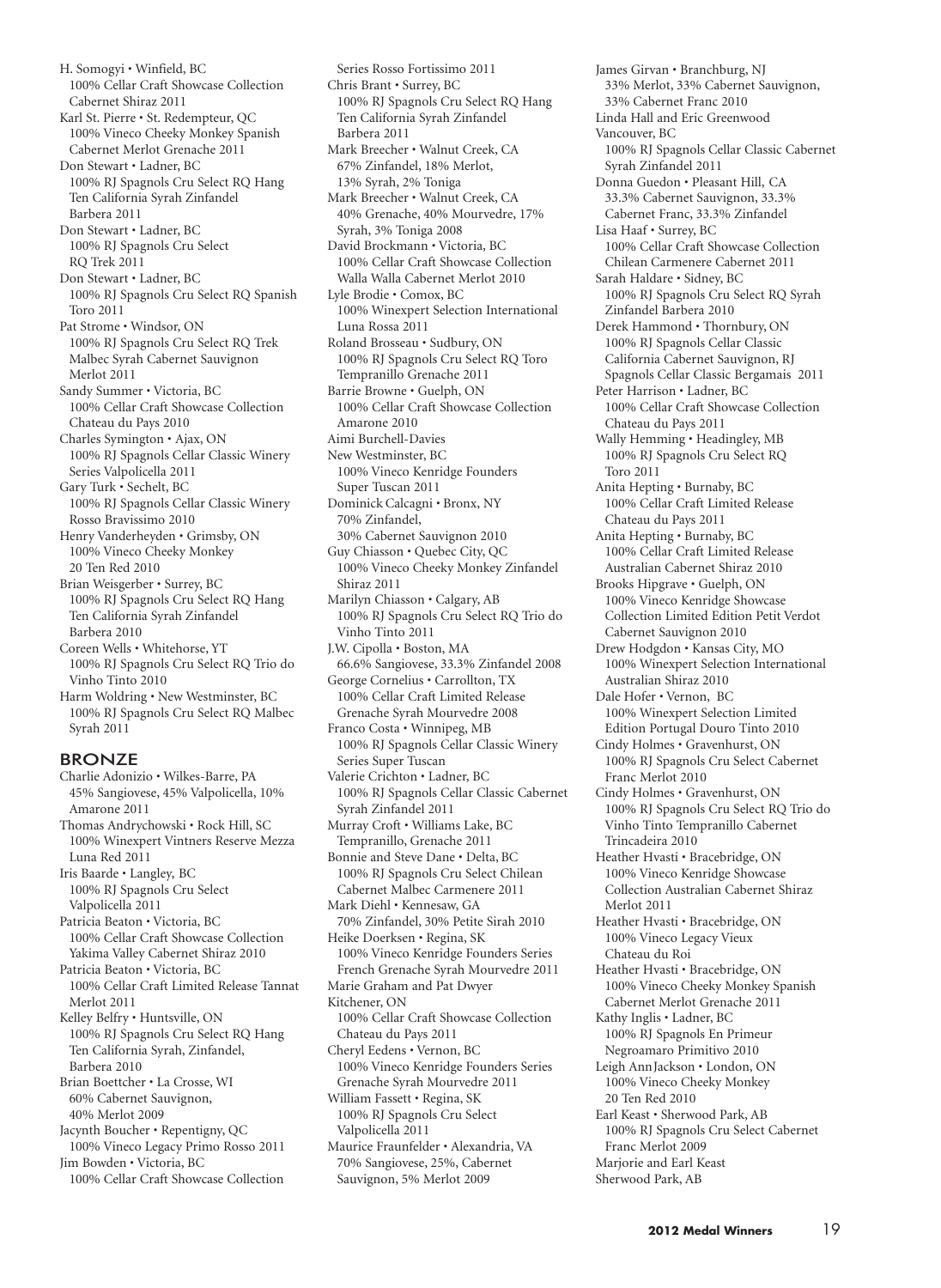H. Somogyi • Winfield, BC
100% Cellar Craft Showcase Collection Cabernet Shiraz 2011

Karl St. Pierre • St. Redempteur, QC
100% Vineco Cheeky Monkey Spanish Cabernet Merlot Grenache 2011

Don Stewart • Ladner, BC
100% RJ Spagnols Cru Select RQ Hang Ten California Syrah Zinfandel Barbera 2011

Don Stewart • Ladner, BC
100% RJ Spagnols Cru Select RQ Trek 2011

Don Stewart • Ladner, BC
100% RJ Spagnols Cru Select RQ Spanish Toro 2011

Pat Strome • Windsor, ON
100% RJ Spagnols Cru Select RQ Trek Malbec Syrah Cabernet Sauvignon Merlot 2011

Sandy Summer • Victoria, BC
100% Cellar Craft Showcase Collection Chateau du Pays 2010

Charles Symington • Ajax, ON
100% RJ Spagnols Cellar Classic Winery Series Valpolicella 2011

Gary Turk • Sechelt, BC
100% RJ Spagnols Cellar Classic Winery Rosso Bravissimo 2010

Henry Vanderheyden • Grimsby, ON
100% Vineco Cheeky Monkey 20 Ten Red 2010

Brian Weisgerber • Surrey, BC
100% RJ Spagnols Cru Select RQ Hang Ten California Syrah Zinfandel Barbera 2010

Coreen Wells • Whitehorse, YT
100% RJ Spagnols Cru Select RQ Trio do Vinho Tinto 2010

Harm Woldring • New Westminster, BC
100% RJ Spagnols Cru Select RQ Malbec Syrah 2011

## BRONZE

Charlie Adonizio • Wilkes-Barre, PA
45% Sangiovese, 45% Valpolicella, 10% Amarone 2011

Thomas Andrychowski • Rock Hill, SC
100% Winexpert Vintners Reserve Mezza Luna Red 2011

Iris Baarde • Langley, BC
100% RJ Spagnols Cru Select Valpolicella 2011

Patricia Beaton • Victoria, BC
100% Cellar Craft Showcase Collection Yakima Valley Cabernet Shiraz 2010

Patricia Beaton • Victoria, BC
100% Cellar Craft Limited Release Tannat Merlot 2011

Kelley Belfry • Huntsville, ON
100% RJ Spagnols Cru Select RQ Hang Ten California Syrah, Zinfandel, Barbera 2010

Brian Boettcher • La Crosse, WI
60% Cabernet Sauvignon, 40% Merlot 2009

Jacynth Boucher • Repentigny, QC
100% Vineco Legacy Primo Rosso 2011

Jim Bowden • Victoria, BC
100% Cellar Craft Showcase Collection Series Rosso Fortissimo 2011

Chris Brant • Surrey, BC
100% RJ Spagnols Cru Select RQ Hang Ten California Syrah Zinfandel Barbera 2011

Mark Breecher • Walnut Creek, CA
67% Zinfandel, 18% Merlot, 13% Syrah, 2% Toniga

Mark Breecher • Walnut Creek, CA
40% Grenache, 40% Mourvedre, 17% Syrah, 3% Toniga 2008

David Brockmann • Victoria, BC
100% Cellar Craft Showcase Collection Walla Walla Cabernet Merlot 2010

Lyle Brodie • Comox, BC
100% Winexpert Selection International Luna Rossa 2011

Roland Brosseau • Sudbury, ON
100% RJ Spagnols Cru Select RQ Toro Tempranillo Grenache 2011

Barrie Browne • Guelph, ON
100% Cellar Craft Showcase Collection Amarone 2010

Aimi Burchell-Davies
New Westminster, BC
100% Vineco Kenridge Founders Super Tuscan 2011

Dominick Calcagni • Bronx, NY
70% Zinfandel, 30% Cabernet Sauvignon 2010

Guy Chiasson • Quebec City, QC
100% Vineco Cheeky Monkey Zinfandel Shiraz 2011

Marilyn Chiasson • Calgary, AB
100% RJ Spagnols Cru Select RQ Trio do Vinho Tinto 2011

J.W. Cipolla • Boston, MA
66.6% Sangiovese, 33.3% Zinfandel 2008

George Cornelius • Carrollton, TX
100% Cellar Craft Limited Release Grenache Syrah Mourvedre 2008

Franco Costa • Winnipeg, MB
100% RJ Spagnols Cellar Classic Winery Series Super Tuscan

Valerie Crichton • Ladner, BC
100% RJ Spagnols Cellar Classic Cabernet Syrah Zinfandel 2011

Murray Croft • Williams Lake, BC
Tempranillo, Grenache 2011

Bonnie and Steve Dane • Delta, BC
100% RJ Spagnols Cru Select Chilean Cabernet Malbec Carmenere 2011

Mark Diehl • Kennesaw, GA
70% Zinfandel, 30% Petite Sirah 2010

Heike Doerksen • Regina, SK
100% Vineco Kenridge Founders Series French Grenache Syrah Mourvedre 2011

Marie Graham and Pat Dwyer
Kitchener, ON
100% Cellar Craft Showcase Collection Chateau du Pays 2011

Cheryl Eedens • Vernon, BC
100% Vineco Kenridge Founders Series Grenache Syrah Mourvedre 2011

William Fassett • Regina, SK
100% RJ Spagnols Cru Select Valpolicella 2011

Maurice Fraunfelder • Alexandria, VA
70% Sangiovese, 25%, Cabernet Sauvignon, 5% Merlot 2009

James Girvan • Branchburg, NJ
33% Merlot, 33% Cabernet Sauvignon, 33% Cabernet Franc 2010

Linda Hall and Eric Greenwood
Vancouver, BC
100% RJ Spagnols Cellar Classic Cabernet Syrah Zinfandel 2011

Donna Guedon • Pleasant Hill, CA
33.3% Cabernet Sauvignon, 33.3% Cabernet Franc, 33.3% Zinfandel

Lisa Haaf • Surrey, BC
100% Cellar Craft Showcase Collection Chilean Carmenere Cabernet 2011

Sarah Haldare • Sidney, BC
100% RJ Spagnols Cru Select RQ Syrah Zinfandel Barbera 2010

Derek Hammond • Thornbury, ON
100% RJ Spagnols Cellar Classic California Cabernet Sauvignon, RJ Spagnols Cellar Classic Bergamais 2011

Peter Harrison • Ladner, BC
100% Cellar Craft Showcase Collection Chateau du Pays 2011

Wally Hemming • Headingley, MB
100% RJ Spagnols Cru Select RQ Toro 2011

Anita Hepting • Burnaby, BC
100% Cellar Craft Limited Release Chateau du Pays 2011

Anita Hepting • Burnaby, BC
100% Cellar Craft Limited Release Australian Cabernet Shiraz 2010

Brooks Hipgrave • Guelph, ON
100% Vineco Kenridge Showcase Collection Limited Edition Petit Verdot Cabernet Sauvignon 2010

Drew Hodgdon • Kansas City, MO
100% Winexpert Selection International Australian Shiraz 2010

Dale Hofer • Vernon, BC
100% Winexpert Selection Limited Edition Portugal Douro Tinto 2010

Cindy Holmes • Gravenhurst, ON
100% RJ Spagnols Cru Select Cabernet Franc Merlot 2010

Cindy Holmes • Gravenhurst, ON
100% RJ Spagnols Cru Select RQ Trio do Vinho Tinto Tempranillo Cabernet Trincadeira 2010

Heather Hvasti • Bracebridge, ON
100% Vineco Kenridge Showcase Collection Australian Cabernet Shiraz Merlot 2011

Heather Hvasti • Bracebridge, ON
100% Vineco Legacy Vieux Chateau du Roi

Heather Hvasti • Bracebridge, ON
100% Vineco Cheeky Monkey Spanish Cabernet Merlot Grenache 2011

Kathy Inglis • Ladner, BC
100% RJ Spagnols En Primeur Negroamaro Primitivo 2010

Leigh AnnJackson • London, ON
100% Vineco Cheeky Monkey 20 Ten Red 2010

Earl Keast • Sherwood Park, AB
100% RJ Spagnols Cru Select Cabernet Franc Merlot 2009

Marjorie and Earl Keast
Sherwood Park, AB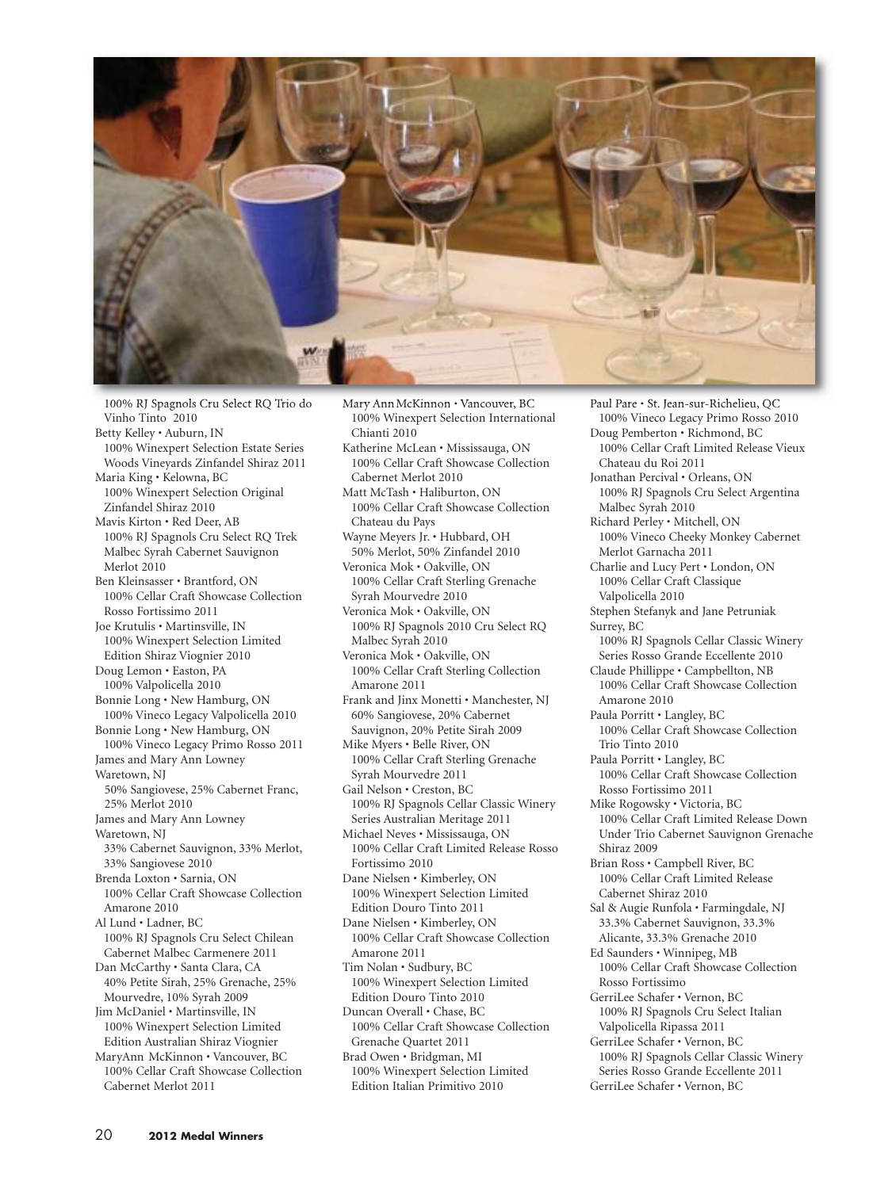100% RJ Spagnols Cru Select RQ Trio do Vinho Tinto 2010

Betty Kelley • Auburn, IN
100% Winexpert Selection Estate Series Woods Vineyards Zinfandel Shiraz 2011

Maria King • Kelowna, BC
100% Winexpert Selection Original Zinfandel Shiraz 2010

Mavis Kirton • Red Deer, AB
100% RJ Spagnols Cru Select RQ Trek Malbec Syrah Cabernet Sauvignon Merlot 2010

Ben Kleinsasser • Brantford, ON
100% Cellar Craft Showcase Collection Rosso Fortissimo 2011

Joe Krutulis • Martinsville, IN
100% Winexpert Selection Limited Edition Shiraz Viognier 2010

Doug Lemon • Easton, PA
100% Valpolicella 2010

Bonnie Long • New Hamburg, ON
100% Vineco Legacy Valpolicella 2010

Bonnie Long • New Hamburg, ON
100% Vineco Legacy Primo Rosso 2011

James and Mary Ann Lowney
Waretown, NJ
50% Sangiovese, 25% Cabernet Franc, 25% Merlot 2010

James and Mary Ann Lowney
Waretown, NJ
33% Cabernet Sauvignon, 33% Merlot, 33% Sangiovese 2010

Brenda Loxton • Sarnia, ON
100% Cellar Craft Showcase Collection Amarone 2010

Al Lund • Ladner, BC
100% RJ Spagnols Cru Select Chilean Cabernet Malbec Carmenere 2011

Dan McCarthy • Santa Clara, CA
40% Petite Sirah, 25% Grenache, 25% Mourvedre, 10% Syrah 2009

Jim McDaniel • Martinsville, IN
100% Winexpert Selection Limited Edition Australian Shiraz Viognier

MaryAnn McKinnon • Vancouver, BC
100% Cellar Craft Showcase Collection Cabernet Merlot 2011

Mary Ann McKinnon • Vancouver, BC
100% Winexpert Selection International Chianti 2010

Katherine McLean • Mississauga, ON
100% Cellar Craft Showcase Collection Cabernet Merlot 2010

Matt McTash • Haliburton, ON
100% Cellar Craft Showcase Collection Chateau du Pays

Wayne Meyers Jr. • Hubbard, OH
50% Merlot, 50% Zinfandel 2010

Veronica Mok • Oakville, ON
100% Cellar Craft Sterling Grenache Syrah Mourvedre 2010

Veronica Mok • Oakville, ON
100% RJ Spagnols 2010 Cru Select RQ Malbec Syrah 2010

Veronica Mok • Oakville, ON
100% Cellar Craft Sterling Collection Amarone 2011

Frank and Jinx Monetti • Manchester, NJ
60% Sangiovese, 20% Cabernet Sauvignon, 20% Petite Sirah 2009

Mike Myers • Belle River, ON
100% Cellar Craft Sterling Grenache Syrah Mourvedre 2011

Gail Nelson • Creston, BC
100% RJ Spagnols Cellar Classic Winery Series Australian Meritage 2011

Michael Neves • Mississauga, ON
100% Cellar Craft Limited Release Rosso Fortissimo 2010

Dane Nielsen • Kimberley, ON
100% Winexpert Selection Limited Edition Douro Tinto 2011

Dane Nielsen • Kimberley, ON
100% Cellar Craft Showcase Collection Amarone 2011

Tim Nolan • Sudbury, BC
100% Winexpert Selection Limited Edition Douro Tinto 2010

Duncan Overall • Chase, BC
100% Cellar Craft Showcase Collection Grenache Quartet 2011

Brad Owen • Bridgman, MI
100% Winexpert Selection Limited Edition Italian Primitivo 2010

Paul Pare • St. Jean-sur-Richelieu, QC
100% Vineco Legacy Primo Rosso 2010

Doug Pemberton • Richmond, BC
100% Cellar Craft Limited Release Vieux Chateau du Roi 2011

Jonathan Percival • Orleans, ON
100% RJ Spagnols Cru Select Argentina Malbec Syrah 2010

Richard Perley • Mitchell, ON
100% Vineco Cheeky Monkey Cabernet Merlot Garnacha 2011

Charlie and Lucy Pert • London, ON
100% Cellar Craft Classique Valpolicella 2010

Stephen Stefanyk and Jane Petruniak
Surrey, BC
100% RJ Spagnols Cellar Classic Winery Series Rosso Grande Eccellente 2010

Claude Phillippe • Campbellton, NB
100% Cellar Craft Showcase Collection Amarone 2010

Paula Porritt • Langley, BC
100% Cellar Craft Showcase Collection Trio Tinto 2010

Paula Porritt • Langley, BC
100% Cellar Craft Showcase Collection Rosso Fortissimo 2011

Mike Rogowsky • Victoria, BC
100% Cellar Craft Limited Release Down Under Trio Cabernet Sauvignon Grenache Shiraz 2009

Brian Ross • Campbell River, BC
100% Cellar Craft Limited Release Cabernet Shiraz 2010

Sal & Augie Runfola • Farmingdale, NJ
33.3% Cabernet Sauvignon, 33.3% Alicante, 33.3% Grenache 2010

Ed Saunders • Winnipeg, MB
100% Cellar Craft Showcase Collection Rosso Fortissimo

GerriLee Schafer • Vernon, BC
100% RJ Spagnols Cru Select Italian Valpolicella Ripassa 2011

GerriLee Schafer • Vernon, BC
100% RJ Spagnols Cellar Classic Winery Series Rosso Grande Eccellente 2011

GerriLee Schafer • Vernon, BC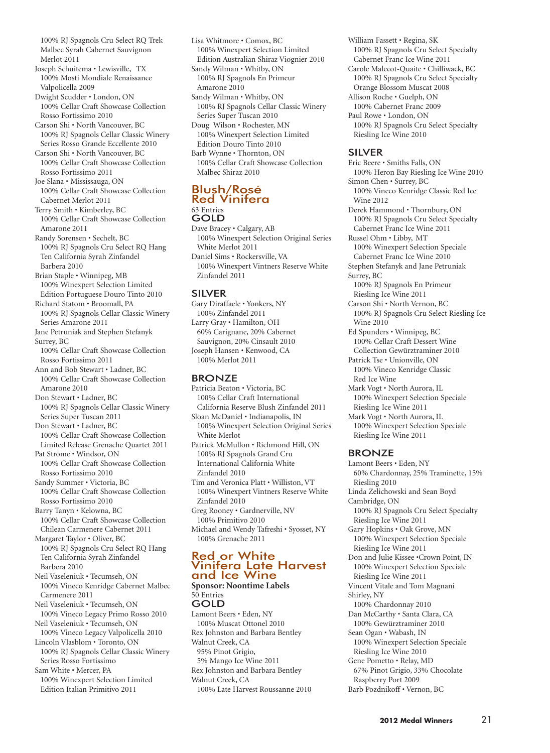100% RJ Spagnols Cru Select RQ Trek Malbec Syrah Cabernet Sauvignon Merlot 2011

Joseph Schuitema • Lewisville, TX
100% Mosti Mondiale Renaissance Valpolicella 2009

Dwight Scudder • London, ON
100% Cellar Craft Showcase Collection Rosso Fortissimo 2010

Carson Shi • North Vancouver, BC
100% RJ Spagnols Cellar Classic Winery Series Rosso Grande Eccellente 2010

Carson Shi • North Vancouver, BC
100% Cellar Craft Showcase Collection Rosso Fortissimo 2011

Joe Slana • Mississauga, ON
100% Cellar Craft Showcase Collection Cabernet Merlot 2011

Terry Smith • Kimberley, BC
100% Cellar Craft Showcase Collection Amarone 2011

Randy Sorensen • Sechelt, BC
100% RJ Spagnols Cru Select RQ Hang Ten California Syrah Zinfandel Barbera 2010

Brian Staple • Winnipeg, MB
100% Winexpert Selection Limited Edition Portuguese Douro Tinto 2010

Richard Statom • Broomall, PA
100% RJ Spagnols Cellar Classic Winery Series Amarone 2011

Jane Petruniak and Stephen Stefanyk
Surrey, BC
100% Cellar Craft Showcase Collection Rosso Fortissimo 2011

Ann and Bob Stewart • Ladner, BC
100% Cellar Craft Showcase Collection Amarone 2010

Don Stewart • Ladner, BC
100% RJ Spagnols Cellar Classic Winery Series Super Tuscan 2011

Don Stewart • Ladner, BC
100% Cellar Craft Showcase Collection Limited Release Grenache Quartet 2011

Pat Strome • Windsor, ON
100% Cellar Craft Showcase Collection Rosso Fortissimo 2010

Sandy Summer • Victoria, BC
100% Cellar Craft Showcase Collection Rosso Fortissimo 2010

Barry Tanyn • Kelowna, BC
100% Cellar Craft Showcase Collection Chilean Carmenere Cabernet 2011

Margaret Taylor • Oliver, BC
100% RJ Spagnols Cru Select RQ Hang Ten California Syrah Zinfandel Barbera 2010

Neil Vaseleniuk • Tecumseh, ON
100% Vineco Kenridge Cabernet Malbec Carmenere 2011

Neil Vaseleniuk • Tecumseh, ON
100% Vineco Legacy Primo Rosso 2010

Neil Vaseleniuk • Tecumseh, ON
100% Vineco Legacy Valpolicella 2010

Lincoln Vlasblom • Toronto, ON
100% RJ Spagnols Cellar Classic Winery Series Rosso Fortissimo

Sam White • Mercer, PA
100% Winexpert Selection Limited Edition Italian Primitivo 2011

Lisa Whitmore • Comox, BC
100% Winexpert Selection Limited Edition Australian Shiraz Viognier 2010

Sandy Wilman • Whitby, ON
100% RJ Spagnols En Primeur Amarone 2010

Sandy Wilman • Whitby, ON
100% RJ Spagnols Cellar Classic Winery Series Super Tuscan 2010

Doug Wilson • Rochester, MN
100% Winexpert Selection Limited Edition Douro Tinto 2010

Barb Wynne • Thornton, ON
100% Cellar Craft Showcase Collection Malbec Shiraz 2010

## Blush/Rosé Red Vinifera

63 Entries

### GOLD

Dave Bracey • Calgary, AB
100% Winexpert Selection Original Series White Merlot 2011

Daniel Sims • Rockersville, VA
100% Winexpert Vintners Reserve White Zinfandel 2011

### SILVER

Gary Diraffaele • Yonkers, NY
100% Zinfandel 2011

Larry Gray • Hamilton, OH
60% Carignane, 20% Cabernet Sauvignon, 20% Cinsault 2010

Joseph Hansen • Kenwood, CA
100% Merlot 2011

### BRONZE

Patricia Beaton • Victoria, BC
100% Cellar Craft International California Reserve Blush Zinfandel 2011

Sloan McDaniel • Indianapolis, IN
100% Winexpert Selection Original Series White Merlot

Patrick McMullon • Richmond Hill, ON
100% RJ Spagnols Grand Cru International California White Zinfandel 2010

Tim and Veronica Platt • Williston, VT
100% Winexpert Vintners Reserve White Zinfandel 2010

Greg Rooney • Gardnerville, NV
100% Primitivo 2010

Michael and Wendy Tafreshi • Syosset, NY
100% Grenache 2011

## Red or White Vinifera Late Harvest and Ice Wine

**Sponsor: Noontime Labels**

50 Entries

### GOLD

Lamont Beers • Eden, NY
100% Muscat Ottonel 2010

Rex Johnston and Barbara Bentley
Walnut Creek, CA
95% Pinot Grigio, 5% Mango Ice Wine 2011

Rex Johnston and Barbara Bentley
Walnut Creek, CA
100% Late Harvest Roussanne 2010

William Fassett • Regina, SK
100% RJ Spagnols Cru Select Specialty Cabernet Franc Ice Wine 2011

Carole Malecot-Quaite • Chilliwack, BC
100% RJ Spagnols Cru Select Specialty Orange Blossom Muscat 2008

Allison Roche • Guelph, ON
100% Cabernet Franc 2009

Paul Rowe • London, ON
100% RJ Spagnols Cru Select Specialty Riesling Ice Wine 2010

### SILVER

Eric Beere • Smiths Falls, ON
100% Heron Bay Riesling Ice Wine 2010

Simon Chen • Surrey, BC
100% Vineco Kenridge Classic Red Ice Wine 2012

Derek Hammond • Thornbury, ON
100% RJ Spagnols Cru Select Specialty Cabernet Franc Ice Wine 2011

Russel Ohm • Libby, MT
100% Winexpert Selection Speciale Cabernet Franc Ice Wine 2010

Stephen Stefanyk and Jane Petruniak
Surrey, BC
100% RJ Spagnols En Primeur Riesling Ice Wine 2011

Carson Shi • North Vernon, BC
100% RJ Spagnols Cru Select Riesling Ice Wine 2010

Ed Spunders • Winnipeg, BC
100% Cellar Craft Dessert Wine Collection Gewürztraminer 2010

Patrick Tse • Unionville, ON
100% Vineco Kenridge Classic Red Ice Wine

Mark Vogt • North Aurora, IL
100% Winexpert Selection Speciale Riesling Ice Wine 2011

Mark Vogt • North Aurora, IL
100% Winexpert Selection Speciale Riesling Ice Wine 2011

### BRONZE

Lamont Beers • Eden, NY
60% Chardonnay, 25% Traminette, 15% Riesling 2010

Linda Zelichowski and Sean Boyd
Cambridge, ON
100% RJ Spagnols Cru Select Specialty Riesling Ice Wine 2011

Gary Hopkins • Oak Grove, MN
100% Winexpert Selection Speciale Riesling Ice Wine 2011

Don and Julie Kissee •Crown Point, IN
100% Winexpert Selection Speciale Riesling Ice Wine 2011

Vincent Vitale and Tom Magnani
Shirley, NY
100% Chardonnay 2010

Dan McCarthy • Santa Clara, CA
100% Gewürztraminer 2010

Sean Ogan • Wabash, IN
100% Winexpert Selection Speciale Riesling Ice Wine 2010

Gene Pometto • Relay, MD
67% Pinot Grigio, 33% Chocolate Raspberry Port 2009

Barb Pozdnikoff • Vernon, BC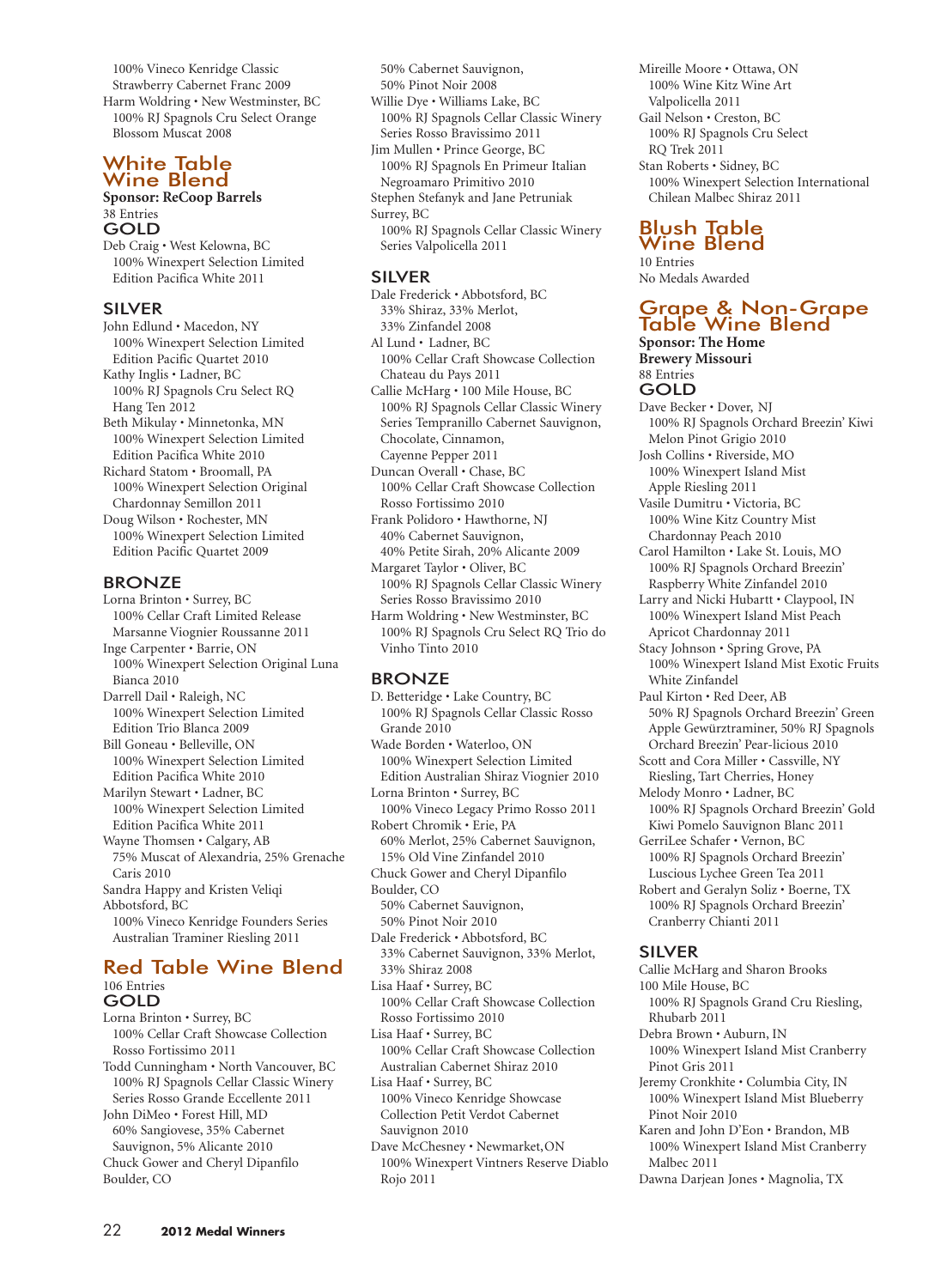100% Vineco Kenridge Classic Strawberry Cabernet Franc 2009

Harm Woldring • New Westminster, BC
100% RJ Spagnols Cru Select Orange Blossom Muscat 2008

## White Table Wine Blend

**Sponsor: ReCoop Barrels**
38 Entries

### GOLD

Deb Craig • West Kelowna, BC
100% Winexpert Selection Limited Edition Pacifica White 2011

### SILVER

John Edlund • Macedon, NY
100% Winexpert Selection Limited Edition Pacific Quartet 2010

Kathy Inglis • Ladner, BC
100% RJ Spagnols Cru Select RQ Hang Ten 2012

Beth Mikulay • Minnetonka, MN
100% Winexpert Selection Limited Edition Pacifica White 2010

Richard Statom • Broomall, PA
100% Winexpert Selection Original Chardonnay Semillon 2011

Doug Wilson • Rochester, MN
100% Winexpert Selection Limited Edition Pacific Quartet 2009

### BRONZE

Lorna Brinton • Surrey, BC
100% Cellar Craft Limited Release Marsanne Viognier Roussanne 2011

Inge Carpenter • Barrie, ON
100% Winexpert Selection Original Luna Bianca 2010

Darrell Dail • Raleigh, NC
100% Winexpert Selection Limited Edition Trio Blanca 2009

Bill Goneau • Belleville, ON
100% Winexpert Selection Limited Edition Pacifica White 2010

Marilyn Stewart • Ladner, BC
100% Winexpert Selection Limited Edition Pacifica White 2011

Wayne Thomsen • Calgary, AB
75% Muscat of Alexandria, 25% Grenache Caris 2010

Sandra Happy and Kristen Veliqi
Abbotsford, BC
100% Vineco Kenridge Founders Series Australian Traminer Riesling 2011

## Red Table Wine Blend

106 Entries

### GOLD

Lorna Brinton • Surrey, BC
100% Cellar Craft Showcase Collection Rosso Fortissimo 2011

Todd Cunningham • North Vancouver, BC
100% RJ Spagnols Cellar Classic Winery Series Rosso Grande Eccellente 2011

John DiMeo • Forest Hill, MD
60% Sangiovese, 35% Cabernet Sauvignon, 5% Alicante 2010

Chuck Gower and Cheryl Dipanfilo
Boulder, CO
50% Cabernet Sauvignon, 50% Pinot Noir 2008

Willie Dye • Williams Lake, BC
100% RJ Spagnols Cellar Classic Winery Series Rosso Bravissimo 2011

Jim Mullen • Prince George, BC
100% RJ Spagnols En Primeur Italian Negroamaro Primitivo 2010

Stephen Stefanyk and Jane Petruniak
Surrey, BC
100% RJ Spagnols Cellar Classic Winery Series Valpolicella 2011

### SILVER

Dale Frederick • Abbotsford, BC
33% Shiraz, 33% Merlot, 33% Zinfandel 2008

Al Lund • Ladner, BC
100% Cellar Craft Showcase Collection Chateau du Pays 2011

Callie McHarg • 100 Mile House, BC
100% RJ Spagnols Cellar Classic Winery Series Tempranillo Cabernet Sauvignon, Chocolate, Cinnamon, Cayenne Pepper 2011

Duncan Overall • Chase, BC
100% Cellar Craft Showcase Collection Rosso Fortissimo 2010

Frank Polidoro • Hawthorne, NJ
40% Cabernet Sauvignon, 40% Petite Sirah, 20% Alicante 2009

Margaret Taylor • Oliver, BC
100% RJ Spagnols Cellar Classic Winery Series Rosso Bravissimo 2010

Harm Woldring • New Westminster, BC
100% RJ Spagnols Cru Select RQ Trio do Vinho Tinto 2010

### BRONZE

D. Betteridge • Lake Country, BC
100% RJ Spagnols Cellar Classic Rosso Grande 2010

Wade Borden • Waterloo, ON
100% Winexpert Selection Limited Edition Australian Shiraz Viognier 2010

Lorna Brinton • Surrey, BC
100% Vineco Legacy Primo Rosso 2011

Robert Chromik • Erie, PA
60% Merlot, 25% Cabernet Sauvignon, 15% Old Vine Zinfandel 2010

Chuck Gower and Cheryl Dipanfilo
Boulder, CO
50% Cabernet Sauvignon, 50% Pinot Noir 2010

Dale Frederick • Abbotsford, BC
33% Cabernet Sauvignon, 33% Merlot, 33% Shiraz 2008

Lisa Haaf • Surrey, BC
100% Cellar Craft Showcase Collection Rosso Fortissimo 2010

Lisa Haaf • Surrey, BC
100% Cellar Craft Showcase Collection Australian Cabernet Shiraz 2010

Lisa Haaf • Surrey, BC
100% Vineco Kenridge Showcase Collection Petit Verdot Cabernet Sauvignon 2010

Dave McChesney • Newmarket,ON
100% Winexpert Vintners Reserve Diablo Rojo 2011

Mireille Moore • Ottawa, ON
100% Wine Kitz Wine Art Valpolicella 2011

Gail Nelson • Creston, BC
100% RJ Spagnols Cru Select RQ Trek 2011

Stan Roberts • Sidney, BC
100% Winexpert Selection International Chilean Malbec Shiraz 2011

## Blush Table Wine Blend

10 Entries
No Medals Awarded

## Grape & Non-Grape Table Wine Blend

**Sponsor: The Home Brewery Missouri**
88 Entries

### GOLD

Dave Becker • Dover, NJ
100% RJ Spagnols Orchard Breezin' Kiwi Melon Pinot Grigio 2010

Josh Collins • Riverside, MO
100% Winexpert Island Mist Apple Riesling 2011

Vasile Dumitru • Victoria, BC
100% Wine Kitz Country Mist Chardonnay Peach 2010

Carol Hamilton • Lake St. Louis, MO
100% RJ Spagnols Orchard Breezin' Raspberry White Zinfandel 2010

Larry and Nicki Hubartt • Claypool, IN
100% Winexpert Island Mist Peach Apricot Chardonnay 2011

Stacy Johnson • Spring Grove, PA
100% Winexpert Island Mist Exotic Fruits White Zinfandel

Paul Kirton • Red Deer, AB
50% RJ Spagnols Orchard Breezin' Green Apple Gewürztraminer, 50% RJ Spagnols Orchard Breezin' Pear-licious 2010

Scott and Cora Miller • Cassville, NY
Riesling, Tart Cherries, Honey

Melody Monro • Ladner, BC
100% RJ Spagnols Orchard Breezin' Gold Kiwi Pomelo Sauvignon Blanc 2011

GerriLee Schafer • Vernon, BC
100% RJ Spagnols Orchard Breezin' Luscious Lychee Green Tea 2011

Robert and Geralyn Soliz • Boerne, TX
100% RJ Spagnols Orchard Breezin' Cranberry Chianti 2011

### SILVER

Callie McHarg and Sharon Brooks
100 Mile House, BC
100% RJ Spagnols Grand Cru Riesling, Rhubarb 2011

Debra Brown • Auburn, IN
100% Winexpert Island Mist Cranberry Pinot Gris 2011

Jeremy Cronkhite • Columbia City, IN
100% Winexpert Island Mist Blueberry Pinot Noir 2010

Karen and John D'Eon • Brandon, MB
100% Winexpert Island Mist Cranberry Malbec 2011

Dawna Darjean Jones • Magnolia, TX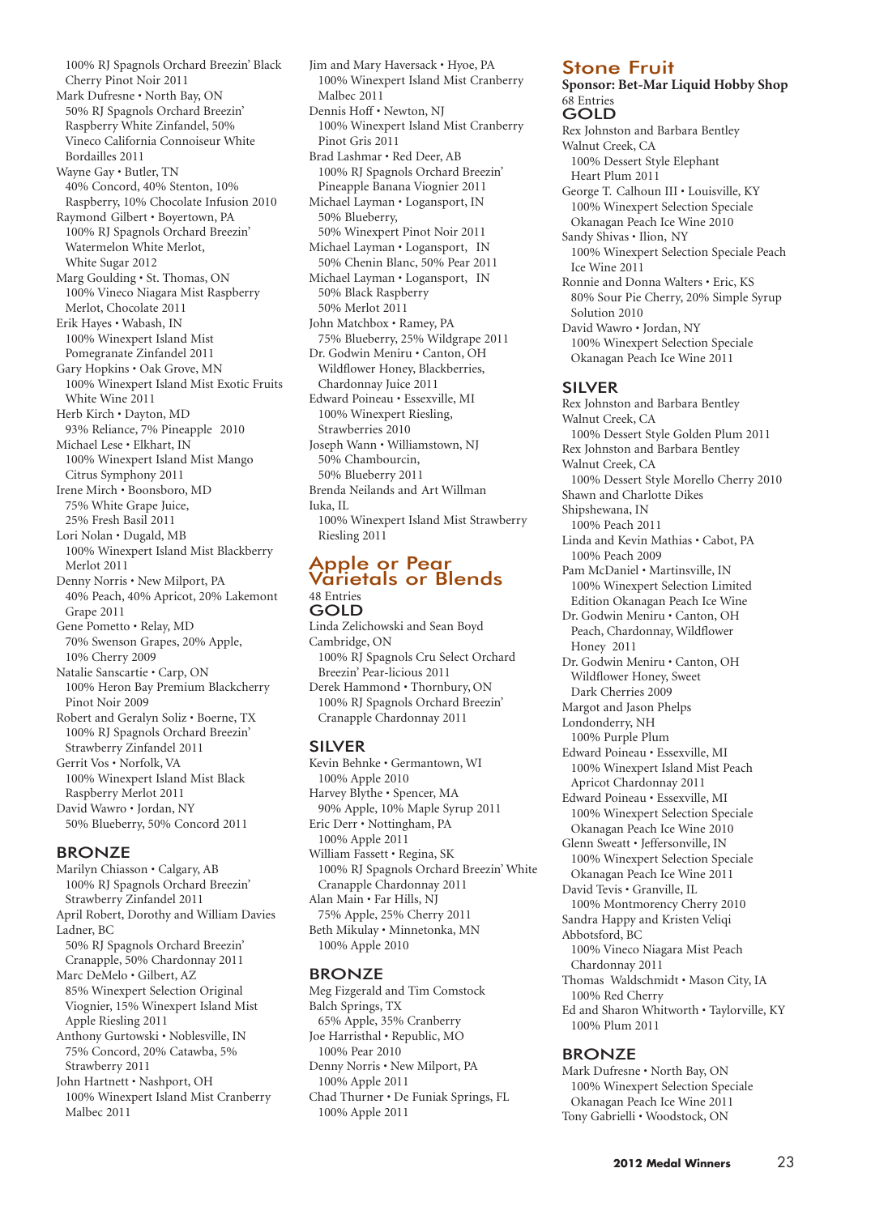100% RJ Spagnols Orchard Breezin' Black Cherry Pinot Noir 2011

Mark Dufresne • North Bay, ON
50% RJ Spagnols Orchard Breezin' Raspberry White Zinfandel, 50% Vineco California Connoisseur White Bordailles 2011

Wayne Gay • Butler, TN
40% Concord, 40% Stenton, 10% Raspberry, 10% Chocolate Infusion 2010

Raymond Gilbert • Boyertown, PA
100% RJ Spagnols Orchard Breezin' Watermelon White Merlot, White Sugar 2012

Marg Goulding • St. Thomas, ON
100% Vineco Niagara Mist Raspberry Merlot, Chocolate 2011

Erik Hayes • Wabash, IN
100% Winexpert Island Mist Pomegranate Zinfandel 2011

Gary Hopkins • Oak Grove, MN
100% Winexpert Island Mist Exotic Fruits White Wine 2011

Herb Kirch • Dayton, MD
93% Reliance, 7% Pineapple 2010

Michael Lese • Elkhart, IN
100% Winexpert Island Mist Mango Citrus Symphony 2011

Irene Mirch • Boonsboro, MD
75% White Grape Juice, 25% Fresh Basil 2011

Lori Nolan • Dugald, MB
100% Winexpert Island Mist Blackberry Merlot 2011

Denny Norris • New Milport, PA
40% Peach, 40% Apricot, 20% Lakemont Grape 2011

Gene Pometto • Relay, MD
70% Swenson Grapes, 20% Apple, 10% Cherry 2009

Natalie Sanscartie • Carp, ON
100% Heron Bay Premium Blackcherry Pinot Noir 2009

Robert and Geralyn Soliz • Boerne, TX
100% RJ Spagnols Orchard Breezin' Strawberry Zinfandel 2011

Gerrit Vos • Norfolk, VA
100% Winexpert Island Mist Black Raspberry Merlot 2011

David Wawro • Jordan, NY
50% Blueberry, 50% Concord 2011

### BRONZE

Marilyn Chiasson • Calgary, AB
100% RJ Spagnols Orchard Breezin' Strawberry Zinfandel 2011

April Robert, Dorothy and William Davies
Ladner, BC
50% RJ Spagnols Orchard Breezin' Cranapple, 50% Chardonnay 2011

Marc DeMelo • Gilbert, AZ
85% Winexpert Selection Original Viognier, 15% Winexpert Island Mist Apple Riesling 2011

Anthony Gurtowski • Noblesville, IN
75% Concord, 20% Catawba, 5% Strawberry 2011

John Hartnett • Nashport, OH
100% Winexpert Island Mist Cranberry Malbec 2011

Jim and Mary Haversack • Hyoe, PA
100% Winexpert Island Mist Cranberry Malbec 2011

Dennis Hoff • Newton, NJ
100% Winexpert Island Mist Cranberry Pinot Gris 2011

Brad Lashmar • Red Deer, AB
100% RJ Spagnols Orchard Breezin' Pineapple Banana Viognier 2011

Michael Layman • Logansport, IN
50% Blueberry, 50% Winexpert Pinot Noir 2011

Michael Layman • Logansport, IN
50% Chenin Blanc, 50% Pear 2011

Michael Layman • Logansport, IN
50% Black Raspberry 50% Merlot 2011

John Matchbox • Ramey, PA
75% Blueberry, 25% Wildgrape 2011

Dr. Godwin Meniru • Canton, OH
Wildflower Honey, Blackberries, Chardonnay Juice 2011

Edward Poineau • Essexville, MI
100% Winexpert Riesling, Strawberries 2010

Joseph Wann • Williamstown, NJ
50% Chambourcin, 50% Blueberry 2011

Brenda Neilands and Art Willman
Iuka, IL
100% Winexpert Island Mist Strawberry Riesling 2011

## Apple or Pear Varietals or Blends

48 Entries

### GOLD

Linda Zelichowski and Sean Boyd
Cambridge, ON
100% RJ Spagnols Cru Select Orchard Breezin' Pear-licious 2011

Derek Hammond • Thornbury, ON
100% RJ Spagnols Orchard Breezin' Cranapple Chardonnay 2011

### SILVER

Kevin Behnke • Germantown, WI
100% Apple 2010

Harvey Blythe • Spencer, MA
90% Apple, 10% Maple Syrup 2011

Eric Derr • Nottingham, PA
100% Apple 2011

William Fassett • Regina, SK
100% RJ Spagnols Orchard Breezin' White Cranapple Chardonnay 2011

Alan Main • Far Hills, NJ
75% Apple, 25% Cherry 2011

Beth Mikulay • Minnetonka, MN
100% Apple 2010

### BRONZE

Meg Fizgerald and Tim Comstock
Balch Springs, TX
65% Apple, 35% Cranberry

Joe Harristhal • Republic, MO
100% Pear 2010

Denny Norris • New Milport, PA
100% Apple 2011

Chad Thurner • De Funiak Springs, FL
100% Apple 2011

## Stone Fruit

**Sponsor: Bet-Mar Liquid Hobby Shop**

68 Entries

### GOLD

Rex Johnston and Barbara Bentley
Walnut Creek, CA
100% Dessert Style Elephant Heart Plum 2011

George T. Calhoun III • Louisville, KY
100% Winexpert Selection Speciale Okanagan Peach Ice Wine 2010

Sandy Shivas • Ilion, NY
100% Winexpert Selection Speciale Peach Ice Wine 2011

Ronnie and Donna Walters • Eric, KS
80% Sour Pie Cherry, 20% Simple Syrup Solution 2010

David Wawro • Jordan, NY
100% Winexpert Selection Speciale Okanagan Peach Ice Wine 2011

### SILVER

Rex Johnston and Barbara Bentley
Walnut Creek, CA
100% Dessert Style Golden Plum 2011

Rex Johnston and Barbara Bentley
Walnut Creek, CA
100% Dessert Style Morello Cherry 2010

Shawn and Charlotte Dikes
Shipshewana, IN
100% Peach 2011

Linda and Kevin Mathias • Cabot, PA
100% Peach 2009

Pam McDaniel • Martinsville, IN
100% Winexpert Selection Limited Edition Okanagan Peach Ice Wine

Dr. Godwin Meniru • Canton, OH
Peach, Chardonnay, Wildflower Honey 2011

Dr. Godwin Meniru • Canton, OH
Wildflower Honey, Sweet Dark Cherries 2009

Margot and Jason Phelps
Londonderry, NH
100% Purple Plum

Edward Poineau • Essexville, MI
100% Winexpert Island Mist Peach Apricot Chardonnay 2011

Edward Poineau • Essexville, MI
100% Winexpert Selection Speciale Okanagan Peach Ice Wine 2010

Glenn Sweatt • Jeffersonville, IN
100% Winexpert Selection Speciale Okanagan Peach Ice Wine 2011

David Tevis • Granville, IL
100% Montmorency Cherry 2010

Sandra Happy and Kristen Veliqi
Abbotsford, BC
100% Vineco Niagara Mist Peach Chardonnay 2011

Thomas Waldschmidt • Mason City, IA
100% Red Cherry

Ed and Sharon Whitworth • Taylorville, KY
100% Plum 2011

### BRONZE

Mark Dufresne • North Bay, ON
100% Winexpert Selection Speciale Okanagan Peach Ice Wine 2011

Tony Gabrielli • Woodstock, ON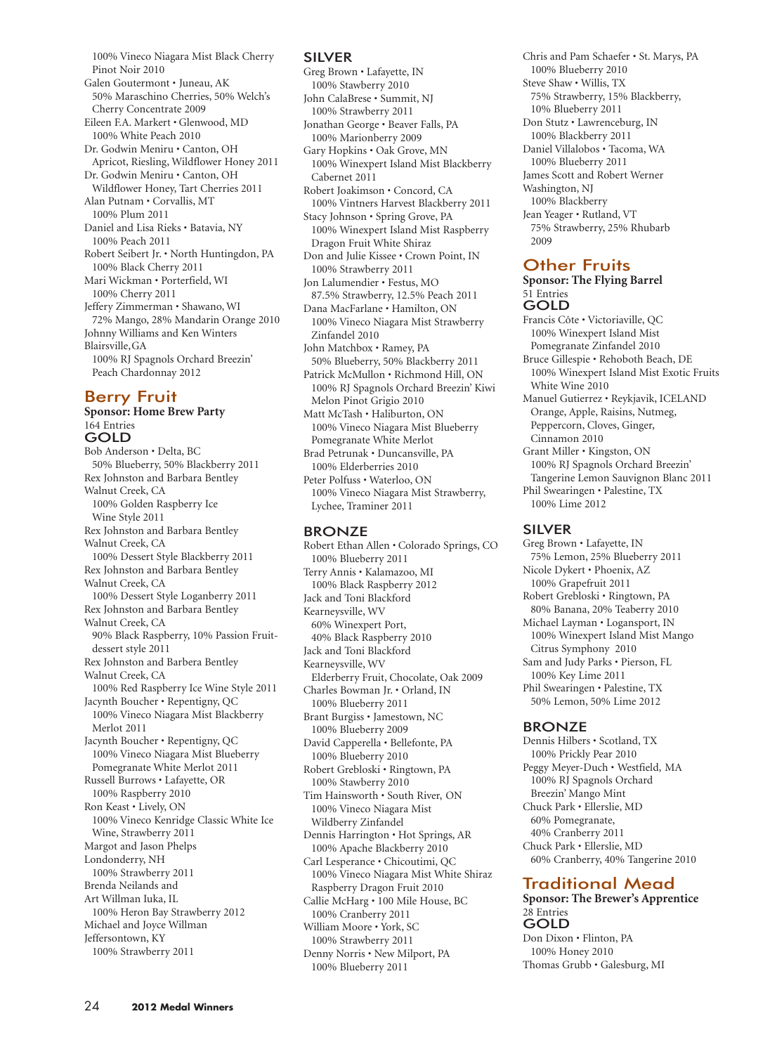100% Vineco Niagara Mist Black Cherry Pinot Noir 2010

Galen Goutermont • Juneau, AK
50% Maraschino Cherries, 50% Welch's Cherry Concentrate 2009

Eileen F.A. Markert • Glenwood, MD
100% White Peach 2010

Dr. Godwin Meniru • Canton, OH
Apricot, Riesling, Wildflower Honey 2011

Dr. Godwin Meniru • Canton, OH
Wildflower Honey, Tart Cherries 2011

Alan Putnam • Corvallis, MT
100% Plum 2011

Daniel and Lisa Rieks • Batavia, NY
100% Peach 2011

Robert Seibert Jr. • North Huntingdon, PA
100% Black Cherry 2011

Mari Wickman • Porterfield, WI
100% Cherry 2011

Jeffery Zimmerman • Shawano, WI
72% Mango, 28% Mandarin Orange 2010

Johnny Williams and Ken Winters
Blairsville, GA
100% RJ Spagnols Orchard Breezin' Peach Chardonnay 2012

## Berry Fruit

**Sponsor: Home Brew Party**
164 Entries

### GOLD

Bob Anderson • Delta, BC
50% Blueberry, 50% Blackberry 2011

Rex Johnston and Barbara Bentley
Walnut Creek, CA
100% Golden Raspberry Ice Wine Style 2011

Rex Johnston and Barbara Bentley
Walnut Creek, CA
100% Dessert Style Blackberry 2011

Rex Johnston and Barbara Bentley
Walnut Creek, CA
100% Dessert Style Loganberry 2011

Rex Johnston and Barbara Bentley
Walnut Creek, CA
90% Black Raspberry, 10% Passion Fruit-dessert style 2011

Rex Johnston and Barbara Bentley
Walnut Creek, CA
100% Red Raspberry Ice Wine Style 2011

Jacynth Boucher • Repentigny, QC
100% Vineco Niagara Mist Blackberry Merlot 2011

Jacynth Boucher • Repentigny, QC
100% Vineco Niagara Mist Blueberry Pomegranate White Merlot 2011

Russell Burrows • Lafayette, OR
100% Raspberry 2010

Ron Keast • Lively, ON
100% Vineco Kenridge Classic White Ice Wine, Strawberry 2011

Margot and Jason Phelps
Londonderry, NH
100% Strawberry 2011

Brenda Neilands and
Art Willman Iuka, IL
100% Heron Bay Strawberry 2012

Michael and Joyce Willman
Jeffersontown, KY
100% Strawberry 2011

### SILVER

Greg Brown • Lafayette, IN
100% Stawberry 2010

John CalaBrese • Summit, NJ
100% Strawberry 2011

Jonathan George • Beaver Falls, PA
100% Marionberry 2009

Gary Hopkins • Oak Grove, MN
100% Winexpert Island Mist Blackberry Cabernet 2011

Robert Joakimson • Concord, CA
100% Vintners Harvest Blackberry 2011

Stacy Johnson • Spring Grove, PA
100% Winexpert Island Mist Raspberry Dragon Fruit White Shiraz

Don and Julie Kissee • Crown Point, IN
100% Strawberry 2011

Jon Lalumendier • Festus, MO
87.5% Strawberry, 12.5% Peach 2011

Dana MacFarlane • Hamilton, ON
100% Vineco Niagara Mist Strawberry Zinfandel 2010

John Matchbox • Ramey, PA
50% Blueberry, 50% Blackberry 2011

Patrick McMullon • Richmond Hill, ON
100% RJ Spagnols Orchard Breezin' Kiwi Melon Pinot Grigio 2010

Matt McTash • Haliburton, ON
100% Vineco Niagara Mist Blueberry Pomegranate White Merlot

Brad Petrunak • Duncansville, PA
100% Elderberries 2010

Peter Polfuss • Waterloo, ON
100% Vineco Niagara Mist Strawberry, Lychee, Traminer 2011

### BRONZE

Robert Ethan Allen • Colorado Springs, CO
100% Blueberry 2011

Terry Annis • Kalamazoo, MI
100% Black Raspberry 2012

Jack and Toni Blackford
Kearneysville, WV
60% Winexpert Port, 40% Black Raspberry 2010

Jack and Toni Blackford
Kearneysville, WV
Elderberry Fruit, Chocolate, Oak 2009

Charles Bowman Jr. • Orland, IN
100% Blueberry 2011

Brant Burgiss • Jamestown, NC
100% Blueberry 2009

David Capperella • Bellefonte, PA
100% Blueberry 2010

Robert Grebloski • Ringtown, PA
100% Stawberry 2010

Tim Hainsworth • South River, ON
100% Vineco Niagara Mist Wildberry Zinfandel

Dennis Harrington • Hot Springs, AR
100% Apache Blackberry 2010

Carl Lesperance • Chicoutimi, QC
100% Vineco Niagara Mist White Shiraz Raspberry Dragon Fruit 2010

Callie McHarg • 100 Mile House, BC
100% Cranberry 2011

William Moore • York, SC
100% Strawberry 2011

Denny Norris • New Milport, PA
100% Blueberry 2011

Chris and Pam Schaefer • St. Marys, PA
100% Blueberry 2010

Steve Shaw • Willis, TX
75% Strawberry, 15% Blackberry, 10% Blueberry 2011

Don Stutz • Lawrenceburg, IN
100% Blackberry 2011

Daniel Villalobos • Tacoma, WA
100% Blueberry 2011

James Scott and Robert Werner
Washington, NJ
100% Blackberry

Jean Yeager • Rutland, VT
75% Strawberry, 25% Rhubarb 2009

## Other Fruits

**Sponsor: The Flying Barrel**
51 Entries

### GOLD

Francis Côte • Victoriaville, QC
100% Winexpert Island Mist Pomegranate Zinfandel 2010

Bruce Gillespie • Rehoboth Beach, DE
100% Winexpert Island Mist Exotic Fruits White Wine 2010

Manuel Gutierrez • Reykjavik, ICELAND
Orange, Apple, Raisins, Nutmeg, Peppercorn, Cloves, Ginger, Cinnamon 2010

Grant Miller • Kingston, ON
100% RJ Spagnols Orchard Breezin' Tangerine Lemon Sauvignon Blanc 2011

Phil Swearingen • Palestine, TX
100% Lime 2012

### SILVER

Greg Brown • Lafayette, IN
75% Lemon, 25% Blueberry 2011

Nicole Dykert • Phoenix, AZ
100% Grapefruit 2011

Robert Grebloski • Ringtown, PA
80% Banana, 20% Teaberry 2010

Michael Layman • Logansport, IN
100% Winexpert Island Mist Mango Citrus Symphony 2010

Sam and Judy Parks • Pierson, FL
100% Key Lime 2011

Phil Swearingen • Palestine, TX
50% Lemon, 50% Lime 2012

### BRONZE

Dennis Hilbers • Scotland, TX
100% Prickly Pear 2010

Peggy Meyer-Duch • Westfield, MA
100% RJ Spagnols Orchard Breezin' Mango Mint

Chuck Park • Ellerslie, MD
60% Pomegranate, 40% Cranberry 2011

Chuck Park • Ellerslie, MD
60% Cranberry, 40% Tangerine 2010

## Traditional Mead

**Sponsor: The Brewer's Apprentice**
28 Entries

### GOLD

Don Dixon • Flinton, PA
100% Honey 2010

Thomas Grubb • Galesburg, MI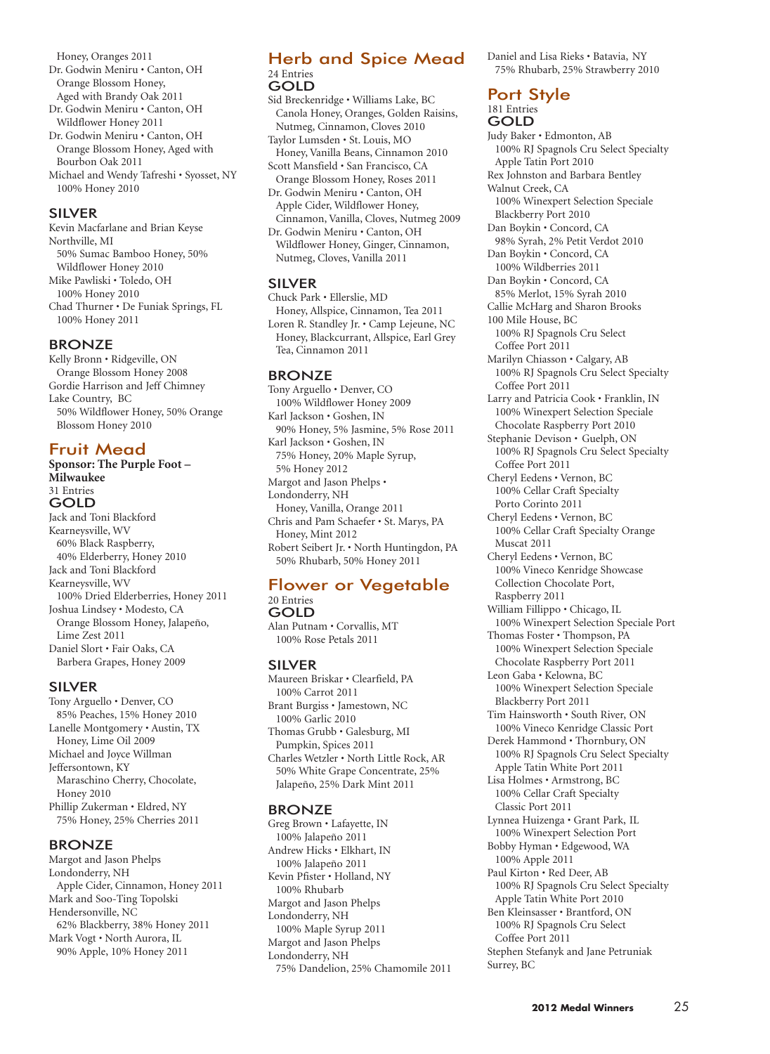Honey, Oranges 2011
Dr. Godwin Meniru • Canton, OH
Orange Blossom Honey, Aged with Brandy Oak 2011
Dr. Godwin Meniru • Canton, OH
Wildflower Honey 2011
Dr. Godwin Meniru • Canton, OH
Orange Blossom Honey, Aged with Bourbon Oak 2011
Michael and Wendy Tafreshi • Syosset, NY
100% Honey 2010

### SILVER

Kevin Macfarlane and Brian Keyse
Northville, MI
50% Sumac Bamboo Honey, 50% Wildflower Honey 2010
Mike Pawliski • Toledo, OH
100% Honey 2010
Chad Thurner • De Funiak Springs, FL
100% Honey 2011

### BRONZE

Kelly Bronn • Ridgeville, ON
Orange Blossom Honey 2008
Gordie Harrison and Jeff Chimney
Lake Country, BC
50% Wildflower Honey, 50% Orange Blossom Honey 2010

## Fruit Mead

**Sponsor: The Purple Foot – Milwaukee**
31 Entries

### GOLD

Jack and Toni Blackford
Kearneysville, WV
60% Black Raspberry, 40% Elderberry, Honey 2010
Jack and Toni Blackford
Kearneysville, WV
100% Dried Elderberries, Honey 2011
Joshua Lindsey • Modesto, CA
Orange Blossom Honey, Jalapeño, Lime Zest 2011
Daniel Slort • Fair Oaks, CA
Barbera Grapes, Honey 2009

### SILVER

Tony Arguello • Denver, CO
85% Peaches, 15% Honey 2010
Lanelle Montgomery • Austin, TX
Honey, Lime Oil 2009
Michael and Joyce Willman
Jeffersontown, KY
Maraschino Cherry, Chocolate, Honey 2010
Phillip Zukerman • Eldred, NY
75% Honey, 25% Cherries 2011

### BRONZE

Margot and Jason Phelps
Londonderry, NH
Apple Cider, Cinnamon, Honey 2011
Mark and Soo-Ting Topolski
Hendersonville, NC
62% Blackberry, 38% Honey 2011
Mark Vogt • North Aurora, IL
90% Apple, 10% Honey 2011

## Herb and Spice Mead

24 Entries

### GOLD

Sid Breckenridge • Williams Lake, BC
Canola Honey, Oranges, Golden Raisins, Nutmeg, Cinnamon, Cloves 2010
Taylor Lumsden • St. Louis, MO
Honey, Vanilla Beans, Cinnamon 2010
Scott Mansfield • San Francisco, CA
Orange Blossom Honey, Roses 2011
Dr. Godwin Meniru • Canton, OH
Apple Cider, Wildflower Honey, Cinnamon, Vanilla, Cloves, Nutmeg 2009
Dr. Godwin Meniru • Canton, OH
Wildflower Honey, Ginger, Cinnamon, Nutmeg, Cloves, Vanilla 2011

### SILVER

Chuck Park • Ellerslie, MD
Honey, Allspice, Cinnamon, Tea 2011
Loren R. Standley Jr. • Camp Lejeune, NC
Honey, Blackcurrant, Allspice, Earl Grey Tea, Cinnamon 2011

### BRONZE

Tony Arguello • Denver, CO
100% Wildflower Honey 2009
Karl Jackson • Goshen, IN
90% Honey, 5% Jasmine, 5% Rose 2011
Karl Jackson • Goshen, IN
75% Honey, 20% Maple Syrup, 5% Honey 2012
Margot and Jason Phelps •
Londonderry, NH
Honey, Vanilla, Orange 2011
Chris and Pam Schaefer • St. Marys, PA
Honey, Mint 2012
Robert Seibert Jr. • North Huntingdon, PA
50% Rhubarb, 50% Honey 2011

## Flower or Vegetable

20 Entries

### GOLD

Alan Putnam • Corvallis, MT
100% Rose Petals 2011

### SILVER

Maureen Briskar • Clearfield, PA
100% Carrot 2011
Brant Burgiss • Jamestown, NC
100% Garlic 2010
Thomas Grubb • Galesburg, MI
Pumpkin, Spices 2011
Charles Wetzler • North Little Rock, AR
50% White Grape Concentrate, 25% Jalapeño, 25% Dark Mint 2011

### BRONZE

Greg Brown • Lafayette, IN
100% Jalapeño 2011
Andrew Hicks • Elkhart, IN
100% Jalapeño 2011
Kevin Pfister • Holland, NY
100% Rhubarb
Margot and Jason Phelps
Londonderry, NH
100% Maple Syrup 2011
Margot and Jason Phelps
Londonderry, NH
75% Dandelion, 25% Chamomile 2011
Daniel and Lisa Rieks • Batavia, NY
75% Rhubarb, 25% Strawberry 2010

## Port Style

181 Entries

### GOLD

Judy Baker • Edmonton, AB
100% RJ Spagnols Cru Select Specialty Apple Tatin Port 2010
Rex Johnston and Barbara Bentley
Walnut Creek, CA
100% Winexpert Selection Speciale Blackberry Port 2010
Dan Boykin • Concord, CA
98% Syrah, 2% Petit Verdot 2010
Dan Boykin • Concord, CA
100% Wildberries 2011
Dan Boykin • Concord, CA
85% Merlot, 15% Syrah 2010
Callie McHarg and Sharon Brooks
100 Mile House, BC
100% RJ Spagnols Cru Select Coffee Port 2011
Marilyn Chiasson • Calgary, AB
100% RJ Spagnols Cru Select Specialty Coffee Port 2011
Larry and Patricia Cook • Franklin, IN
100% Winexpert Selection Speciale Chocolate Raspberry Port 2010
Stephanie Devison • Guelph, ON
100% RJ Spagnols Cru Select Specialty Coffee Port 2011
Cheryl Eedens • Vernon, BC
100% Cellar Craft Specialty Porto Corinto 2011
Cheryl Eedens • Vernon, BC
100% Cellar Craft Specialty Orange Muscat 2011
Cheryl Eedens • Vernon, BC
100% Vineco Kenridge Showcase Collection Chocolate Port, Raspberry 2011
William Fillippo • Chicago, IL
100% Winexpert Selection Speciale Port
Thomas Foster • Thompson, PA
100% Winexpert Selection Speciale Chocolate Raspberry Port 2011
Leon Gaba • Kelowna, BC
100% Winexpert Selection Speciale Blackberry Port 2011
Tim Hainsworth • South River, ON
100% Vineco Kenridge Classic Port
Derek Hammond • Thornbury, ON
100% RJ Spagnols Cru Select Specialty Apple Tatin White Port 2011
Lisa Holmes • Armstrong, BC
100% Cellar Craft Specialty Classic Port 2011
Lynnea Huizenga • Grant Park, IL
100% Winexpert Selection Port
Bobby Hyman • Edgewood, WA
100% Apple 2011
Paul Kirton • Red Deer, AB
100% RJ Spagnols Cru Select Specialty Apple Tatin White Port 2010
Ben Kleinsasser • Brantford, ON
100% RJ Spagnols Cru Select Coffee Port 2011
Stephen Stefanyk and Jane Petruniak
Surrey, BC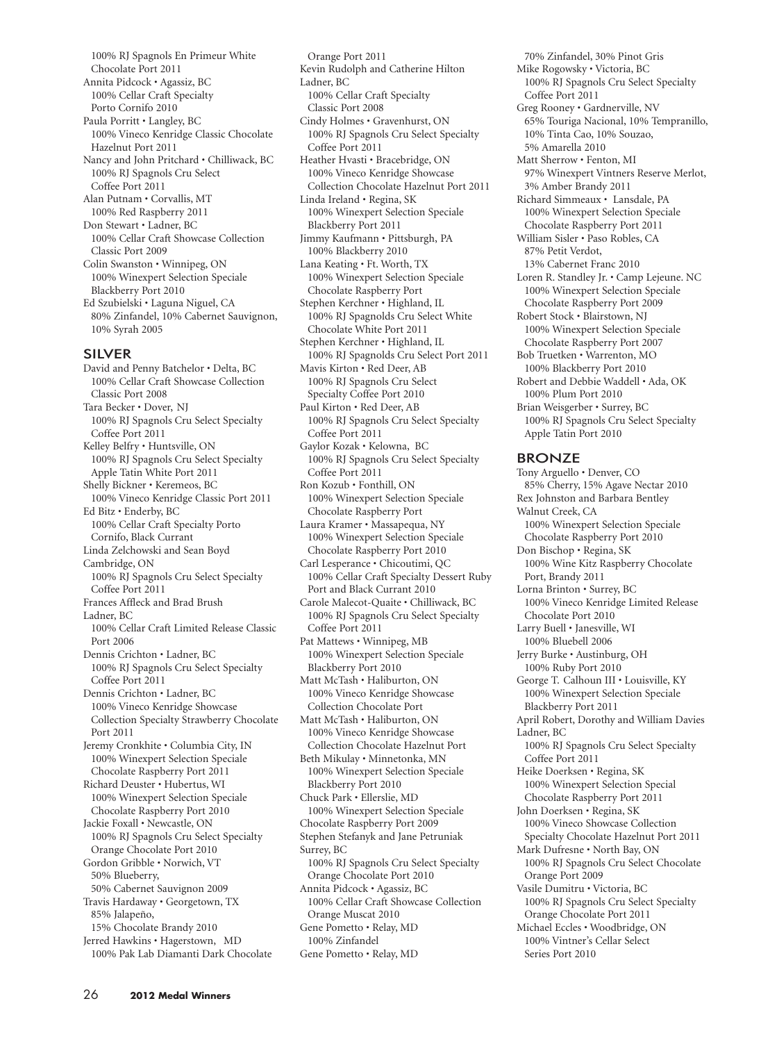100% RJ Spagnols En Primeur White Chocolate Port 2011

Annita Pidcock • Agassiz, BC
100% Cellar Craft Specialty Porto Cornifo 2010

Paula Porritt • Langley, BC
100% Vineco Kenridge Classic Chocolate Hazelnut Port 2011

Nancy and John Pritchard • Chilliwack, BC
100% RJ Spagnols Cru Select Coffee Port 2011

Alan Putnam • Corvallis, MT
100% Red Raspberry 2011

Don Stewart • Ladner, BC
100% Cellar Craft Showcase Collection Classic Port 2009

Colin Swanston • Winnipeg, ON
100% Winexpert Selection Speciale Blackberry Port 2010

Ed Szubielski • Laguna Niguel, CA
80% Zinfandel, 10% Cabernet Sauvignon, 10% Syrah 2005

## SILVER

David and Penny Batchelor • Delta, BC
100% Cellar Craft Showcase Collection Classic Port 2008

Tara Becker • Dover, NJ
100% RJ Spagnols Cru Select Specialty Coffee Port 2011

Kelley Belfry • Huntsville, ON
100% RJ Spagnols Cru Select Specialty Apple Tatin White Port 2011

Shelly Bickner • Keremeos, BC
100% Vineco Kenridge Classic Port 2011

Ed Bitz • Enderby, BC
100% Cellar Craft Specialty Porto Cornifo, Black Currant

Linda Zelchowski and Sean Boyd
Cambridge, ON
100% RJ Spagnols Cru Select Specialty Coffee Port 2011

Frances Affleck and Brad Brush
Ladner, BC
100% Cellar Craft Limited Release Classic Port 2006

Dennis Crichton • Ladner, BC
100% RJ Spagnols Cru Select Specialty Coffee Port 2011

Dennis Crichton • Ladner, BC
100% Vineco Kenridge Showcase Collection Specialty Strawberry Chocolate Port 2011

Jeremy Cronkhite • Columbia City, IN
100% Winexpert Selection Speciale Chocolate Raspberry Port 2011

Richard Deuster • Hubertus, WI
100% Winexpert Selection Speciale Chocolate Raspberry Port 2010

Jackie Foxall • Newcastle, ON
100% RJ Spagnols Cru Select Specialty Orange Chocolate Port 2010

Gordon Gribble • Norwich, VT
50% Blueberry,
50% Cabernet Sauvignon 2009

Travis Hardaway • Georgetown, TX
85% Jalapeño,
15% Chocolate Brandy 2010

Jerred Hawkins • Hagerstown, MD
100% Pak Lab Diamanti Dark Chocolate Orange Port 2011

Kevin Rudolph and Catherine Hilton
Ladner, BC
100% Cellar Craft Specialty Classic Port 2008

Cindy Holmes • Gravenhurst, ON
100% RJ Spagnols Cru Select Specialty Coffee Port 2011

Heather Hvasti • Bracebridge, ON
100% Vineco Kenridge Showcase Collection Chocolate Hazelnut Port 2011

Linda Ireland • Regina, SK
100% Winexpert Selection Speciale Blackberry Port 2011

Jimmy Kaufmann • Pittsburgh, PA
100% Blackberry 2010

Lana Keating • Ft. Worth, TX
100% Winexpert Selection Speciale Chocolate Raspberry Port

Stephen Kerchner • Highland, IL
100% RJ Spagnolds Cru Select White Chocolate White Port 2011

Stephen Kerchner • Highland, IL
100% RJ Spagnolds Cru Select Port 2011

Mavis Kirton • Red Deer, AB
100% RJ Spagnols Cru Select Specialty Coffee Port 2010

Paul Kirton • Red Deer, AB
100% RJ Spagnols Cru Select Specialty Coffee Port 2011

Gaylor Kozak • Kelowna, BC
100% RJ Spagnols Cru Select Specialty Coffee Port 2011

Ron Kozub • Fonthill, ON
100% Winexpert Selection Speciale Chocolate Raspberry Port

Laura Kramer • Massapequa, NY
100% Winexpert Selection Speciale Chocolate Raspberry Port 2010

Carl Lesperance • Chicoutimi, QC
100% Cellar Craft Specialty Dessert Ruby Port and Black Currant 2010

Carole Malecot-Quaite • Chilliwack, BC
100% RJ Spagnols Cru Select Specialty Coffee Port 2011

Pat Mattews • Winnipeg, MB
100% Winexpert Selection Speciale Blackberry Port 2010

Matt McTash • Haliburton, ON
100% Vineco Kenridge Showcase Collection Chocolate Port

Matt McTash • Haliburton, ON
100% Vineco Kenridge Showcase Collection Chocolate Hazelnut Port

Beth Mikulay • Minnetonka, MN
100% Winexpert Selection Speciale Blackberry Port 2010

Chuck Park • Ellerslie, MD
100% Winexpert Selection Speciale Chocolate Raspberry Port 2009

Stephen Stefanyk and Jane Petruniak
Surrey, BC
100% RJ Spagnols Cru Select Specialty Orange Chocolate Port 2010

Annita Pidcock • Agassiz, BC
100% Cellar Craft Showcase Collection Orange Muscat 2010

Gene Pometto • Relay, MD
100% Zinfandel

Gene Pometto • Relay, MD
70% Zinfandel, 30% Pinot Gris

Mike Rogowsky • Victoria, BC
100% RJ Spagnols Cru Select Specialty Coffee Port 2011

Greg Rooney • Gardnerville, NV
65% Touriga Nacional, 10% Tempranillo, 10% Tinta Cao, 10% Souzao, 5% Amarella 2010

Matt Sherrow • Fenton, MI
97% Winexpert Vintners Reserve Merlot, 3% Amber Brandy 2011

Richard Simmeaux • Lansdale, PA
100% Winexpert Selection Speciale Chocolate Raspberry Port 2011

William Sisler • Paso Robles, CA
87% Petit Verdot,
13% Cabernet Franc 2010

Loren R. Standley Jr. • Camp Lejeune. NC
100% Winexpert Selection Speciale Chocolate Raspberry Port 2009

Robert Stock • Blairstown, NJ
100% Winexpert Selection Speciale Chocolate Raspberry Port 2007

Bob Truetken • Warrenton, MO
100% Blackberry Port 2010

Robert and Debbie Waddell • Ada, OK
100% Plum Port 2010

Brian Weisgerber • Surrey, BC
100% RJ Spagnols Cru Select Specialty Apple Tatin Port 2010

## BRONZE

Tony Arguello • Denver, CO
85% Cherry, 15% Agave Nectar 2010

Rex Johnston and Barbara Bentley
Walnut Creek, CA
100% Winexpert Selection Speciale Chocolate Raspberry Port 2010

Don Bischop • Regina, SK
100% Wine Kitz Raspberry Chocolate Port, Brandy 2011

Lorna Brinton • Surrey, BC
100% Vineco Kenridge Limited Release Chocolate Port 2010

Larry Buell • Janesville, WI
100% Bluebell 2006

Jerry Burke • Austinburg, OH
100% Ruby Port 2010

George T. Calhoun III • Louisville, KY
100% Winexpert Selection Speciale Blackberry Port 2011

April Robert, Dorothy and William Davies
Ladner, BC
100% RJ Spagnols Cru Select Specialty Coffee Port 2011

Heike Doerksen • Regina, SK
100% Winexpert Selection Special Chocolate Raspberry Port 2011

John Doerksen • Regina, SK
100% Vineco Showcase Collection Specialty Chocolate Hazelnut Port 2011

Mark Dufresne • North Bay, ON
100% RJ Spagnols Cru Select Chocolate Orange Port 2009

Vasile Dumitru • Victoria, BC
100% RJ Spagnols Cru Select Specialty Orange Chocolate Port 2011

Michael Eccles • Woodbridge, ON
100% Vintner's Cellar Select Series Port 2010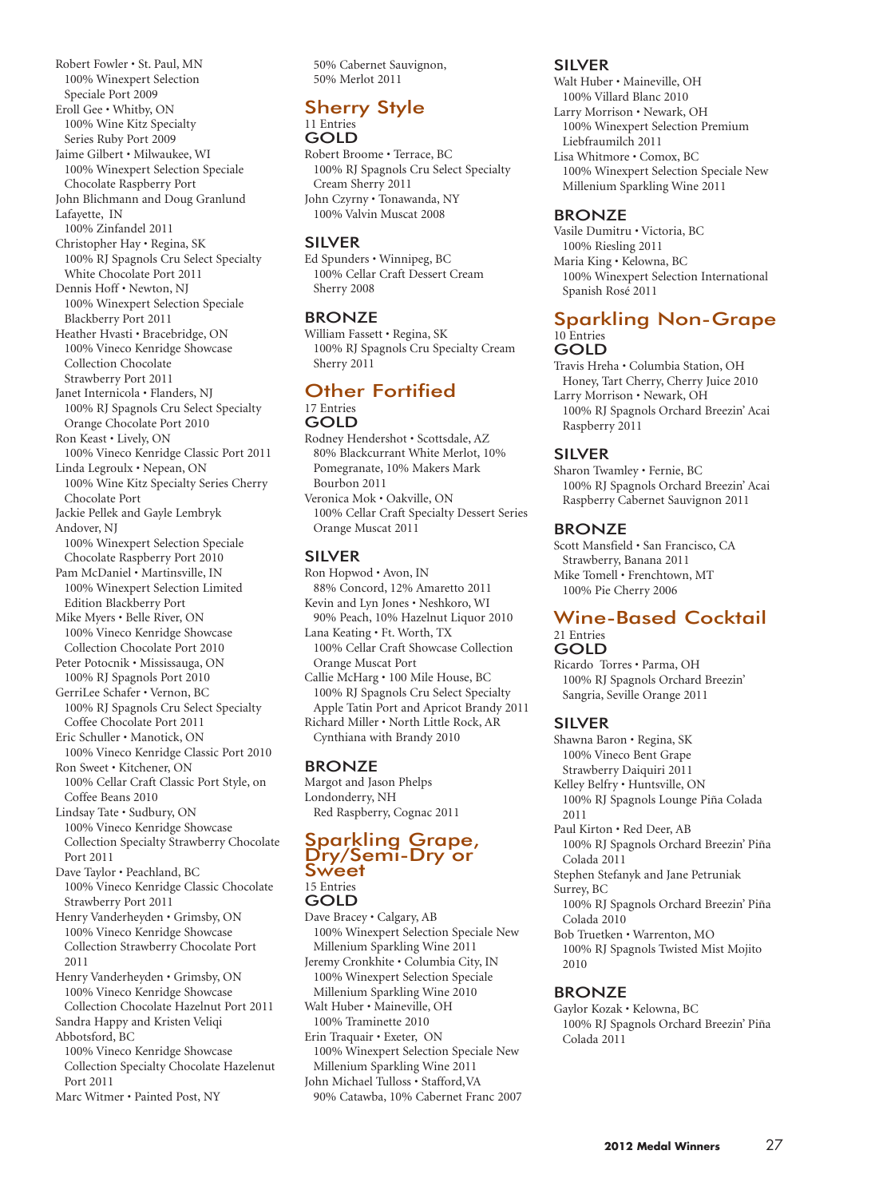Robert Fowler • St. Paul, MN
100% Winexpert Selection Speciale Port 2009

Eroll Gee • Whitby, ON
100% Wine Kitz Specialty Series Ruby Port 2009

Jaime Gilbert • Milwaukee, WI
100% Winexpert Selection Speciale Chocolate Raspberry Port

John Blichmann and Doug Granlund
Lafayette, IN
100% Zinfandel 2011

Christopher Hay • Regina, SK
100% RJ Spagnols Cru Select Specialty White Chocolate Port 2011

Dennis Hoff • Newton, NJ
100% Winexpert Selection Speciale Blackberry Port 2011

Heather Hvasti • Bracebridge, ON
100% Vineco Kenridge Showcase Collection Chocolate Strawberry Port 2011

Janet Internicola • Flanders, NJ
100% RJ Spagnols Cru Select Specialty Orange Chocolate Port 2010

Ron Keast • Lively, ON
100% Vineco Kenridge Classic Port 2011

Linda Legroulx • Nepean, ON
100% Wine Kitz Specialty Series Cherry Chocolate Port

Jackie Pellek and Gayle Lembryk
Andover, NJ
100% Winexpert Selection Speciale Chocolate Raspberry Port 2010

Pam McDaniel • Martinsville, IN
100% Winexpert Selection Limited Edition Blackberry Port

Mike Myers • Belle River, ON
100% Vineco Kenridge Showcase Collection Chocolate Port 2010

Peter Potocnik • Mississauga, ON
100% RJ Spagnols Port 2010

GerriLee Schafer • Vernon, BC
100% RJ Spagnols Cru Select Specialty Coffee Chocolate Port 2011

Eric Schuller • Manotick, ON
100% Vineco Kenridge Classic Port 2010

Ron Sweet • Kitchener, ON
100% Cellar Craft Classic Port Style, on Coffee Beans 2010

Lindsay Tate • Sudbury, ON
100% Vineco Kenridge Showcase Collection Specialty Strawberry Chocolate Port 2011

Dave Taylor • Peachland, BC
100% Vineco Kenridge Classic Chocolate Strawberry Port 2011

Henry Vanderheyden • Grimsby, ON
100% Vineco Kenridge Showcase Collection Strawberry Chocolate Port 2011

Henry Vanderheyden • Grimsby, ON
100% Vineco Kenridge Showcase Collection Chocolate Hazelnut Port 2011

Sandra Happy and Kristen Veliqi
Abbotsford, BC
100% Vineco Kenridge Showcase Collection Specialty Chocolate Hazelenut Port 2011

Marc Witmer • Painted Post, NY
50% Cabernet Sauvignon, 50% Merlot 2011

## Sherry Style

11 Entries

### GOLD

Robert Broome • Terrace, BC
100% RJ Spagnols Cru Select Specialty Cream Sherry 2011

John Czyrny • Tonawanda, NY
100% Valvin Muscat 2008

### SILVER

Ed Spunders • Winnipeg, BC
100% Cellar Craft Dessert Cream Sherry 2008

### BRONZE

William Fassett • Regina, SK
100% RJ Spagnols Cru Specialty Cream Sherry 2011

## Other Fortified

17 Entries

### GOLD

Rodney Hendershot • Scottsdale, AZ
80% Blackcurrant White Merlot, 10% Pomegranate, 10% Makers Mark Bourbon 2011

Veronica Mok • Oakville, ON
100% Cellar Craft Specialty Dessert Series Orange Muscat 2011

### SILVER

Ron Hopwod • Avon, IN
88% Concord, 12% Amaretto 2011

Kevin and Lyn Jones • Neshkoro, WI
90% Peach, 10% Hazelnut Liquor 2010

Lana Keating • Ft. Worth, TX
100% Cellar Craft Showcase Collection Orange Muscat Port

Callie McHarg • 100 Mile House, BC
100% RJ Spagnols Cru Select Specialty Apple Tatin Port and Apricot Brandy 2011

Richard Miller • North Little Rock, AR
Cynthiana with Brandy 2010

### BRONZE

Margot and Jason Phelps
Londonderry, NH
Red Raspberry, Cognac 2011

## Sparkling Grape, Dry/Semi-Dry or Sweet

15 Entries

### GOLD

Dave Bracey • Calgary, AB
100% Winexpert Selection Speciale New Millenium Sparkling Wine 2011

Jeremy Cronkhite • Columbia City, IN
100% Winexpert Selection Speciale Millenium Sparkling Wine 2010

Walt Huber • Maineville, OH
100% Traminette 2010

Erin Traquair • Exeter, ON
100% Winexpert Selection Speciale New Millenium Sparkling Wine 2011

John Michael Tulloss • Stafford, VA
90% Catawba, 10% Cabernet Franc 2007

### SILVER

Walt Huber • Maineville, OH
100% Villard Blanc 2010

Larry Morrison • Newark, OH
100% Winexpert Selection Premium Liebfraumilch 2011

Lisa Whitmore • Comox, BC
100% Winexpert Selection Speciale New Millenium Sparkling Wine 2011

### BRONZE

Vasile Dumitru • Victoria, BC
100% Riesling 2011

Maria King • Kelowna, BC
100% Winexpert Selection International Spanish Rosé 2011

## Sparkling Non-Grape

10 Entries

### GOLD

Travis Hreha • Columbia Station, OH
Honey, Tart Cherry, Cherry Juice 2010

Larry Morrison • Newark, OH
100% RJ Spagnols Orchard Breezin' Acai Raspberry 2011

### SILVER

Sharon Twamley • Fernie, BC
100% RJ Spagnols Orchard Breezin' Acai Raspberry Cabernet Sauvignon 2011

### BRONZE

Scott Mansfield • San Francisco, CA
Strawberry, Banana 2011

Mike Tomell • Frenchtown, MT
100% Pie Cherry 2006

## Wine-Based Cocktail

21 Entries

### GOLD

Ricardo Torres • Parma, OH
100% RJ Spagnols Orchard Breezin' Sangria, Seville Orange 2011

### SILVER

Shawna Baron • Regina, SK
100% Vineco Bent Grape Strawberry Daiquiri 2011

Kelley Belfry • Huntsville, ON
100% RJ Spagnols Lounge Piña Colada 2011

Paul Kirton • Red Deer, AB
100% RJ Spagnols Orchard Breezin' Piña Colada 2011

Stephen Stefanyk and Jane Petruniak
Surrey, BC
100% RJ Spagnols Orchard Breezin' Piña Colada 2010

Bob Truetken • Warrenton, MO
100% RJ Spagnols Twisted Mist Mojito 2010

### BRONZE

Gaylor Kozak • Kelowna, BC
100% RJ Spagnols Orchard Breezin' Piña Colada 2011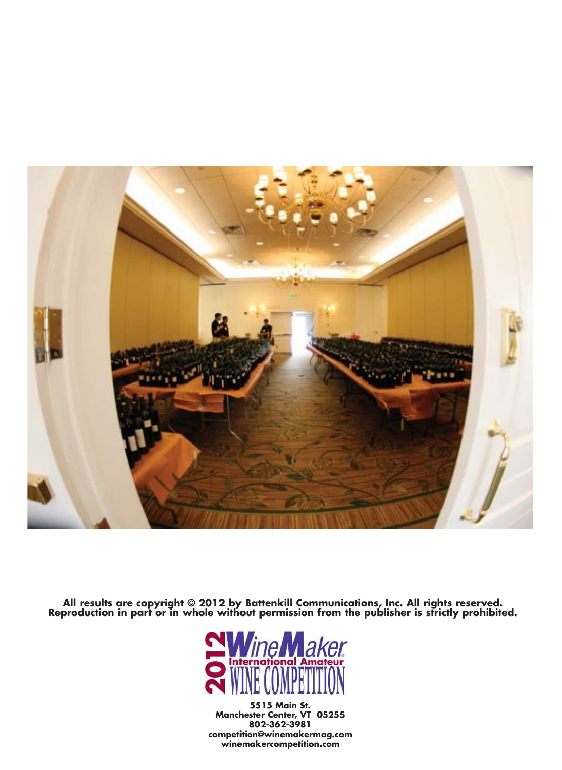**All results are copyright © 2012 by Battenkill Communications, Inc. All rights reserved. Reproduction in part or in whole without permission from the publisher is strictly prohibited.**

2012 WineMaker International Amateur WINE COMPETITION

**5515 Main St.**
**Manchester Center, VT 05255**
**802-362-3981**
**competition@winemakermag.com**
**winemakercompetition.com**